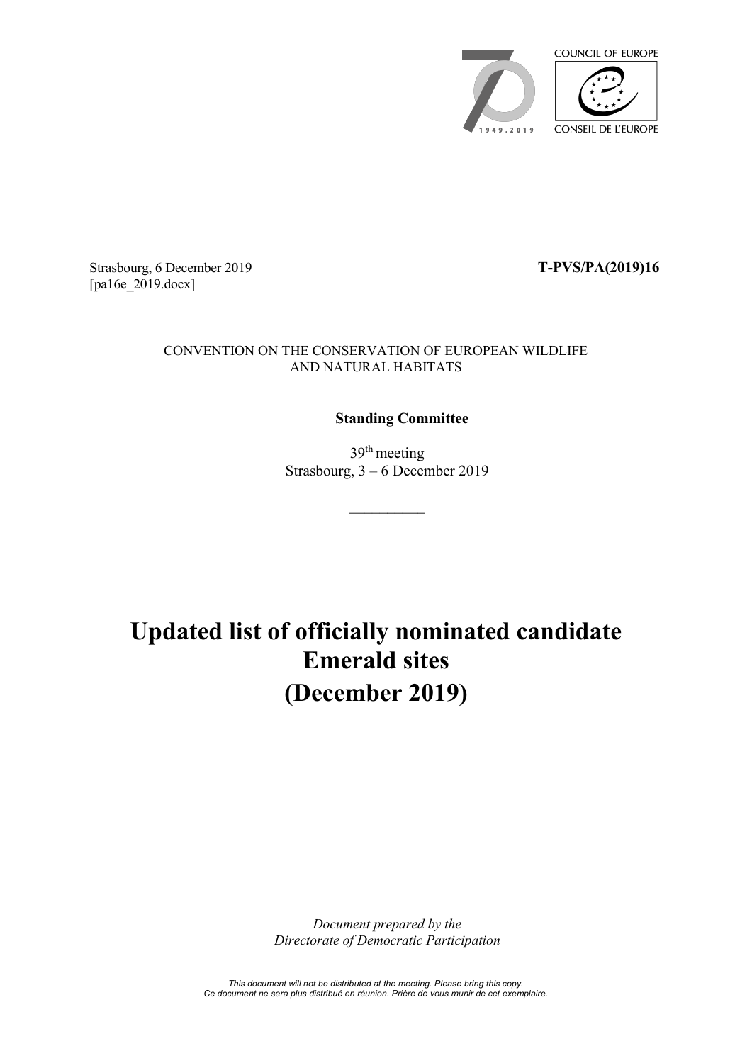COUNCIL OF EUROPE

CONSEIL DE L'EUROPE

Strasbourg, 6 December 2019
[pa16e_2019.docx]

**T-PVS/PA(2019)16**

CONVENTION ON THE CONSERVATION OF EUROPEAN WILDLIFE AND NATURAL HABITATS

**Standing Committee**

39th meeting
Strasbourg, 3 – 6 December 2019

---

# Updated list of officially nominated candidate Emerald sites (December 2019)

*Document prepared by the Directorate of Democratic Participation*

---

*This document will not be distributed at the meeting. Please bring this copy.*
*Ce document ne sera plus distribué en réunion. Prière de vous munir de cet exemplaire.*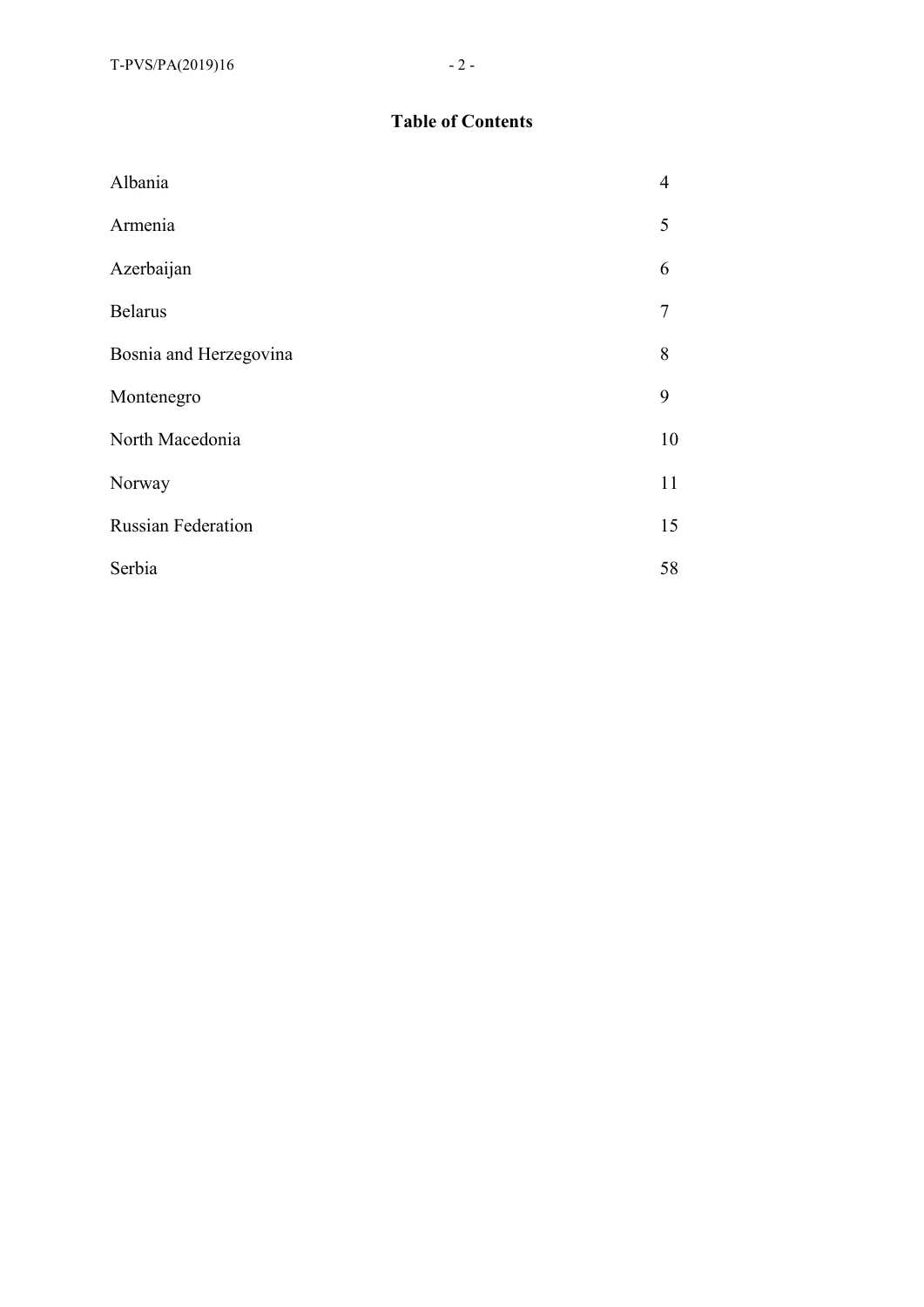# Table of Contents

| | |
|---|---|
| Albania | 4 |
| Armenia | 5 |
| Azerbaijan | 6 |
| Belarus | 7 |
| Bosnia and Herzegovina | 8 |
| Montenegro | 9 |
| North Macedonia | 10 |
| Norway | 11 |
| Russian Federation | 15 |
| Serbia | 58 |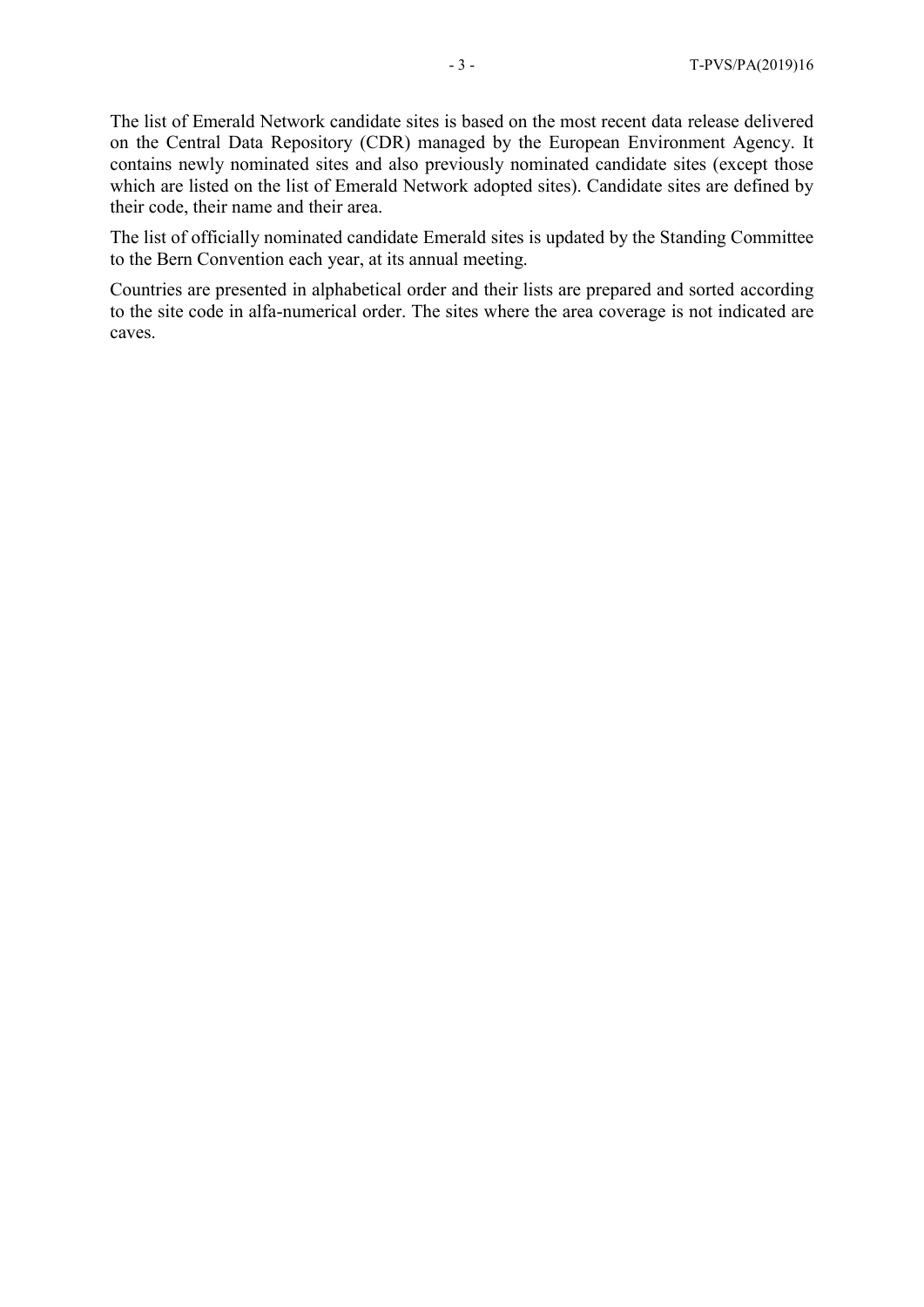The list of Emerald Network candidate sites is based on the most recent data release delivered on the Central Data Repository (CDR) managed by the European Environment Agency. It contains newly nominated sites and also previously nominated candidate sites (except those which are listed on the list of Emerald Network adopted sites). Candidate sites are defined by their code, their name and their area.

The list of officially nominated candidate Emerald sites is updated by the Standing Committee to the Bern Convention each year, at its annual meeting.

Countries are presented in alphabetical order and their lists are prepared and sorted according to the site code in alfa-numerical order. The sites where the area coverage is not indicated are caves.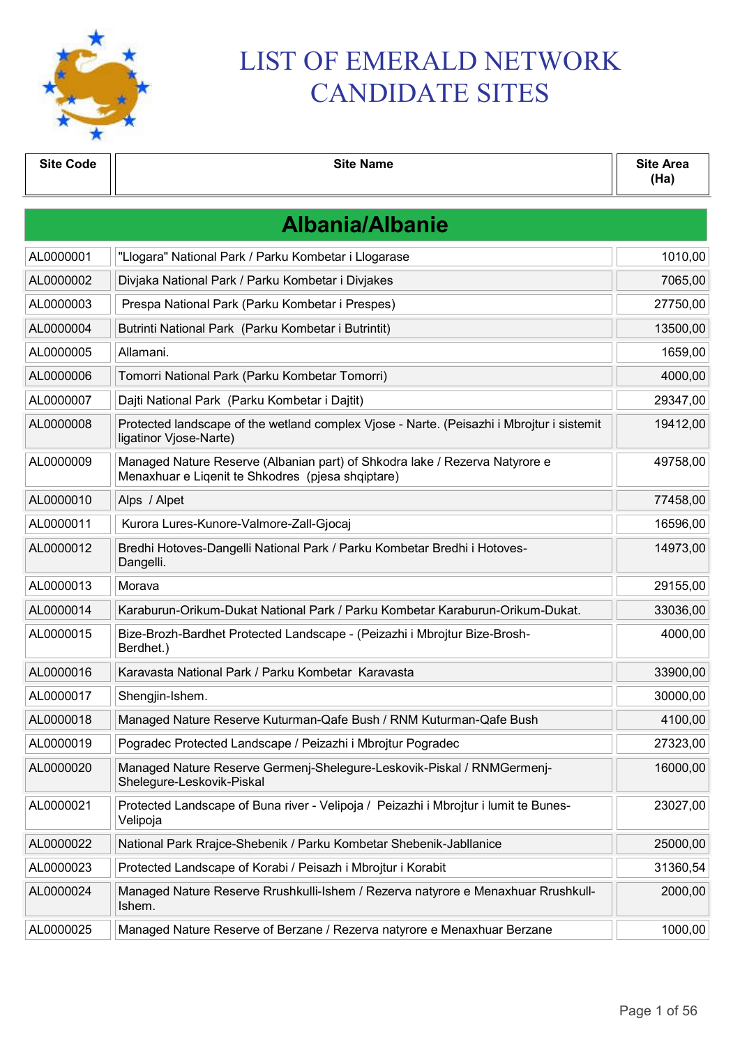# LIST OF EMERALD NETWORK CANDIDATE SITES

| Site Code | Site Name | Site Area (Ha) |
|---|---|---|
| **Albania/Albanie** | | |
| AL0000001 | "Llogara" National Park / Parku Kombetar i Llogarase | 1010,00 |
| AL0000002 | Divjaka National Park / Parku Kombetar i Divjakes | 7065,00 |
| AL0000003 | Prespa National Park (Parku Kombetar i Prespes) | 27750,00 |
| AL0000004 | Butrinti National Park (Parku Kombetar i Butrintit) | 13500,00 |
| AL0000005 | Allamani. | 1659,00 |
| AL0000006 | Tomorri National Park (Parku Kombetar Tomorri) | 4000,00 |
| AL0000007 | Dajti National Park (Parku Kombetar i Dajtit) | 29347,00 |
| AL0000008 | Protected landscape of the wetland complex Vjose - Narte. (Peisazhi i Mbrojtur i sistemit ligatinor Vjose-Narte) | 19412,00 |
| AL0000009 | Managed Nature Reserve (Albanian part) of Shkodra lake / Rezerva Natyrore e Menaxhuar e Liqenit te Shkodres (pjesa shqiptare) | 49758,00 |
| AL0000010 | Alps / Alpet | 77458,00 |
| AL0000011 | Kurora Lures-Kunore-Valmore-Zall-Gjocaj | 16596,00 |
| AL0000012 | Bredhi Hotoves-Dangelli National Park / Parku Kombetar Bredhi i Hotoves-Dangelli. | 14973,00 |
| AL0000013 | Morava | 29155,00 |
| AL0000014 | Karaburun-Orikum-Dukat National Park / Parku Kombetar Karaburun-Orikum-Dukat. | 33036,00 |
| AL0000015 | Bize-Brozh-Bardhet Protected Landscape - (Peizazhi i Mbrojtur Bize-Brosh-Berdhet.) | 4000,00 |
| AL0000016 | Karavasta National Park / Parku Kombetar Karavasta | 33900,00 |
| AL0000017 | Shengjin-Ishem. | 30000,00 |
| AL0000018 | Managed Nature Reserve Kuturman-Qafe Bush / RNM Kuturman-Qafe Bush | 4100,00 |
| AL0000019 | Pogradec Protected Landscape / Peizazhi i Mbrojtur Pogradec | 27323,00 |
| AL0000020 | Managed Nature Reserve Germenj-Shelegure-Leskovik-Piskal / RNMGermenj-Shelegure-Leskovik-Piskal | 16000,00 |
| AL0000021 | Protected Landscape of Buna river - Velipoja / Peizazhi i Mbrojtur i lumit te Bunes-Velipoja | 23027,00 |
| AL0000022 | National Park Rrajce-Shebenik / Parku Kombetar Shebenik-Jabllanice | 25000,00 |
| AL0000023 | Protected Landscape of Korabi / Peisazh i Mbrojtur i Korabit | 31360,54 |
| AL0000024 | Managed Nature Reserve Rrushkulli-Ishem / Rezerva natyrore e Menaxhuar Rrushkull-Ishem. | 2000,00 |
| AL0000025 | Managed Nature Reserve of Berzane / Rezerva natyrore e Menaxhuar Berzane | 1000,00 |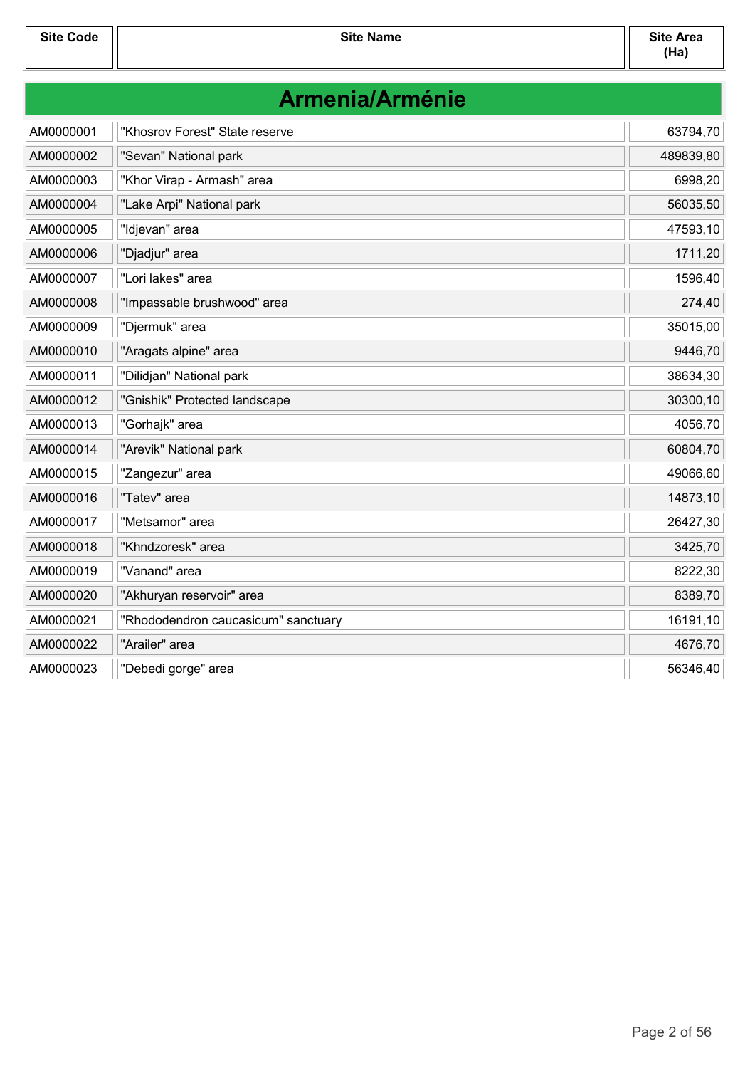| Site Code | Site Name | Site Area (Ha) |
|---|---|---|

## Armenia/Arménie

| Site Code | Site Name | Site Area (Ha) |
|---|---|---|
| AM0000001 | "Khosrov Forest" State reserve | 63794,70 |
| AM0000002 | "Sevan" National park | 489839,80 |
| AM0000003 | "Khor Virap - Armash" area | 6998,20 |
| AM0000004 | "Lake Arpi" National park | 56035,50 |
| AM0000005 | "Idjevan" area | 47593,10 |
| AM0000006 | "Djadjur" area | 1711,20 |
| AM0000007 | "Lori lakes" area | 1596,40 |
| AM0000008 | "Impassable brushwood" area | 274,40 |
| AM0000009 | "Djermuk" area | 35015,00 |
| AM0000010 | "Aragats alpine" area | 9446,70 |
| AM0000011 | "Dilidjan" National park | 38634,30 |
| AM0000012 | "Gnishik" Protected landscape | 30300,10 |
| AM0000013 | "Gorhajk" area | 4056,70 |
| AM0000014 | "Arevik" National park | 60804,70 |
| AM0000015 | "Zangezur" area | 49066,60 |
| AM0000016 | "Tatev" area | 14873,10 |
| AM0000017 | "Metsamor" area | 26427,30 |
| AM0000018 | "Khndzoresk" area | 3425,70 |
| AM0000019 | "Vanand" area | 8222,30 |
| AM0000020 | "Akhuryan reservoir" area | 8389,70 |
| AM0000021 | "Rhododendron caucasicum" sanctuary | 16191,10 |
| AM0000022 | "Arailer" area | 4676,70 |
| AM0000023 | "Debedi gorge" area | 56346,40 |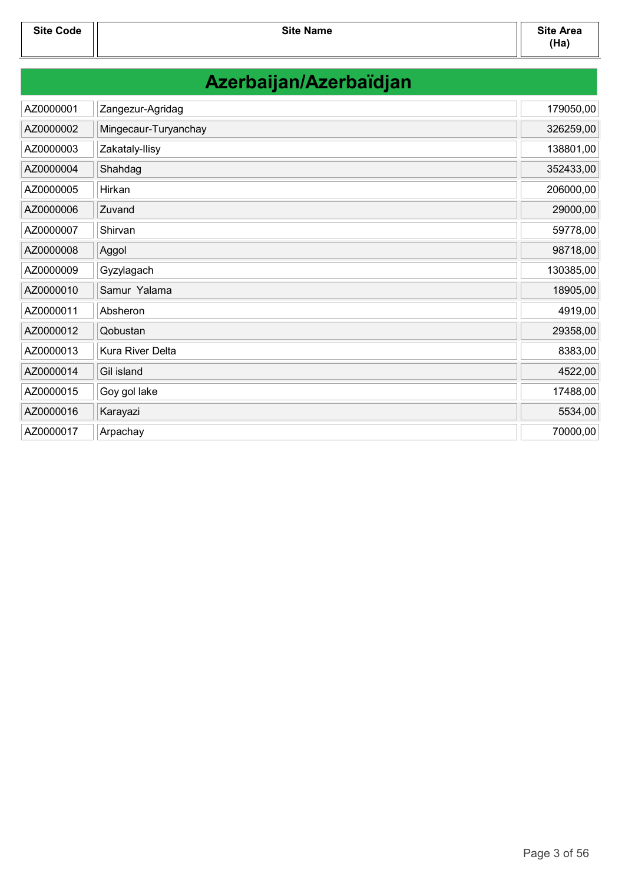| Site Code | Site Name | Site Area (Ha) |
| --- | --- | --- |

## Azerbaijan/Azerbaïdjan

| Site Code | Site Name | Site Area (Ha) |
| --- | --- | --- |
| AZ0000001 | Zangezur-Agridag | 179050,00 |
| AZ0000002 | Mingecaur-Turyanchay | 326259,00 |
| AZ0000003 | Zakataly-Ilisy | 138801,00 |
| AZ0000004 | Shahdag | 352433,00 |
| AZ0000005 | Hirkan | 206000,00 |
| AZ0000006 | Zuvand | 29000,00 |
| AZ0000007 | Shirvan | 59778,00 |
| AZ0000008 | Aggol | 98718,00 |
| AZ0000009 | Gyzylagach | 130385,00 |
| AZ0000010 | Samur  Yalama | 18905,00 |
| AZ0000011 | Absheron | 4919,00 |
| AZ0000012 | Qobustan | 29358,00 |
| AZ0000013 | Kura River Delta | 8383,00 |
| AZ0000014 | Gil island | 4522,00 |
| AZ0000015 | Goy gol lake | 17488,00 |
| AZ0000016 | Karayazi | 5534,00 |
| AZ0000017 | Arpachay | 70000,00 |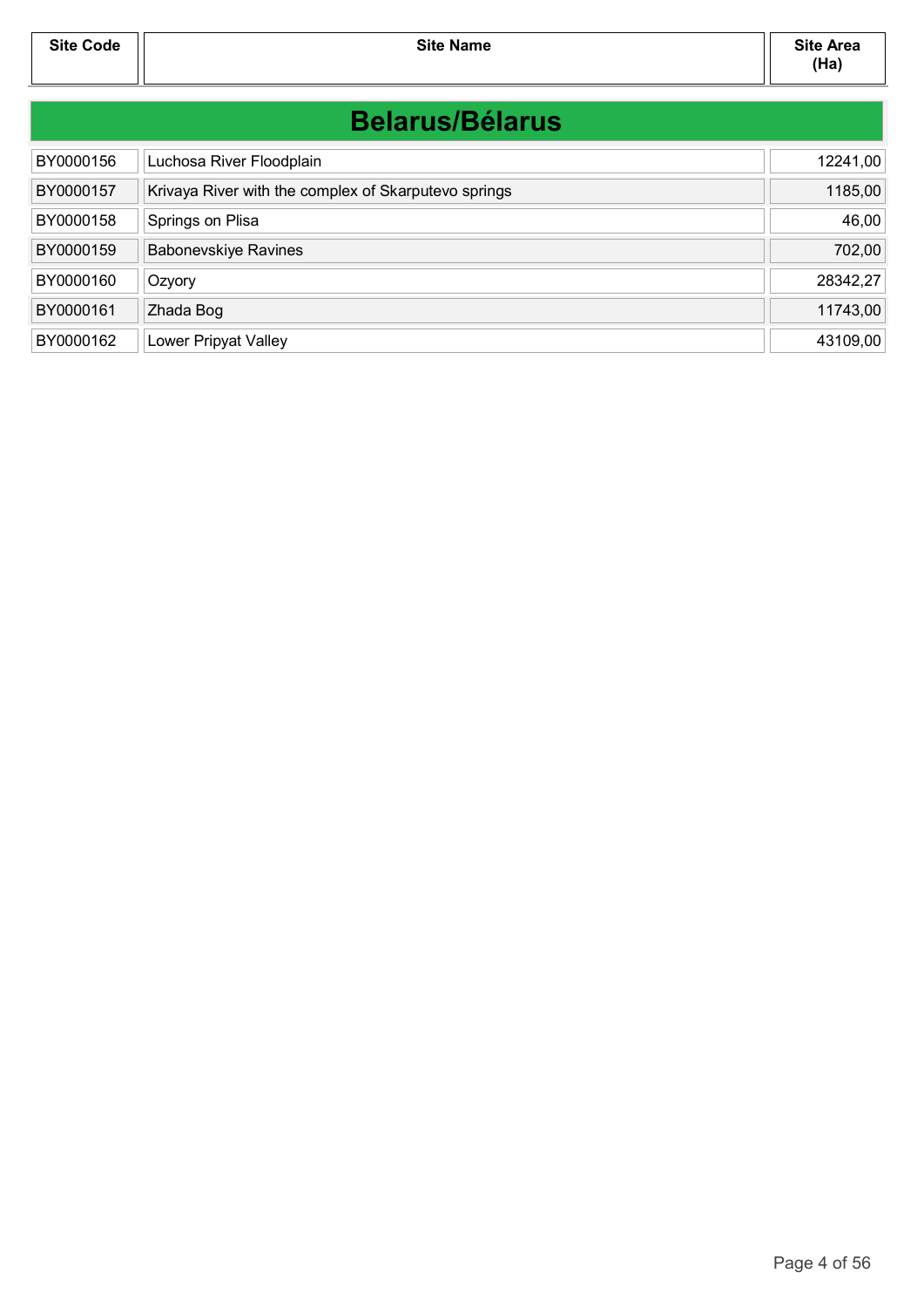| Site Code | Site Name | Site Area (Ha) |
|---|---|---|

## Belarus/Bélarus

| Site Code | Site Name | Site Area (Ha) |
|---|---|---|
| BY0000156 | Luchosa River Floodplain | 12241,00 |
| BY0000157 | Krivaya River with the complex of Skarputevo springs | 1185,00 |
| BY0000158 | Springs on Plisa | 46,00 |
| BY0000159 | Babonevskiye Ravines | 702,00 |
| BY0000160 | Ozyory | 28342,27 |
| BY0000161 | Zhada Bog | 11743,00 |
| BY0000162 | Lower Pripyat Valley | 43109,00 |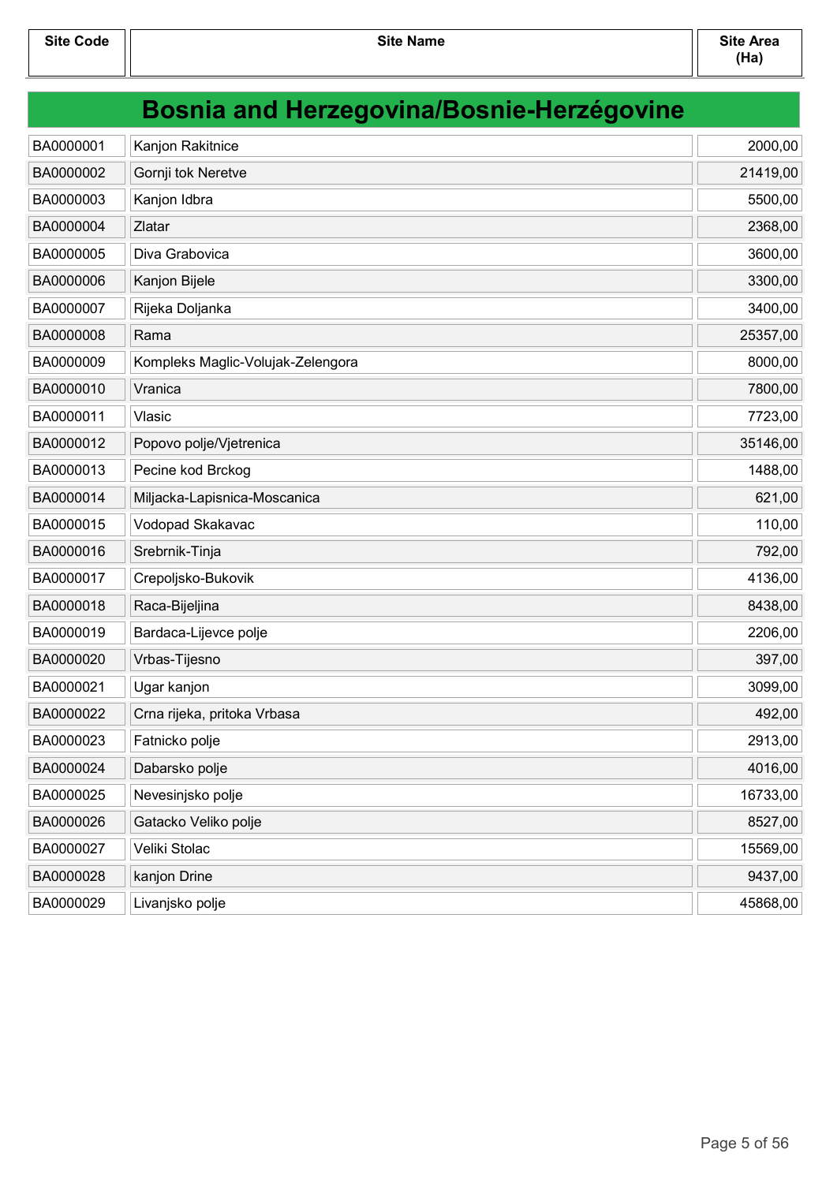| Site Code | Site Name | Site Area (Ha) |
|---|---|---|

## Bosnia and Herzegovina/Bosnie-Herzégovine

| Site Code | Site Name | Site Area (Ha) |
|---|---|---|
| BA0000001 | Kanjon Rakitnice | 2000,00 |
| BA0000002 | Gornji tok Neretve | 21419,00 |
| BA0000003 | Kanjon Idbra | 5500,00 |
| BA0000004 | Zlatar | 2368,00 |
| BA0000005 | Diva Grabovica | 3600,00 |
| BA0000006 | Kanjon Bijele | 3300,00 |
| BA0000007 | Rijeka Doljanka | 3400,00 |
| BA0000008 | Rama | 25357,00 |
| BA0000009 | Kompleks Maglic-Volujak-Zelengora | 8000,00 |
| BA0000010 | Vranica | 7800,00 |
| BA0000011 | Vlasic | 7723,00 |
| BA0000012 | Popovo polje/Vjetrenica | 35146,00 |
| BA0000013 | Pecine kod Brckog | 1488,00 |
| BA0000014 | Miljacka-Lapisnica-Moscanica | 621,00 |
| BA0000015 | Vodopad Skakavac | 110,00 |
| BA0000016 | Srebrnik-Tinja | 792,00 |
| BA0000017 | Crepoljsko-Bukovik | 4136,00 |
| BA0000018 | Raca-Bijeljina | 8438,00 |
| BA0000019 | Bardaca-Lijevce polje | 2206,00 |
| BA0000020 | Vrbas-Tijesno | 397,00 |
| BA0000021 | Ugar kanjon | 3099,00 |
| BA0000022 | Crna rijeka, pritoka Vrbasa | 492,00 |
| BA0000023 | Fatnicko polje | 2913,00 |
| BA0000024 | Dabarsko polje | 4016,00 |
| BA0000025 | Nevesinjsko polje | 16733,00 |
| BA0000026 | Gatacko Veliko polje | 8527,00 |
| BA0000027 | Veliki Stolac | 15569,00 |
| BA0000028 | kanjon Drine | 9437,00 |
| BA0000029 | Livanjsko polje | 45868,00 |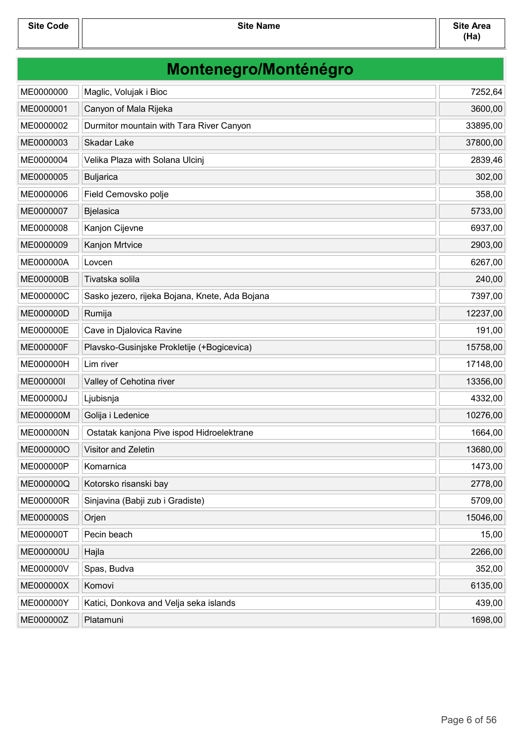| Site Code | Site Name | Site Area (Ha) |
|---|---|---|

## Montenegro/Monténégro

| | | |
|---|---|---|
| ME0000000 | Maglic, Volujak i Bioc | 7252,64 |
| ME0000001 | Canyon of Mala Rijeka | 3600,00 |
| ME0000002 | Durmitor mountain with Tara River Canyon | 33895,00 |
| ME0000003 | Skadar Lake | 37800,00 |
| ME0000004 | Velika Plaza with Solana Ulcinj | 2839,46 |
| ME0000005 | Buljarica | 302,00 |
| ME0000006 | Field Cemovsko polje | 358,00 |
| ME0000007 | Bjelasica | 5733,00 |
| ME0000008 | Kanjon Cijevne | 6937,00 |
| ME0000009 | Kanjon Mrtvice | 2903,00 |
| ME000000A | Lovcen | 6267,00 |
| ME000000B | Tivatska solila | 240,00 |
| ME000000C | Sasko jezero, rijeka Bojana, Knete, Ada Bojana | 7397,00 |
| ME000000D | Rumija | 12237,00 |
| ME000000E | Cave in Djalovica Ravine | 191,00 |
| ME000000F | Plavsko-Gusinjske Prokletije (+Bogicevica) | 15758,00 |
| ME000000H | Lim river | 17148,00 |
| ME000000I | Valley of Cehotina river | 13356,00 |
| ME000000J | Ljubisnja | 4332,00 |
| ME000000M | Golija i Ledenice | 10276,00 |
| ME000000N | Ostatak kanjona Pive ispod Hidroelektrane | 1664,00 |
| ME000000O | Visitor and Zeletin | 13680,00 |
| ME000000P | Komarnica | 1473,00 |
| ME000000Q | Kotorsko risanski bay | 2778,00 |
| ME000000R | Sinjavina (Babji zub i Gradiste) | 5709,00 |
| ME000000S | Orjen | 15046,00 |
| ME000000T | Pecin beach | 15,00 |
| ME000000U | Hajla | 2266,00 |
| ME000000V | Spas, Budva | 352,00 |
| ME000000X | Komovi | 6135,00 |
| ME000000Y | Katici, Donkova and Velja seka islands | 439,00 |
| ME000000Z | Platamuni | 1698,00 |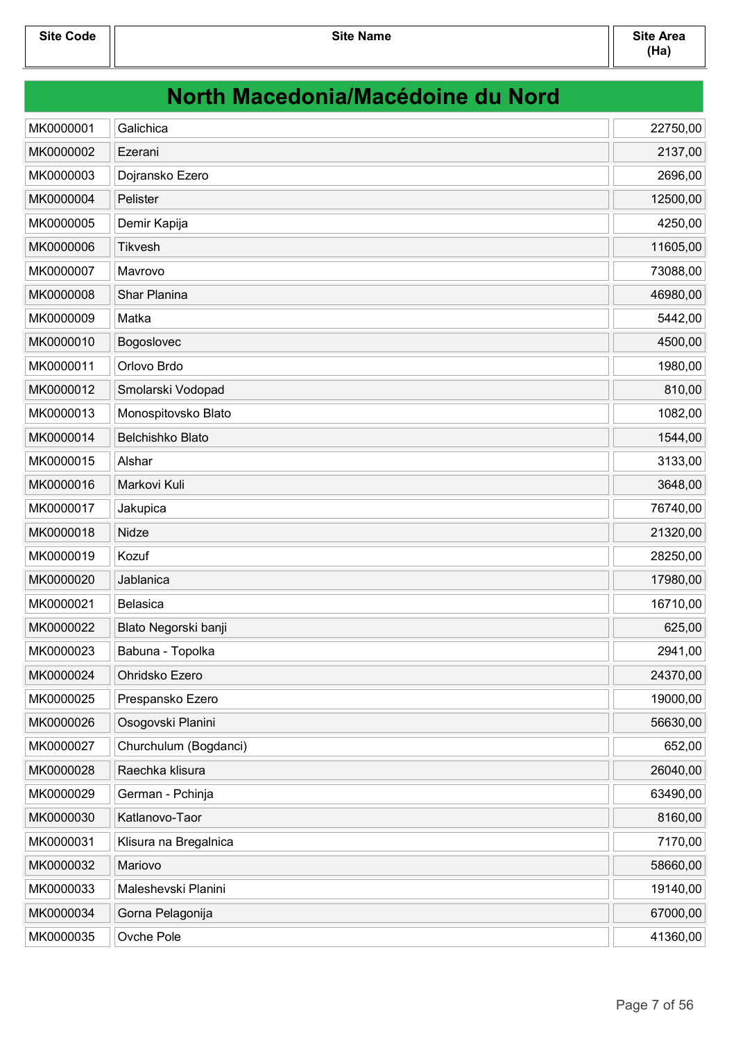| Site Code | Site Name | Site Area (Ha) |
|---|---|---|

## North Macedonia/Macédoine du Nord

| | | |
|---|---|---|
| MK0000001 | Galichica | 22750,00 |
| MK0000002 | Ezerani | 2137,00 |
| MK0000003 | Dojransko Ezero | 2696,00 |
| MK0000004 | Pelister | 12500,00 |
| MK0000005 | Demir Kapija | 4250,00 |
| MK0000006 | Tikvesh | 11605,00 |
| MK0000007 | Mavrovo | 73088,00 |
| MK0000008 | Shar Planina | 46980,00 |
| MK0000009 | Matka | 5442,00 |
| MK0000010 | Bogoslovec | 4500,00 |
| MK0000011 | Orlovo Brdo | 1980,00 |
| MK0000012 | Smolarski Vodopad | 810,00 |
| MK0000013 | Monospitovsko Blato | 1082,00 |
| MK0000014 | Belchishko Blato | 1544,00 |
| MK0000015 | Alshar | 3133,00 |
| MK0000016 | Markovi Kuli | 3648,00 |
| MK0000017 | Jakupica | 76740,00 |
| MK0000018 | Nidze | 21320,00 |
| MK0000019 | Kozuf | 28250,00 |
| MK0000020 | Jablanica | 17980,00 |
| MK0000021 | Belasica | 16710,00 |
| MK0000022 | Blato Negorski banji | 625,00 |
| MK0000023 | Babuna - Topolka | 2941,00 |
| MK0000024 | Ohridsko Ezero | 24370,00 |
| MK0000025 | Prespansko Ezero | 19000,00 |
| MK0000026 | Osogovski Planini | 56630,00 |
| MK0000027 | Churchulum (Bogdanci) | 652,00 |
| MK0000028 | Raechka klisura | 26040,00 |
| MK0000029 | German - Pchinja | 63490,00 |
| MK0000030 | Katlanovo-Taor | 8160,00 |
| MK0000031 | Klisura na Bregalnica | 7170,00 |
| MK0000032 | Mariovo | 58660,00 |
| MK0000033 | Maleshevski Planini | 19140,00 |
| MK0000034 | Gorna Pelagonija | 67000,00 |
| MK0000035 | Ovche Pole | 41360,00 |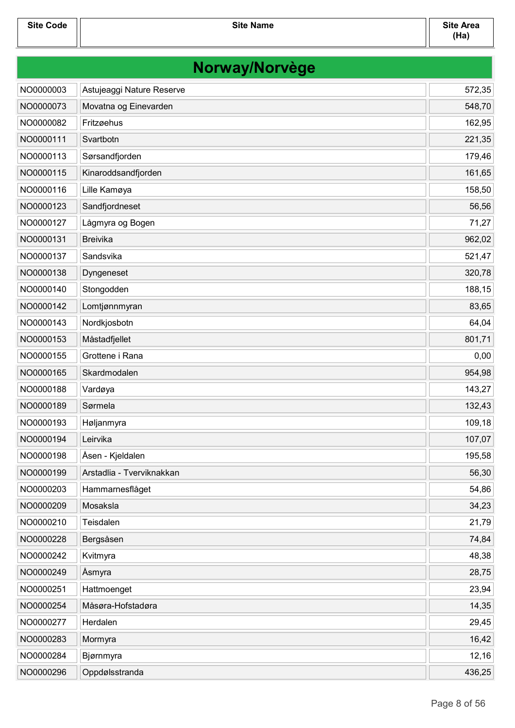| Site Code | Site Name | Site Area (Ha) |
|---|---|---|
| **Norway/Norvège** | | |
| NO0000003 | Astujeaggi Nature Reserve | 572,35 |
| NO0000073 | Movatna og Einevarden | 548,70 |
| NO0000082 | Fritzøehus | 162,95 |
| NO0000111 | Svartbotn | 221,35 |
| NO0000113 | Sørsandfjorden | 179,46 |
| NO0000115 | Kinaroddsandfjorden | 161,65 |
| NO0000116 | Lille Kamøya | 158,50 |
| NO0000123 | Sandfjordneset | 56,56 |
| NO0000127 | Lågmyra og Bogen | 71,27 |
| NO0000131 | Breivika | 962,02 |
| NO0000137 | Sandsvika | 521,47 |
| NO0000138 | Dyngeneset | 320,78 |
| NO0000140 | Stongodden | 188,15 |
| NO0000142 | Lomtjønnmyran | 83,65 |
| NO0000143 | Nordkjosbotn | 64,04 |
| NO0000153 | Måstadfjellet | 801,71 |
| NO0000155 | Grottene i Rana | 0,00 |
| NO0000165 | Skardmodalen | 954,98 |
| NO0000188 | Vardøya | 143,27 |
| NO0000189 | Sørmela | 132,43 |
| NO0000193 | Høljanmyra | 109,18 |
| NO0000194 | Leirvika | 107,07 |
| NO0000198 | Åsen - Kjeldalen | 195,58 |
| NO0000199 | Arstadlia - Tverviknakkan | 56,30 |
| NO0000203 | Hammarnesflåget | 54,86 |
| NO0000209 | Mosaksla | 34,23 |
| NO0000210 | Teisdalen | 21,79 |
| NO0000228 | Bergsåsen | 74,84 |
| NO0000242 | Kvitmyra | 48,38 |
| NO0000249 | Åsmyra | 28,75 |
| NO0000251 | Hattmoenget | 23,94 |
| NO0000254 | Måsøra-Hofstadøra | 14,35 |
| NO0000277 | Herdalen | 29,45 |
| NO0000283 | Mormyra | 16,42 |
| NO0000284 | Bjørnmyra | 12,16 |
| NO0000296 | Oppdølsstranda | 436,25 |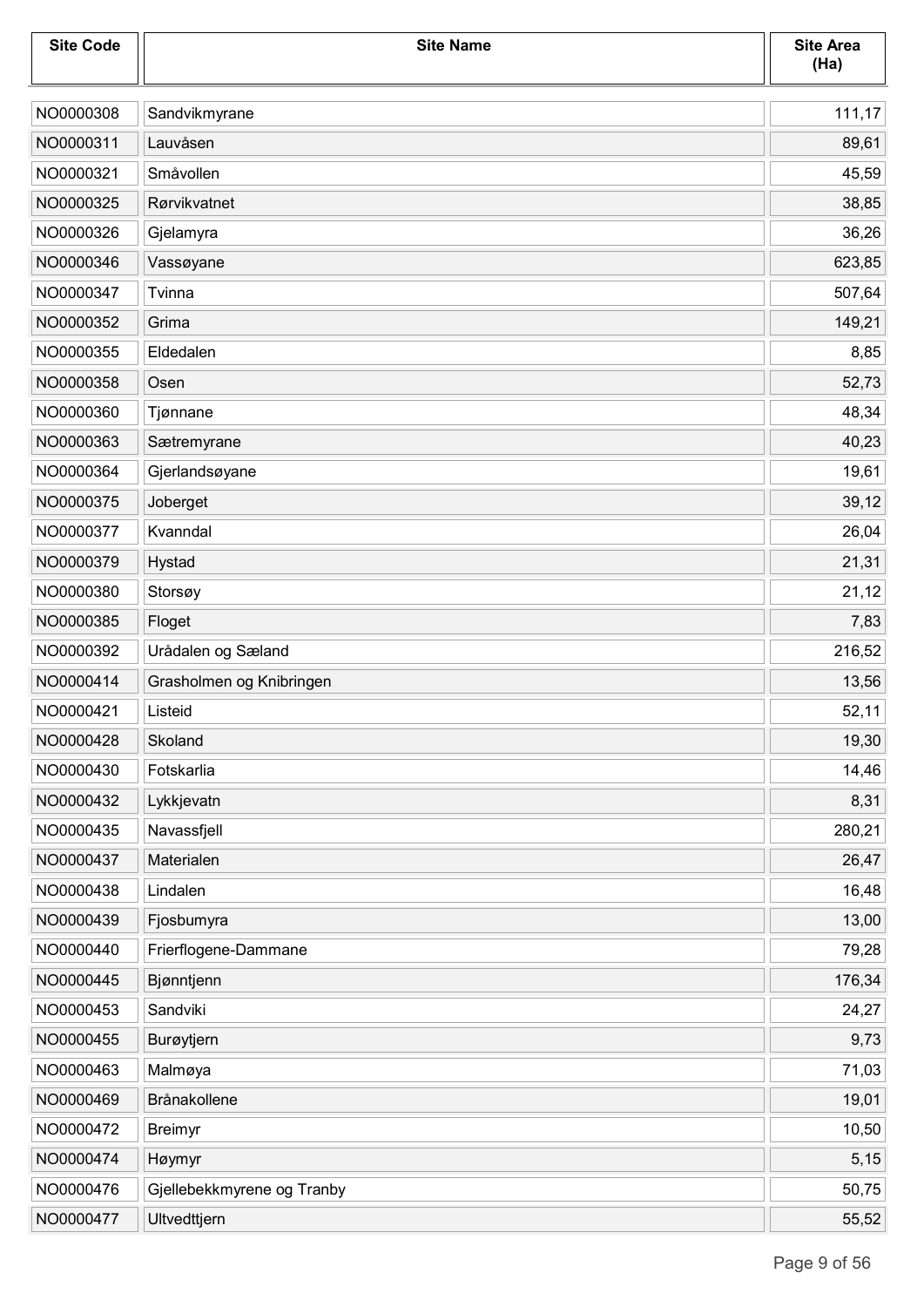| Site Code | Site Name | Site Area (Ha) |
| --- | --- | --- |
| NO0000308 | Sandvikmyrane | 111,17 |
| NO0000311 | Lauvåsen | 89,61 |
| NO0000321 | Småvollen | 45,59 |
| NO0000325 | Rørvikvatnet | 38,85 |
| NO0000326 | Gjelamyra | 36,26 |
| NO0000346 | Vassøyane | 623,85 |
| NO0000347 | Tvinna | 507,64 |
| NO0000352 | Grima | 149,21 |
| NO0000355 | Eldedalen | 8,85 |
| NO0000358 | Osen | 52,73 |
| NO0000360 | Tjønnane | 48,34 |
| NO0000363 | Sætremyrane | 40,23 |
| NO0000364 | Gjerlandsøyane | 19,61 |
| NO0000375 | Joberget | 39,12 |
| NO0000377 | Kvanndal | 26,04 |
| NO0000379 | Hystad | 21,31 |
| NO0000380 | Storsøy | 21,12 |
| NO0000385 | Floget | 7,83 |
| NO0000392 | Urådalen og Sæland | 216,52 |
| NO0000414 | Grasholmen og Knibringen | 13,56 |
| NO0000421 | Listeid | 52,11 |
| NO0000428 | Skoland | 19,30 |
| NO0000430 | Fotskarlia | 14,46 |
| NO0000432 | Lykkjevatn | 8,31 |
| NO0000435 | Navassfjell | 280,21 |
| NO0000437 | Materialen | 26,47 |
| NO0000438 | Lindalen | 16,48 |
| NO0000439 | Fjosbumyra | 13,00 |
| NO0000440 | Frierflogene-Dammane | 79,28 |
| NO0000445 | Bjønntjenn | 176,34 |
| NO0000453 | Sandviki | 24,27 |
| NO0000455 | Burøytjern | 9,73 |
| NO0000463 | Malmøya | 71,03 |
| NO0000469 | Brånakollene | 19,01 |
| NO0000472 | Breimyr | 10,50 |
| NO0000474 | Høymyr | 5,15 |
| NO0000476 | Gjellebekkmyrene og Tranby | 50,75 |
| NO0000477 | Ultvedttjern | 55,52 |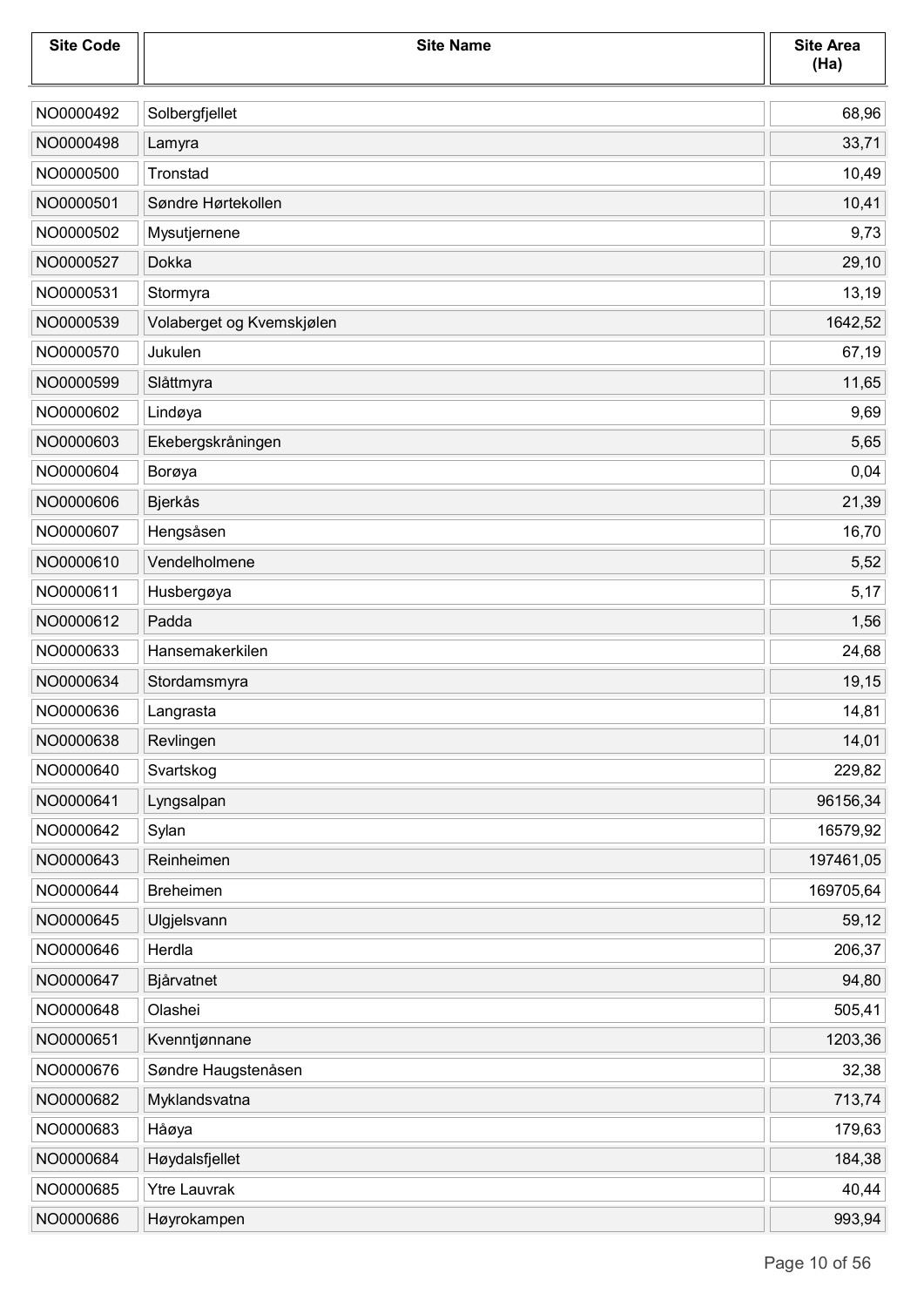| Site Code | Site Name | Site Area (Ha) |
|---|---|---|
| NO0000492 | Solbergfjellet | 68,96 |
| NO0000498 | Lamyra | 33,71 |
| NO0000500 | Tronstad | 10,49 |
| NO0000501 | Søndre Hørtekollen | 10,41 |
| NO0000502 | Mysutjernene | 9,73 |
| NO0000527 | Dokka | 29,10 |
| NO0000531 | Stormyra | 13,19 |
| NO0000539 | Volaberget og Kvemskjølen | 1642,52 |
| NO0000570 | Jukulen | 67,19 |
| NO0000599 | Slåttmyra | 11,65 |
| NO0000602 | Lindøya | 9,69 |
| NO0000603 | Ekebergskråningen | 5,65 |
| NO0000604 | Borøya | 0,04 |
| NO0000606 | Bjerkås | 21,39 |
| NO0000607 | Hengsåsen | 16,70 |
| NO0000610 | Vendelholmene | 5,52 |
| NO0000611 | Husbergøya | 5,17 |
| NO0000612 | Padda | 1,56 |
| NO0000633 | Hansemakerkilen | 24,68 |
| NO0000634 | Stordamsmyra | 19,15 |
| NO0000636 | Langrasta | 14,81 |
| NO0000638 | Revlingen | 14,01 |
| NO0000640 | Svartskog | 229,82 |
| NO0000641 | Lyngsalpan | 96156,34 |
| NO0000642 | Sylan | 16579,92 |
| NO0000643 | Reinheimen | 197461,05 |
| NO0000644 | Breheimen | 169705,64 |
| NO0000645 | Ulgjelsvann | 59,12 |
| NO0000646 | Herdla | 206,37 |
| NO0000647 | Bjårvatnet | 94,80 |
| NO0000648 | Olashei | 505,41 |
| NO0000651 | Kvenntjønnane | 1203,36 |
| NO0000676 | Søndre Haugstenåsen | 32,38 |
| NO0000682 | Myklandsvatna | 713,74 |
| NO0000683 | Håøya | 179,63 |
| NO0000684 | Høydalsfjellet | 184,38 |
| NO0000685 | Ytre Lauvrak | 40,44 |
| NO0000686 | Høyrokampen | 993,94 |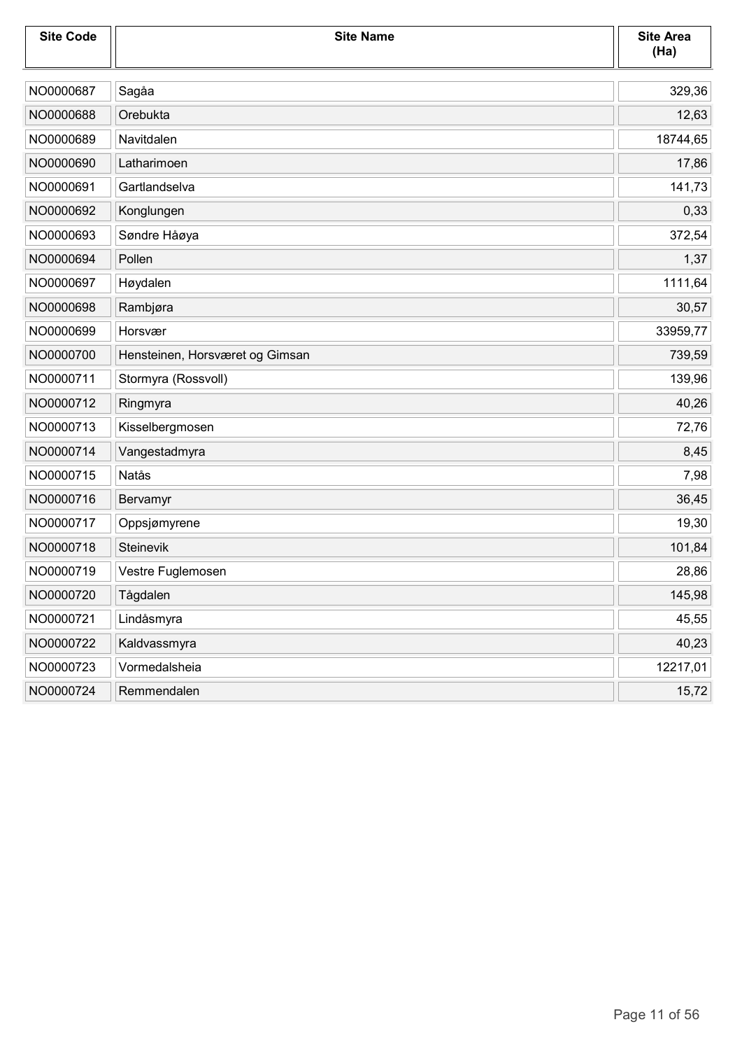| Site Code | Site Name | Site Area (Ha) |
|---|---|---|
| NO0000687 | Sagåa | 329,36 |
| NO0000688 | Orebukta | 12,63 |
| NO0000689 | Navitdalen | 18744,65 |
| NO0000690 | Latharimoen | 17,86 |
| NO0000691 | Gartlandselva | 141,73 |
| NO0000692 | Konglungen | 0,33 |
| NO0000693 | Søndre Håøya | 372,54 |
| NO0000694 | Pollen | 1,37 |
| NO0000697 | Høydalen | 1111,64 |
| NO0000698 | Rambjøra | 30,57 |
| NO0000699 | Horsvær | 33959,77 |
| NO0000700 | Hensteinen, Horsværet og Gimsan | 739,59 |
| NO0000711 | Stormyra (Rossvoll) | 139,96 |
| NO0000712 | Ringmyra | 40,26 |
| NO0000713 | Kisselbergmosen | 72,76 |
| NO0000714 | Vangestadmyra | 8,45 |
| NO0000715 | Natås | 7,98 |
| NO0000716 | Bervamyr | 36,45 |
| NO0000717 | Oppsjømyrene | 19,30 |
| NO0000718 | Steinevik | 101,84 |
| NO0000719 | Vestre Fuglemosen | 28,86 |
| NO0000720 | Tågdalen | 145,98 |
| NO0000721 | Lindåsmyra | 45,55 |
| NO0000722 | Kaldvassmyra | 40,23 |
| NO0000723 | Vormedalsheia | 12217,01 |
| NO0000724 | Remmendalen | 15,72 |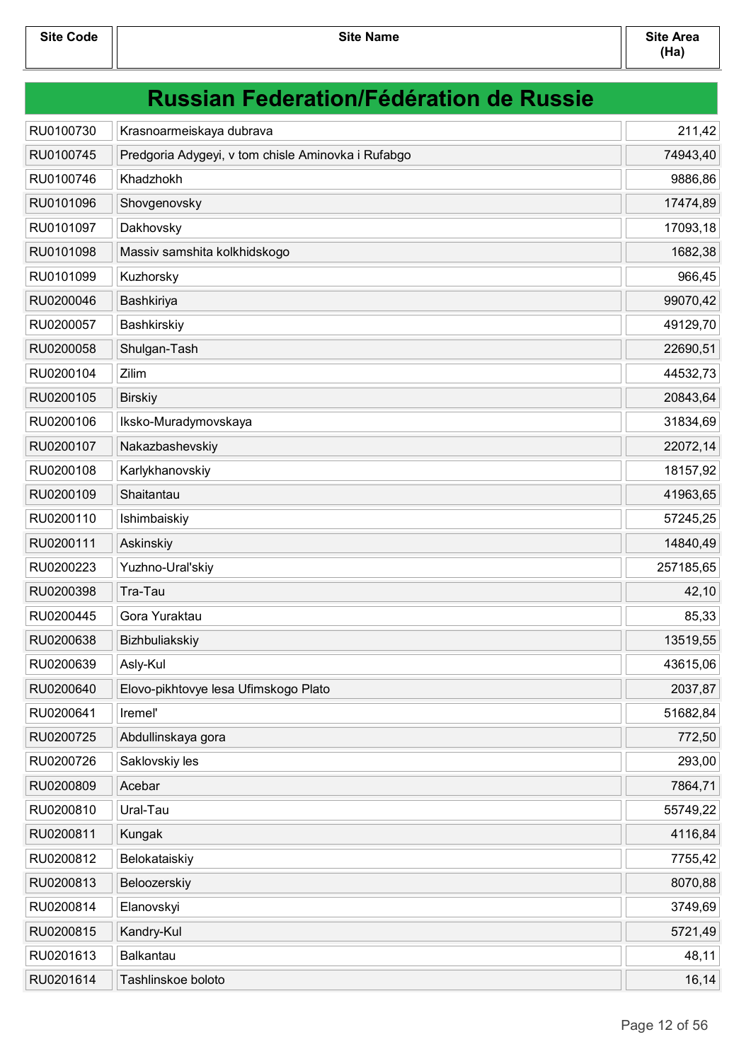| Site Code | Site Name | Site Area (Ha) |
|---|---|---|

## Russian Federation/Fédération de Russie

| | | |
|---|---|---|
| RU0100730 | Krasnoarmeiskaya dubrava | 211,42 |
| RU0100745 | Predgoria Adygeyi, v tom chisle Aminovka i Rufabgo | 74943,40 |
| RU0100746 | Khadzhokh | 9886,86 |
| RU0101096 | Shovgenovsky | 17474,89 |
| RU0101097 | Dakhovsky | 17093,18 |
| RU0101098 | Massiv samshita kolkhidskogo | 1682,38 |
| RU0101099 | Kuzhorsky | 966,45 |
| RU0200046 | Bashkiriya | 99070,42 |
| RU0200057 | Bashkirskiy | 49129,70 |
| RU0200058 | Shulgan-Tash | 22690,51 |
| RU0200104 | Zilim | 44532,73 |
| RU0200105 | Birskiy | 20843,64 |
| RU0200106 | Iksko-Muradymovskaya | 31834,69 |
| RU0200107 | Nakazbashevskiy | 22072,14 |
| RU0200108 | Karlykhanovskiy | 18157,92 |
| RU0200109 | Shaitantau | 41963,65 |
| RU0200110 | Ishimbaiskiy | 57245,25 |
| RU0200111 | Askinskiy | 14840,49 |
| RU0200223 | Yuzhno-Ural'skiy | 257185,65 |
| RU0200398 | Tra-Tau | 42,10 |
| RU0200445 | Gora Yuraktau | 85,33 |
| RU0200638 | Bizhbuliakskiy | 13519,55 |
| RU0200639 | Asly-Kul | 43615,06 |
| RU0200640 | Elovo-pikhtovye lesa Ufimskogo Plato | 2037,87 |
| RU0200641 | Iremel' | 51682,84 |
| RU0200725 | Abdullinskaya gora | 772,50 |
| RU0200726 | Saklovskiy les | 293,00 |
| RU0200809 | Acebar | 7864,71 |
| RU0200810 | Ural-Tau | 55749,22 |
| RU0200811 | Kungak | 4116,84 |
| RU0200812 | Belokataiskiy | 7755,42 |
| RU0200813 | Beloozerskiy | 8070,88 |
| RU0200814 | Elanovskyi | 3749,69 |
| RU0200815 | Kandry-Kul | 5721,49 |
| RU0201613 | Balkantau | 48,11 |
| RU0201614 | Tashlinskoe boloto | 16,14 |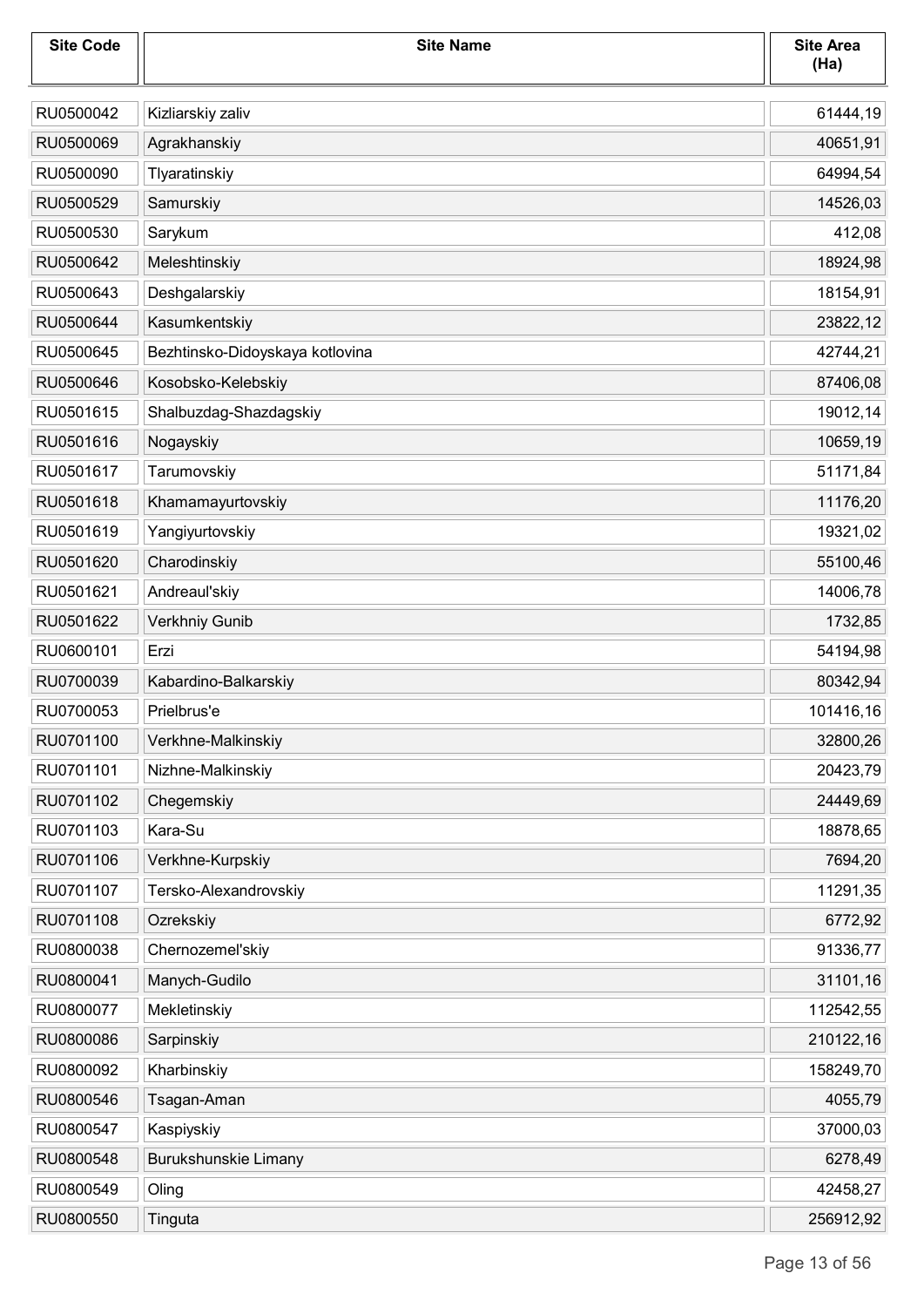| Site Code | Site Name | Site Area (Ha) |
|---|---|---|
| RU0500042 | Kizliarskiy zaliv | 61444,19 |
| RU0500069 | Agrakhanskiy | 40651,91 |
| RU0500090 | Tlyaratinskiy | 64994,54 |
| RU0500529 | Samurskiy | 14526,03 |
| RU0500530 | Sarykum | 412,08 |
| RU0500642 | Meleshtinskiy | 18924,98 |
| RU0500643 | Deshgalarskiy | 18154,91 |
| RU0500644 | Kasumkentskiy | 23822,12 |
| RU0500645 | Bezhtinsko-Didoyskaya kotlovina | 42744,21 |
| RU0500646 | Kosobsko-Kelebskiy | 87406,08 |
| RU0501615 | Shalbuzdag-Shazdagskiy | 19012,14 |
| RU0501616 | Nogayskiy | 10659,19 |
| RU0501617 | Tarumovskiy | 51171,84 |
| RU0501618 | Khamamayurtovskiy | 11176,20 |
| RU0501619 | Yangiyurtovskiy | 19321,02 |
| RU0501620 | Charodinskiy | 55100,46 |
| RU0501621 | Andreaul'skiy | 14006,78 |
| RU0501622 | Verkhniy Gunib | 1732,85 |
| RU0600101 | Erzi | 54194,98 |
| RU0700039 | Kabardino-Balkarskiy | 80342,94 |
| RU0700053 | Prielbrus'e | 101416,16 |
| RU0701100 | Verkhne-Malkinskiy | 32800,26 |
| RU0701101 | Nizhne-Malkinskiy | 20423,79 |
| RU0701102 | Chegemskiy | 24449,69 |
| RU0701103 | Kara-Su | 18878,65 |
| RU0701106 | Verkhne-Kurpskiy | 7694,20 |
| RU0701107 | Tersko-Alexandrovskiy | 11291,35 |
| RU0701108 | Ozrekskiy | 6772,92 |
| RU0800038 | Chernozemel'skiy | 91336,77 |
| RU0800041 | Manych-Gudilo | 31101,16 |
| RU0800077 | Mekletinskiy | 112542,55 |
| RU0800086 | Sarpinskiy | 210122,16 |
| RU0800092 | Kharbinskiy | 158249,70 |
| RU0800546 | Tsagan-Aman | 4055,79 |
| RU0800547 | Kaspiyskiy | 37000,03 |
| RU0800548 | Burukshunskie Limany | 6278,49 |
| RU0800549 | Oling | 42458,27 |
| RU0800550 | Tinguta | 256912,92 |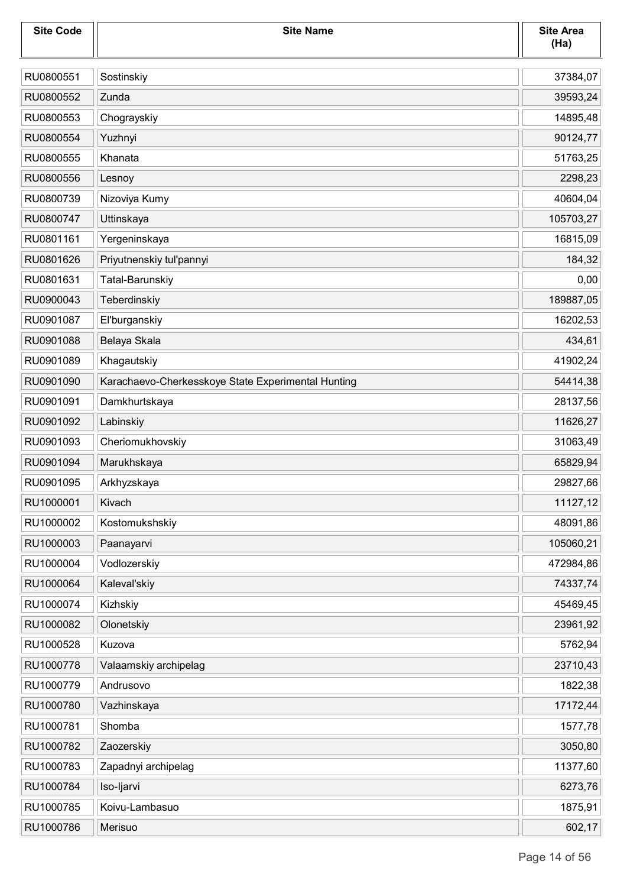| Site Code | Site Name | Site Area (Ha) |
|---|---|---|
| RU0800551 | Sostinskiy | 37384,07 |
| RU0800552 | Zunda | 39593,24 |
| RU0800553 | Chograyskiy | 14895,48 |
| RU0800554 | Yuzhnyi | 90124,77 |
| RU0800555 | Khanata | 51763,25 |
| RU0800556 | Lesnoy | 2298,23 |
| RU0800739 | Nizoviya Kumy | 40604,04 |
| RU0800747 | Uttinskaya | 105703,27 |
| RU0801161 | Yergeninskaya | 16815,09 |
| RU0801626 | Priyutnenskiy tul'pannyi | 184,32 |
| RU0801631 | Tatal-Barunskiy | 0,00 |
| RU0900043 | Teberdinskiy | 189887,05 |
| RU0901087 | El'burganskiy | 16202,53 |
| RU0901088 | Belaya Skala | 434,61 |
| RU0901089 | Khagautskiy | 41902,24 |
| RU0901090 | Karachaevo-Cherkesskoye State Experimental Hunting | 54414,38 |
| RU0901091 | Damkhurtskaya | 28137,56 |
| RU0901092 | Labinskiy | 11626,27 |
| RU0901093 | Cheriomukhovskiy | 31063,49 |
| RU0901094 | Marukhskaya | 65829,94 |
| RU0901095 | Arkhyzskaya | 29827,66 |
| RU1000001 | Kivach | 11127,12 |
| RU1000002 | Kostomukshskiy | 48091,86 |
| RU1000003 | Paanayarvi | 105060,21 |
| RU1000004 | Vodlozerskiy | 472984,86 |
| RU1000064 | Kaleval'skiy | 74337,74 |
| RU1000074 | Kizhskiy | 45469,45 |
| RU1000082 | Olonetskiy | 23961,92 |
| RU1000528 | Kuzova | 5762,94 |
| RU1000778 | Valaamskiy archipelag | 23710,43 |
| RU1000779 | Andrusovo | 1822,38 |
| RU1000780 | Vazhinskaya | 17172,44 |
| RU1000781 | Shomba | 1577,78 |
| RU1000782 | Zaozerskiy | 3050,80 |
| RU1000783 | Zapadnyi archipelag | 11377,60 |
| RU1000784 | Iso-Ijarvi | 6273,76 |
| RU1000785 | Koivu-Lambasuo | 1875,91 |
| RU1000786 | Merisuo | 602,17 |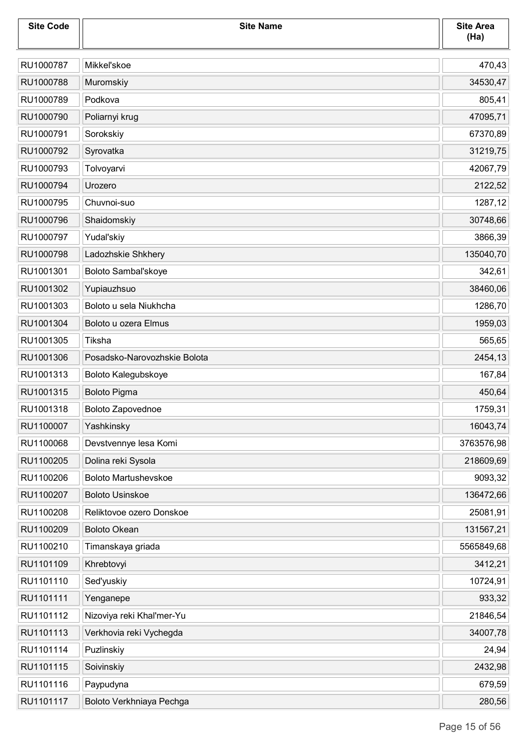| Site Code | Site Name | Site Area (Ha) |
|---|---|---|
| RU1000787 | Mikkel'skoe | 470,43 |
| RU1000788 | Muromskiy | 34530,47 |
| RU1000789 | Podkova | 805,41 |
| RU1000790 | Poliarnyi krug | 47095,71 |
| RU1000791 | Sorokskiy | 67370,89 |
| RU1000792 | Syrovatka | 31219,75 |
| RU1000793 | Tolvoyarvi | 42067,79 |
| RU1000794 | Urozero | 2122,52 |
| RU1000795 | Chuvnoi-suo | 1287,12 |
| RU1000796 | Shaidomskiy | 30748,66 |
| RU1000797 | Yudal'skiy | 3866,39 |
| RU1000798 | Ladozhskie Shkhery | 135040,70 |
| RU1001301 | Boloto Sambal'skoye | 342,61 |
| RU1001302 | Yupiauzhsuo | 38460,06 |
| RU1001303 | Boloto u sela Niukhcha | 1286,70 |
| RU1001304 | Boloto u ozera Elmus | 1959,03 |
| RU1001305 | Tiksha | 565,65 |
| RU1001306 | Posadsko-Narovozhskie Bolota | 2454,13 |
| RU1001313 | Boloto Kalegubskoye | 167,84 |
| RU1001315 | Boloto Pigma | 450,64 |
| RU1001318 | Boloto Zapovednoe | 1759,31 |
| RU1100007 | Yashkinsky | 16043,74 |
| RU1100068 | Devstvennye lesa Komi | 3763576,98 |
| RU1100205 | Dolina reki Sysola | 218609,69 |
| RU1100206 | Boloto Martushevskoe | 9093,32 |
| RU1100207 | Boloto Usinskoe | 136472,66 |
| RU1100208 | Reliktovoe ozero Donskoe | 25081,91 |
| RU1100209 | Boloto Okean | 131567,21 |
| RU1100210 | Timanskaya griada | 5565849,68 |
| RU1101109 | Khrebtovyi | 3412,21 |
| RU1101110 | Sed'yuskiy | 10724,91 |
| RU1101111 | Yenganepe | 933,32 |
| RU1101112 | Nizoviya reki Khal'mer-Yu | 21846,54 |
| RU1101113 | Verkhovia reki Vychegda | 34007,78 |
| RU1101114 | Puzlinskiy | 24,94 |
| RU1101115 | Soivinskiy | 2432,98 |
| RU1101116 | Paypudyna | 679,59 |
| RU1101117 | Boloto Verkhniaya Pechga | 280,56 |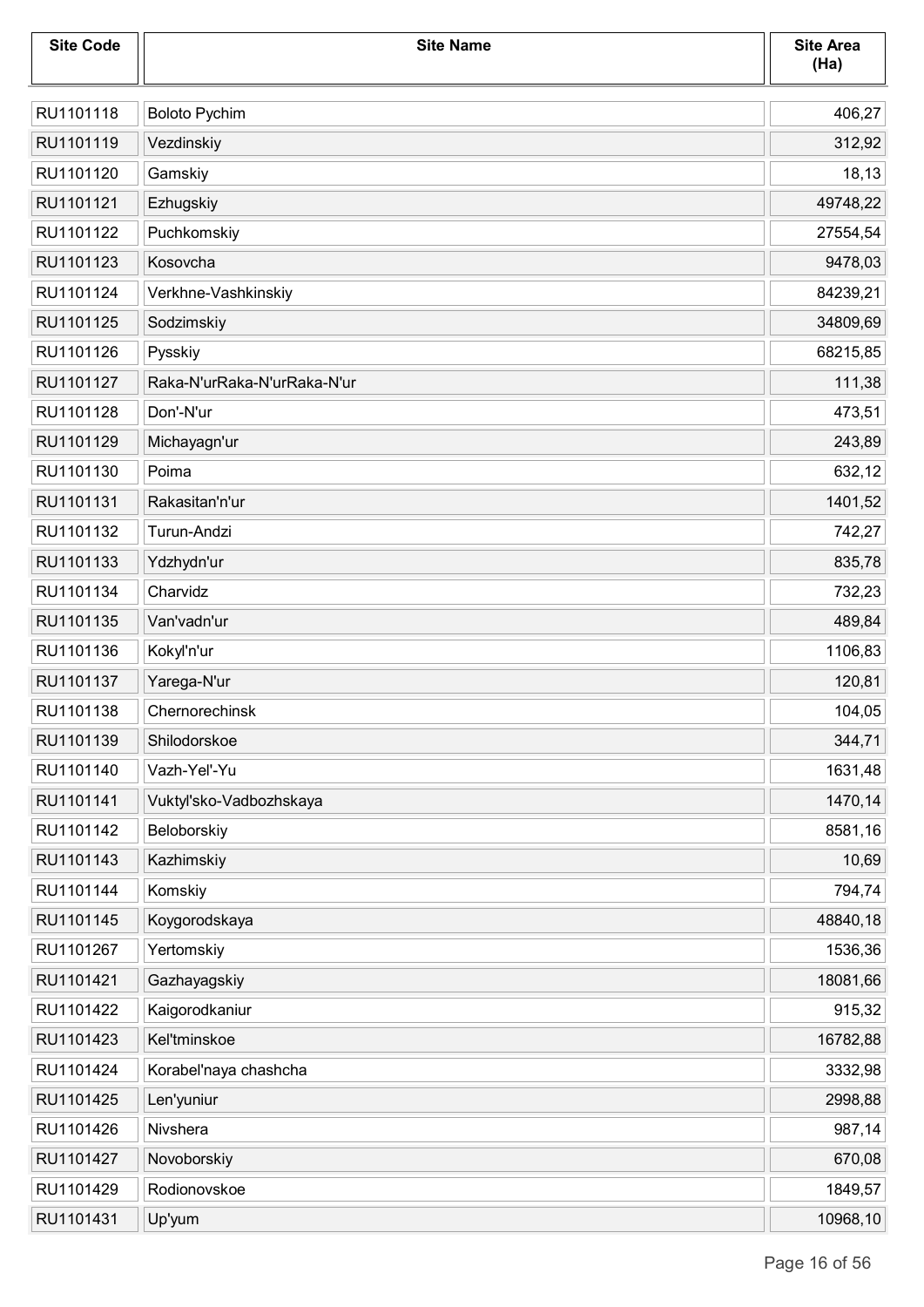| Site Code | Site Name | Site Area (Ha) |
|---|---|---|
| RU1101118 | Boloto Pychim | 406,27 |
| RU1101119 | Vezdinskiy | 312,92 |
| RU1101120 | Gamskiy | 18,13 |
| RU1101121 | Ezhugskiy | 49748,22 |
| RU1101122 | Puchkomskiy | 27554,54 |
| RU1101123 | Kosovcha | 9478,03 |
| RU1101124 | Verkhne-Vashkinskiy | 84239,21 |
| RU1101125 | Sodzimskiy | 34809,69 |
| RU1101126 | Pysskiy | 68215,85 |
| RU1101127 | Raka-N'urRaka-N'urRaka-N'ur | 111,38 |
| RU1101128 | Don'-N'ur | 473,51 |
| RU1101129 | Michayagn'ur | 243,89 |
| RU1101130 | Poima | 632,12 |
| RU1101131 | Rakasitan'n'ur | 1401,52 |
| RU1101132 | Turun-Andzi | 742,27 |
| RU1101133 | Ydzhydn'ur | 835,78 |
| RU1101134 | Charvidz | 732,23 |
| RU1101135 | Van'vadn'ur | 489,84 |
| RU1101136 | Kokyl'n'ur | 1106,83 |
| RU1101137 | Yarega-N'ur | 120,81 |
| RU1101138 | Chernorechinsk | 104,05 |
| RU1101139 | Shilodorskoe | 344,71 |
| RU1101140 | Vazh-Yel'-Yu | 1631,48 |
| RU1101141 | Vuktyl'sko-Vadbozhskaya | 1470,14 |
| RU1101142 | Beloborskiy | 8581,16 |
| RU1101143 | Kazhimskiy | 10,69 |
| RU1101144 | Komskiy | 794,74 |
| RU1101145 | Koygorodskaya | 48840,18 |
| RU1101267 | Yertomskiy | 1536,36 |
| RU1101421 | Gazhayagskiy | 18081,66 |
| RU1101422 | Kaigorodkaniur | 915,32 |
| RU1101423 | Kel'tminskoe | 16782,88 |
| RU1101424 | Korabel'naya chashcha | 3332,98 |
| RU1101425 | Len'yuniur | 2998,88 |
| RU1101426 | Nivshera | 987,14 |
| RU1101427 | Novoborskiy | 670,08 |
| RU1101429 | Rodionovskoe | 1849,57 |
| RU1101431 | Up'yum | 10968,10 |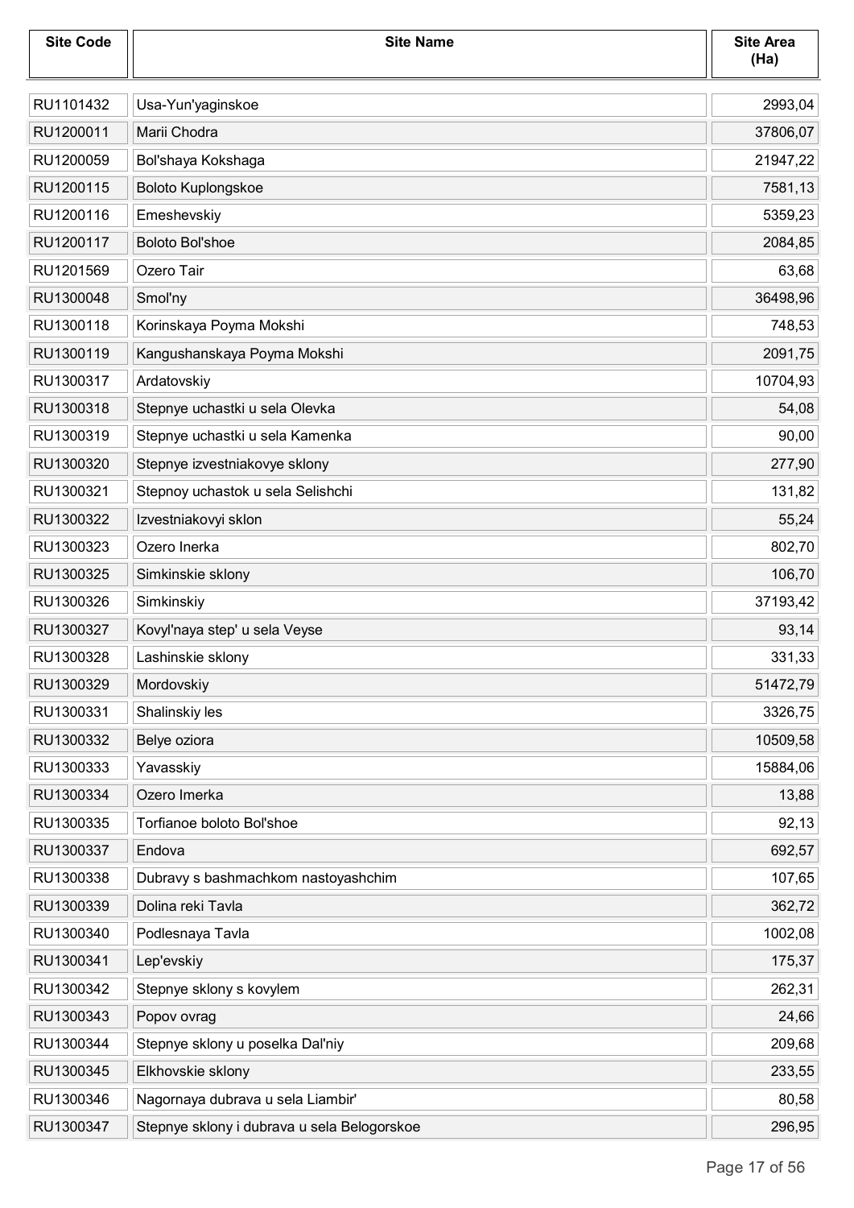| Site Code | Site Name | Site Area (Ha) |
|---|---|---|
| RU1101432 | Usa-Yun'yaginskoe | 2993,04 |
| RU1200011 | Marii Chodra | 37806,07 |
| RU1200059 | Bol'shaya Kokshaga | 21947,22 |
| RU1200115 | Boloto Kuplongskoe | 7581,13 |
| RU1200116 | Emeshevskiy | 5359,23 |
| RU1200117 | Boloto Bol'shoe | 2084,85 |
| RU1201569 | Ozero Tair | 63,68 |
| RU1300048 | Smol'ny | 36498,96 |
| RU1300118 | Korinskaya Poyma Mokshi | 748,53 |
| RU1300119 | Kangushanskaya Poyma Mokshi | 2091,75 |
| RU1300317 | Ardatovskiy | 10704,93 |
| RU1300318 | Stepnye uchastki u sela Olevka | 54,08 |
| RU1300319 | Stepnye uchastki u sela Kamenka | 90,00 |
| RU1300320 | Stepnye izvestniakovye sklony | 277,90 |
| RU1300321 | Stepnoy uchastok u sela Selishchi | 131,82 |
| RU1300322 | Izvestniakovyi sklon | 55,24 |
| RU1300323 | Ozero Inerka | 802,70 |
| RU1300325 | Simkinskie sklony | 106,70 |
| RU1300326 | Simkinskiy | 37193,42 |
| RU1300327 | Kovyl'naya step' u sela Veyse | 93,14 |
| RU1300328 | Lashinskie sklony | 331,33 |
| RU1300329 | Mordovskiy | 51472,79 |
| RU1300331 | Shalinskiy les | 3326,75 |
| RU1300332 | Belye oziora | 10509,58 |
| RU1300333 | Yavasskiy | 15884,06 |
| RU1300334 | Ozero Imerka | 13,88 |
| RU1300335 | Torfianoe boloto Bol'shoe | 92,13 |
| RU1300337 | Endova | 692,57 |
| RU1300338 | Dubravy s bashmachkom nastoyashchim | 107,65 |
| RU1300339 | Dolina reki Tavla | 362,72 |
| RU1300340 | Podlesnaya Tavla | 1002,08 |
| RU1300341 | Lep'evskiy | 175,37 |
| RU1300342 | Stepnye sklony s kovylem | 262,31 |
| RU1300343 | Popov ovrag | 24,66 |
| RU1300344 | Stepnye sklony u poselka Dal'niy | 209,68 |
| RU1300345 | Elkhovskie sklony | 233,55 |
| RU1300346 | Nagornaya dubrava u sela Liambir' | 80,58 |
| RU1300347 | Stepnye sklony i dubrava u sela Belogorskoe | 296,95 |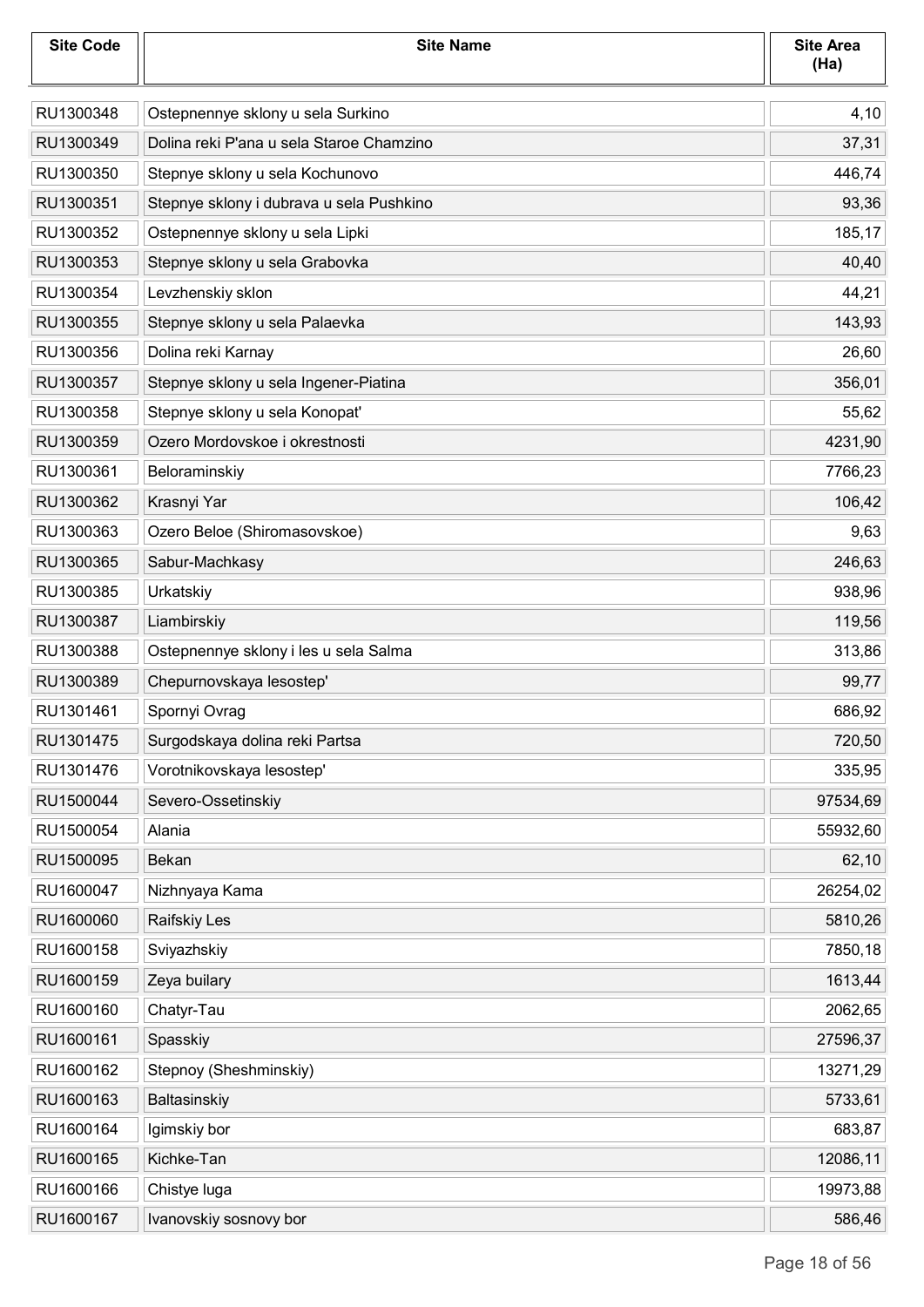| Site Code | Site Name | Site Area (Ha) |
|---|---|---|
| RU1300348 | Ostepnennye sklony u sela Surkino | 4,10 |
| RU1300349 | Dolina reki P'ana u sela Staroe Chamzino | 37,31 |
| RU1300350 | Stepnye sklony u sela Kochunovo | 446,74 |
| RU1300351 | Stepnye sklony i dubrava u sela Pushkino | 93,36 |
| RU1300352 | Ostepnennye sklony u sela Lipki | 185,17 |
| RU1300353 | Stepnye sklony u sela Grabovka | 40,40 |
| RU1300354 | Levzhenskiy sklon | 44,21 |
| RU1300355 | Stepnye sklony u sela Palaevka | 143,93 |
| RU1300356 | Dolina reki Karnay | 26,60 |
| RU1300357 | Stepnye sklony u sela Ingener-Piatina | 356,01 |
| RU1300358 | Stepnye sklony u sela Konopat' | 55,62 |
| RU1300359 | Ozero Mordovskoe i okrestnosti | 4231,90 |
| RU1300361 | Beloraminskiy | 7766,23 |
| RU1300362 | Krasnyi Yar | 106,42 |
| RU1300363 | Ozero Beloe (Shiromasovskoe) | 9,63 |
| RU1300365 | Sabur-Machkasy | 246,63 |
| RU1300385 | Urkatskiy | 938,96 |
| RU1300387 | Liambirskiy | 119,56 |
| RU1300388 | Ostepnennye sklony i les u sela Salma | 313,86 |
| RU1300389 | Chepurnovskaya lesostep' | 99,77 |
| RU1301461 | Spornyi Ovrag | 686,92 |
| RU1301475 | Surgodskaya dolina reki Partsa | 720,50 |
| RU1301476 | Vorotnikovskaya lesostep' | 335,95 |
| RU1500044 | Severo-Ossetinskiy | 97534,69 |
| RU1500054 | Alania | 55932,60 |
| RU1500095 | Bekan | 62,10 |
| RU1600047 | Nizhnyaya Kama | 26254,02 |
| RU1600060 | Raifskiy Les | 5810,26 |
| RU1600158 | Sviyazhskiy | 7850,18 |
| RU1600159 | Zeya builary | 1613,44 |
| RU1600160 | Chatyr-Tau | 2062,65 |
| RU1600161 | Spasskiy | 27596,37 |
| RU1600162 | Stepnoy (Sheshminskiy) | 13271,29 |
| RU1600163 | Baltasinskiy | 5733,61 |
| RU1600164 | Igimskiy bor | 683,87 |
| RU1600165 | Kichke-Tan | 12086,11 |
| RU1600166 | Chistye luga | 19973,88 |
| RU1600167 | Ivanovskiy sosnovy bor | 586,46 |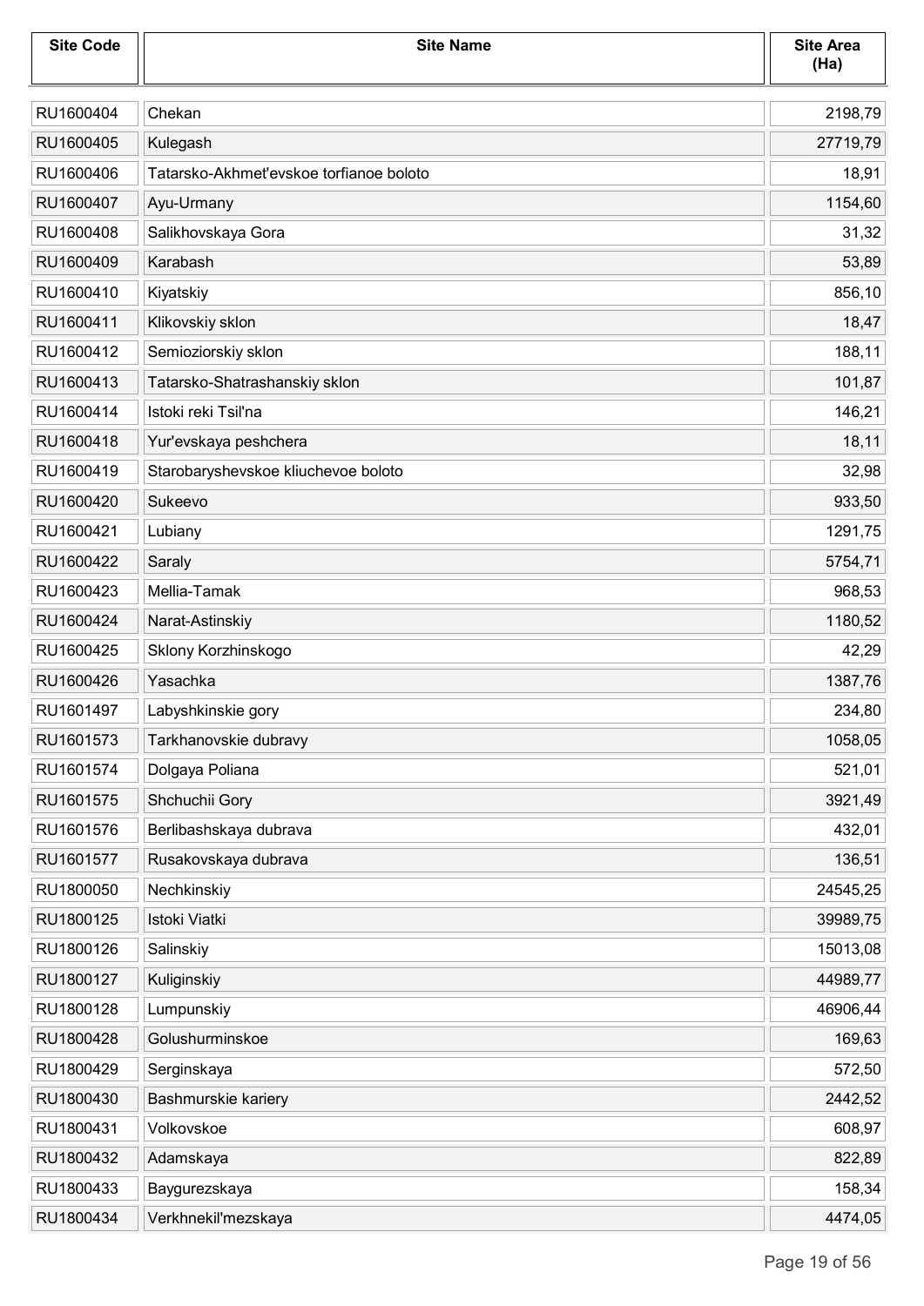| Site Code | Site Name | Site Area (Ha) |
|---|---|---|
| RU1600404 | Chekan | 2198,79 |
| RU1600405 | Kulegash | 27719,79 |
| RU1600406 | Tatarsko-Akhmet'evskoe torfianoe boloto | 18,91 |
| RU1600407 | Ayu-Urmany | 1154,60 |
| RU1600408 | Salikhovskaya Gora | 31,32 |
| RU1600409 | Karabash | 53,89 |
| RU1600410 | Kiyatskiy | 856,10 |
| RU1600411 | Klikovskiy sklon | 18,47 |
| RU1600412 | Semioziorskiy sklon | 188,11 |
| RU1600413 | Tatarsko-Shatrashanskiy sklon | 101,87 |
| RU1600414 | Istoki reki Tsil'na | 146,21 |
| RU1600418 | Yur'evskaya peshchera | 18,11 |
| RU1600419 | Starobaryshevskoe kliuchevoe boloto | 32,98 |
| RU1600420 | Sukeevo | 933,50 |
| RU1600421 | Lubiany | 1291,75 |
| RU1600422 | Saraly | 5754,71 |
| RU1600423 | Mellia-Tamak | 968,53 |
| RU1600424 | Narat-Astinskiy | 1180,52 |
| RU1600425 | Sklony Korzhinskogo | 42,29 |
| RU1600426 | Yasachka | 1387,76 |
| RU1601497 | Labyshkinskie gory | 234,80 |
| RU1601573 | Tarkhanovskie dubravy | 1058,05 |
| RU1601574 | Dolgaya Poliana | 521,01 |
| RU1601575 | Shchuchii Gory | 3921,49 |
| RU1601576 | Berlibashskaya dubrava | 432,01 |
| RU1601577 | Rusakovskaya dubrava | 136,51 |
| RU1800050 | Nechkinskiy | 24545,25 |
| RU1800125 | Istoki Viatki | 39989,75 |
| RU1800126 | Salinskiy | 15013,08 |
| RU1800127 | Kuliginskiy | 44989,77 |
| RU1800128 | Lumpunskiy | 46906,44 |
| RU1800428 | Golushurminskoe | 169,63 |
| RU1800429 | Serginskaya | 572,50 |
| RU1800430 | Bashmurskie kariery | 2442,52 |
| RU1800431 | Volkovskoe | 608,97 |
| RU1800432 | Adamskaya | 822,89 |
| RU1800433 | Baygurezskaya | 158,34 |
| RU1800434 | Verkhnekil'mezskaya | 4474,05 |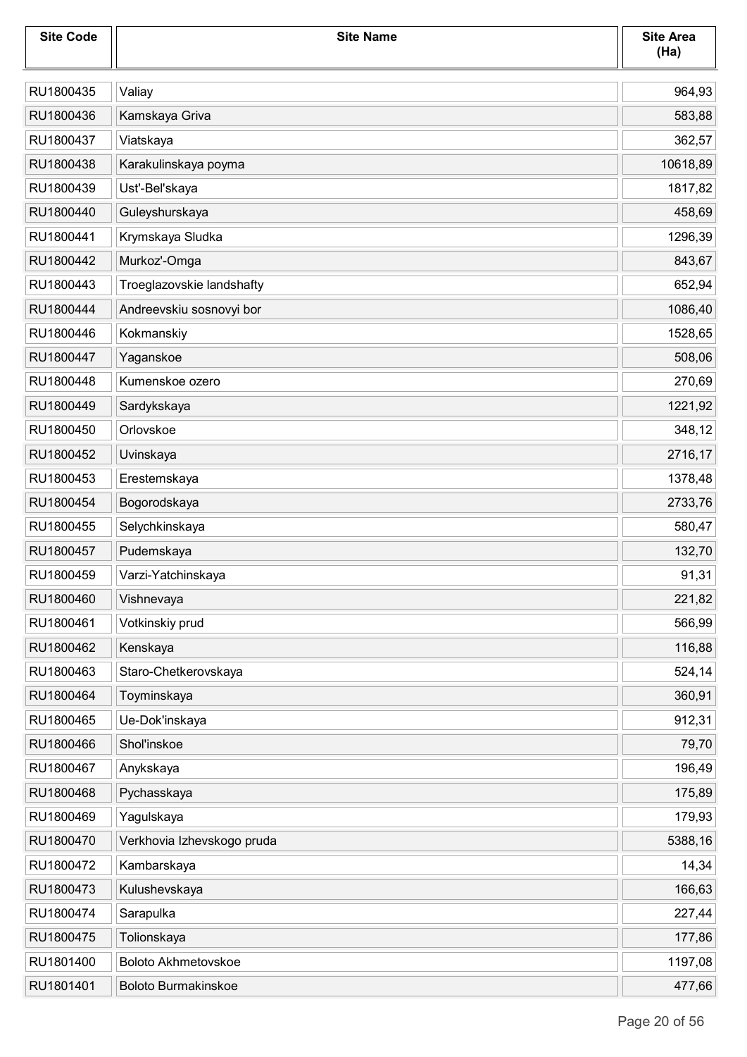| Site Code | Site Name | Site Area (Ha) |
|---|---|---|
| RU1800435 | Valiay | 964,93 |
| RU1800436 | Kamskaya Griva | 583,88 |
| RU1800437 | Viatskaya | 362,57 |
| RU1800438 | Karakulinskaya poyma | 10618,89 |
| RU1800439 | Ust'-Bel'skaya | 1817,82 |
| RU1800440 | Guleyshurskaya | 458,69 |
| RU1800441 | Krymskaya Sludka | 1296,39 |
| RU1800442 | Murkoz'-Omga | 843,67 |
| RU1800443 | Troeglazovskie landshafty | 652,94 |
| RU1800444 | Andreevskiu sosnovyi bor | 1086,40 |
| RU1800446 | Kokmanskiy | 1528,65 |
| RU1800447 | Yaganskoe | 508,06 |
| RU1800448 | Kumenskoe ozero | 270,69 |
| RU1800449 | Sardykskaya | 1221,92 |
| RU1800450 | Orlovskoe | 348,12 |
| RU1800452 | Uvinskaya | 2716,17 |
| RU1800453 | Erestemskaya | 1378,48 |
| RU1800454 | Bogorodskaya | 2733,76 |
| RU1800455 | Selychkinskaya | 580,47 |
| RU1800457 | Pudemskaya | 132,70 |
| RU1800459 | Varzi-Yatchinskaya | 91,31 |
| RU1800460 | Vishnevaya | 221,82 |
| RU1800461 | Votkinskiy prud | 566,99 |
| RU1800462 | Kenskaya | 116,88 |
| RU1800463 | Staro-Chetkerovskaya | 524,14 |
| RU1800464 | Toyminskaya | 360,91 |
| RU1800465 | Ue-Dok'inskaya | 912,31 |
| RU1800466 | Shol'inskoe | 79,70 |
| RU1800467 | Anykskaya | 196,49 |
| RU1800468 | Pychasskaya | 175,89 |
| RU1800469 | Yagulskaya | 179,93 |
| RU1800470 | Verkhovia Izhevskogo pruda | 5388,16 |
| RU1800472 | Kambarskaya | 14,34 |
| RU1800473 | Kulushevskaya | 166,63 |
| RU1800474 | Sarapulka | 227,44 |
| RU1800475 | Tolionskaya | 177,86 |
| RU1801400 | Boloto Akhmetovskoe | 1197,08 |
| RU1801401 | Boloto Burmakinskoe | 477,66 |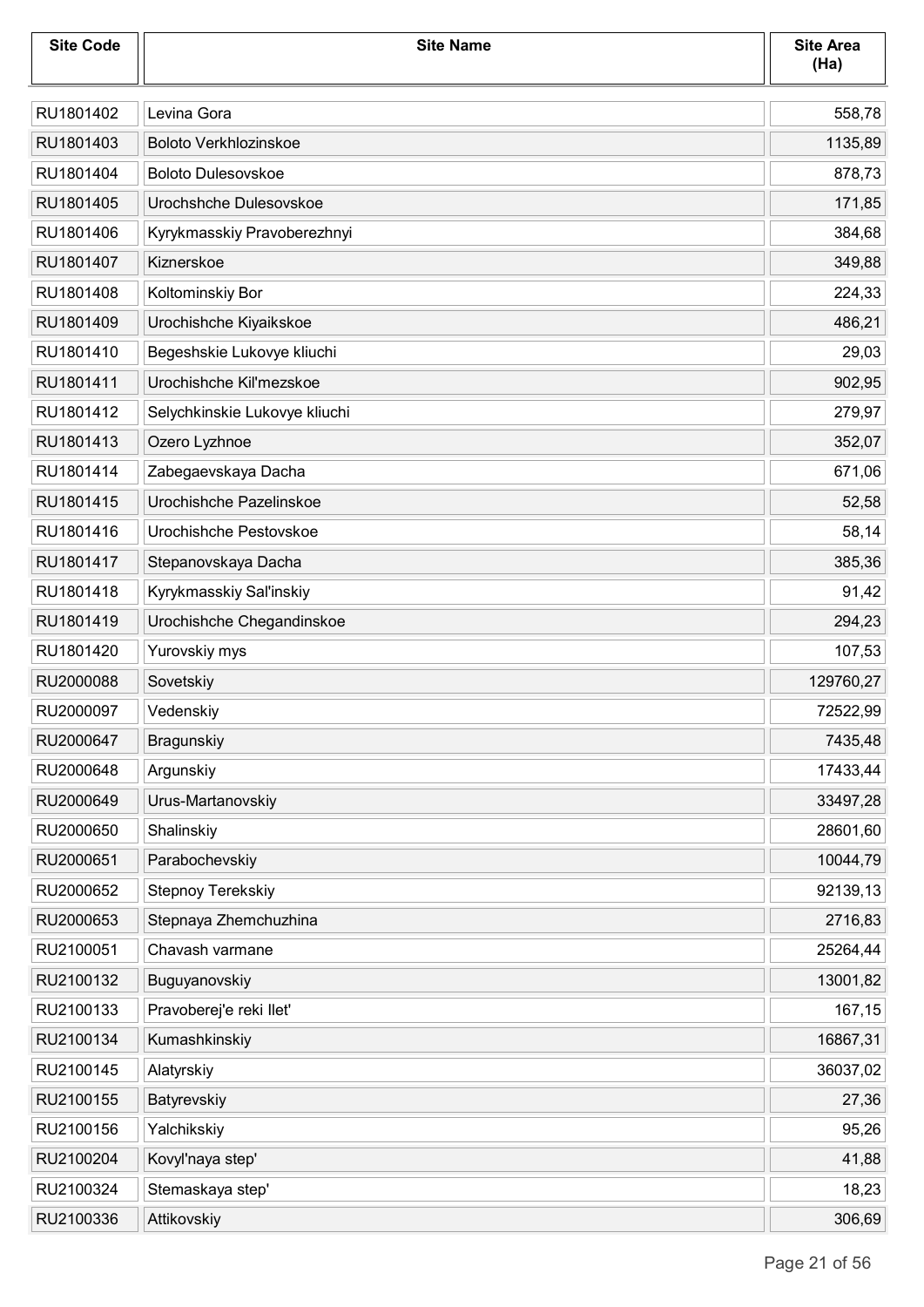| Site Code | Site Name | Site Area (Ha) |
|---|---|---|
| RU1801402 | Levina Gora | 558,78 |
| RU1801403 | Boloto Verkhlozinskoe | 1135,89 |
| RU1801404 | Boloto Dulesovskoe | 878,73 |
| RU1801405 | Urochshche Dulesovskoe | 171,85 |
| RU1801406 | Kyrykmasskiy Pravoberezhnyi | 384,68 |
| RU1801407 | Kiznerskoe | 349,88 |
| RU1801408 | Koltominskiy Bor | 224,33 |
| RU1801409 | Urochishche Kiyaikskoe | 486,21 |
| RU1801410 | Begeshskie Lukovye kliuchi | 29,03 |
| RU1801411 | Urochishche Kil'mezskoe | 902,95 |
| RU1801412 | Selychkinskie Lukovye kliuchi | 279,97 |
| RU1801413 | Ozero Lyzhnoe | 352,07 |
| RU1801414 | Zabegaevskaya Dacha | 671,06 |
| RU1801415 | Urochishche Pazelinskoe | 52,58 |
| RU1801416 | Urochishche Pestovskoe | 58,14 |
| RU1801417 | Stepanovskaya Dacha | 385,36 |
| RU1801418 | Kyrykmasskiy Sal'inskiy | 91,42 |
| RU1801419 | Urochishche Chegandinskoe | 294,23 |
| RU1801420 | Yurovskiy mys | 107,53 |
| RU2000088 | Sovetskiy | 129760,27 |
| RU2000097 | Vedenskiy | 72522,99 |
| RU2000647 | Bragunskiy | 7435,48 |
| RU2000648 | Argunskiy | 17433,44 |
| RU2000649 | Urus-Martanovskiy | 33497,28 |
| RU2000650 | Shalinskiy | 28601,60 |
| RU2000651 | Parabochevskiy | 10044,79 |
| RU2000652 | Stepnoy Terekskiy | 92139,13 |
| RU2000653 | Stepnaya Zhemchuzhina | 2716,83 |
| RU2100051 | Chavash varmane | 25264,44 |
| RU2100132 | Buguyanovskiy | 13001,82 |
| RU2100133 | Pravoberej'e reki Ilet' | 167,15 |
| RU2100134 | Kumashkinskiy | 16867,31 |
| RU2100145 | Alatyrskiy | 36037,02 |
| RU2100155 | Batyrevskiy | 27,36 |
| RU2100156 | Yalchikskiy | 95,26 |
| RU2100204 | Kovyl'naya step' | 41,88 |
| RU2100324 | Stemaskaya step' | 18,23 |
| RU2100336 | Attikovskiy | 306,69 |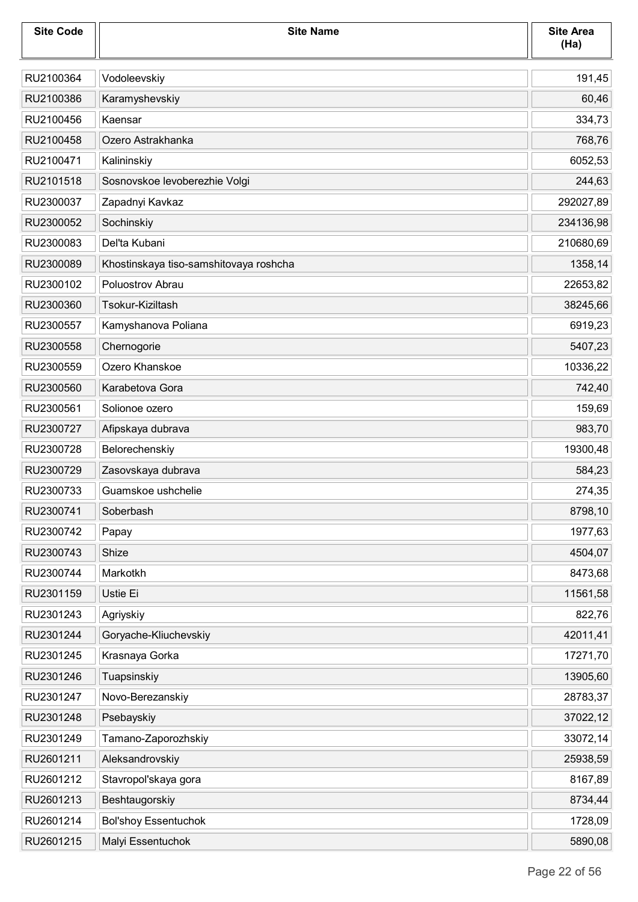| Site Code | Site Name | Site Area (Ha) |
|---|---|---|
| RU2100364 | Vodoleevskiy | 191,45 |
| RU2100386 | Karamyshevskiy | 60,46 |
| RU2100456 | Kaensar | 334,73 |
| RU2100458 | Ozero Astrakhanka | 768,76 |
| RU2100471 | Kalininskiy | 6052,53 |
| RU2101518 | Sosnovskoe levoberezhie Volgi | 244,63 |
| RU2300037 | Zapadnyi Kavkaz | 292027,89 |
| RU2300052 | Sochinskiy | 234136,98 |
| RU2300083 | Del'ta Kubani | 210680,69 |
| RU2300089 | Khostinskaya tiso-samshitovaya roshcha | 1358,14 |
| RU2300102 | Poluostrov Abrau | 22653,82 |
| RU2300360 | Tsokur-Kiziltash | 38245,66 |
| RU2300557 | Kamyshanova Poliana | 6919,23 |
| RU2300558 | Chernogorie | 5407,23 |
| RU2300559 | Ozero Khanskoe | 10336,22 |
| RU2300560 | Karabetova Gora | 742,40 |
| RU2300561 | Solionoe ozero | 159,69 |
| RU2300727 | Afipskaya dubrava | 983,70 |
| RU2300728 | Belorechenskiy | 19300,48 |
| RU2300729 | Zasovskaya dubrava | 584,23 |
| RU2300733 | Guamskoe ushchelie | 274,35 |
| RU2300741 | Soberbash | 8798,10 |
| RU2300742 | Papay | 1977,63 |
| RU2300743 | Shize | 4504,07 |
| RU2300744 | Markotkh | 8473,68 |
| RU2301159 | Ustie Ei | 11561,58 |
| RU2301243 | Agriyskiy | 822,76 |
| RU2301244 | Goryache-Kliuchevskiy | 42011,41 |
| RU2301245 | Krasnaya Gorka | 17271,70 |
| RU2301246 | Tuapsinskiy | 13905,60 |
| RU2301247 | Novo-Berezanskiy | 28783,37 |
| RU2301248 | Psebayskiy | 37022,12 |
| RU2301249 | Tamano-Zaporozhskiy | 33072,14 |
| RU2601211 | Aleksandrovskiy | 25938,59 |
| RU2601212 | Stavropol'skaya gora | 8167,89 |
| RU2601213 | Beshtaugorskiy | 8734,44 |
| RU2601214 | Bol'shoy Essentuchok | 1728,09 |
| RU2601215 | Malyi Essentuchok | 5890,08 |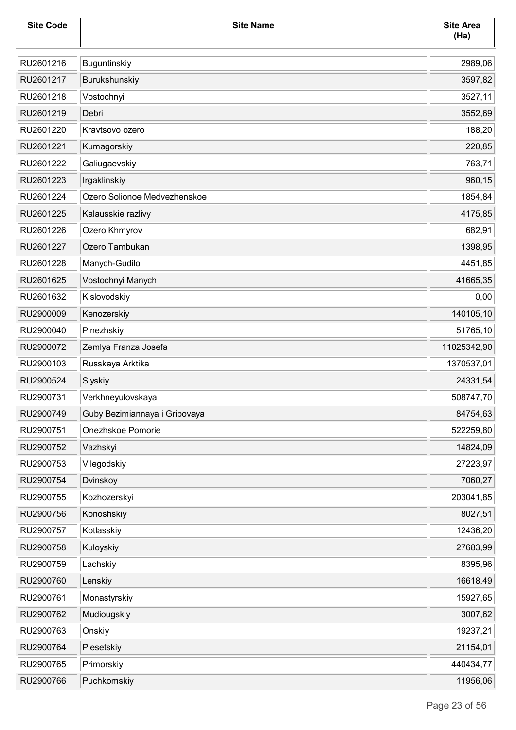| Site Code | Site Name | Site Area (Ha) |
|---|---|---|
| RU2601216 | Buguntinskiy | 2989,06 |
| RU2601217 | Burukshunskiy | 3597,82 |
| RU2601218 | Vostochnyi | 3527,11 |
| RU2601219 | Debri | 3552,69 |
| RU2601220 | Kravtsovo ozero | 188,20 |
| RU2601221 | Kumagorskiy | 220,85 |
| RU2601222 | Galiugaevskiy | 763,71 |
| RU2601223 | Irgaklinskiy | 960,15 |
| RU2601224 | Ozero Solionoe Medvezhenskoe | 1854,84 |
| RU2601225 | Kalausskie razlivy | 4175,85 |
| RU2601226 | Ozero Khmyrov | 682,91 |
| RU2601227 | Ozero Tambukan | 1398,95 |
| RU2601228 | Manych-Gudilo | 4451,85 |
| RU2601625 | Vostochnyi Manych | 41665,35 |
| RU2601632 | Kislovodskiy | 0,00 |
| RU2900009 | Kenozerskiy | 140105,10 |
| RU2900040 | Pinezhskiy | 51765,10 |
| RU2900072 | Zemlya Franza Josefa | 11025342,90 |
| RU2900103 | Russkaya Arktika | 1370537,01 |
| RU2900524 | Siyskiy | 24331,54 |
| RU2900731 | Verkhneyulovskaya | 508747,70 |
| RU2900749 | Guby Bezimiannaya i Gribovaya | 84754,63 |
| RU2900751 | Onezhskoe Pomorie | 522259,80 |
| RU2900752 | Vazhskyi | 14824,09 |
| RU2900753 | Vilegodskiy | 27223,97 |
| RU2900754 | Dvinskoy | 7060,27 |
| RU2900755 | Kozhozerskyi | 203041,85 |
| RU2900756 | Konoshskiy | 8027,51 |
| RU2900757 | Kotlasskiy | 12436,20 |
| RU2900758 | Kuloyskiy | 27683,99 |
| RU2900759 | Lachskiy | 8395,96 |
| RU2900760 | Lenskiy | 16618,49 |
| RU2900761 | Monastyrskiy | 15927,65 |
| RU2900762 | Mudiougskiy | 3007,62 |
| RU2900763 | Onskiy | 19237,21 |
| RU2900764 | Plesetskiy | 21154,01 |
| RU2900765 | Primorskiy | 440434,77 |
| RU2900766 | Puchkomskiy | 11956,06 |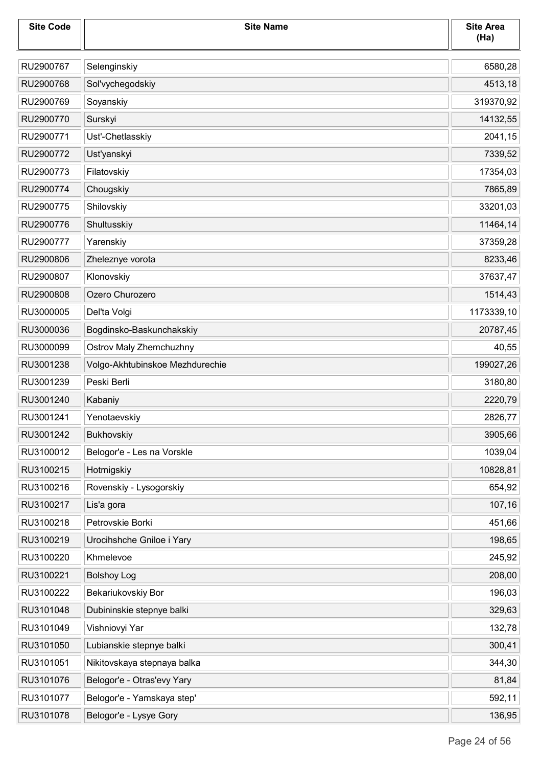| Site Code | Site Name | Site Area (Ha) |
|---|---|---|
| RU2900767 | Selenginskiy | 6580,28 |
| RU2900768 | Sol'vychegodskiy | 4513,18 |
| RU2900769 | Soyanskiy | 319370,92 |
| RU2900770 | Surskyi | 14132,55 |
| RU2900771 | Ust'-Chetlasskiy | 2041,15 |
| RU2900772 | Ust'yanskyi | 7339,52 |
| RU2900773 | Filatovskiy | 17354,03 |
| RU2900774 | Chougskiy | 7865,89 |
| RU2900775 | Shilovskiy | 33201,03 |
| RU2900776 | Shultusskiy | 11464,14 |
| RU2900777 | Yarenskiy | 37359,28 |
| RU2900806 | Zheleznye vorota | 8233,46 |
| RU2900807 | Klonovskiy | 37637,47 |
| RU2900808 | Ozero Churozero | 1514,43 |
| RU3000005 | Del'ta Volgi | 1173339,10 |
| RU3000036 | Bogdinsko-Baskunchakskiy | 20787,45 |
| RU3000099 | Ostrov Maly Zhemchuzhny | 40,55 |
| RU3001238 | Volgo-Akhtubinskoe Mezhdurechie | 199027,26 |
| RU3001239 | Peski Berli | 3180,80 |
| RU3001240 | Kabaniy | 2220,79 |
| RU3001241 | Yenotaevskiy | 2826,77 |
| RU3001242 | Bukhovskiy | 3905,66 |
| RU3100012 | Belogor'e - Les na Vorskle | 1039,04 |
| RU3100215 | Hotmigskiy | 10828,81 |
| RU3100216 | Rovenskiy - Lysogorskiy | 654,92 |
| RU3100217 | Lis'a gora | 107,16 |
| RU3100218 | Petrovskie Borki | 451,66 |
| RU3100219 | Urocihshche Gniloe i Yary | 198,65 |
| RU3100220 | Khmelevoe | 245,92 |
| RU3100221 | Bolshoy Log | 208,00 |
| RU3100222 | Bekariukovskiy Bor | 196,03 |
| RU3101048 | Dubininskie stepnye balki | 329,63 |
| RU3101049 | Vishniovyi Yar | 132,78 |
| RU3101050 | Lubianskie stepnye balki | 300,41 |
| RU3101051 | Nikitovskaya stepnaya balka | 344,30 |
| RU3101076 | Belogor'e - Otras'evy Yary | 81,84 |
| RU3101077 | Belogor'e - Yamskaya step' | 592,11 |
| RU3101078 | Belogor'e - Lysye Gory | 136,95 |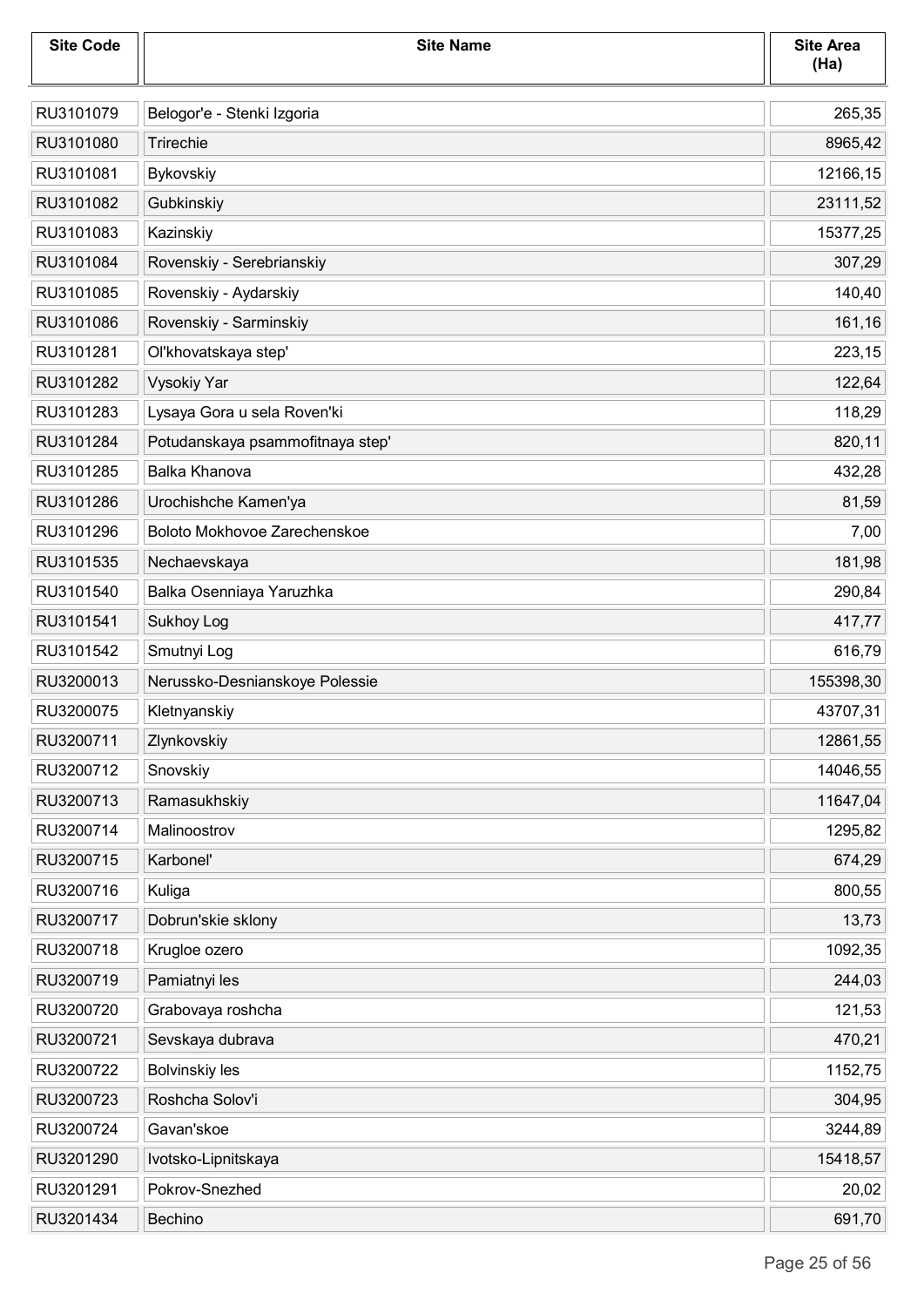| Site Code | Site Name | Site Area (Ha) |
|---|---|---|
| RU3101079 | Belogor'e - Stenki Izgoria | 265,35 |
| RU3101080 | Trirechie | 8965,42 |
| RU3101081 | Bykovskiy | 12166,15 |
| RU3101082 | Gubkinskiy | 23111,52 |
| RU3101083 | Kazinskiy | 15377,25 |
| RU3101084 | Rovenskiy - Serebrianskiy | 307,29 |
| RU3101085 | Rovenskiy - Aydarskiy | 140,40 |
| RU3101086 | Rovenskiy - Sarminskiy | 161,16 |
| RU3101281 | Ol'khovatskaya step' | 223,15 |
| RU3101282 | Vysokiy Yar | 122,64 |
| RU3101283 | Lysaya Gora u sela Roven'ki | 118,29 |
| RU3101284 | Potudanskaya psammofitnaya step' | 820,11 |
| RU3101285 | Balka Khanova | 432,28 |
| RU3101286 | Urochishche Kamen'ya | 81,59 |
| RU3101296 | Boloto Mokhovoe Zarechenskoe | 7,00 |
| RU3101535 | Nechaevskaya | 181,98 |
| RU3101540 | Balka Osenniaya Yaruzhka | 290,84 |
| RU3101541 | Sukhoy Log | 417,77 |
| RU3101542 | Smutnyi Log | 616,79 |
| RU3200013 | Nerussko-Desnianskoye Polessie | 155398,30 |
| RU3200075 | Kletnyanskiy | 43707,31 |
| RU3200711 | Zlynkovskiy | 12861,55 |
| RU3200712 | Snovskiy | 14046,55 |
| RU3200713 | Ramasukhskiy | 11647,04 |
| RU3200714 | Malinoostrov | 1295,82 |
| RU3200715 | Karbonel' | 674,29 |
| RU3200716 | Kuliga | 800,55 |
| RU3200717 | Dobrun'skie sklony | 13,73 |
| RU3200718 | Krugloe ozero | 1092,35 |
| RU3200719 | Pamiatnyi les | 244,03 |
| RU3200720 | Grabovaya roshcha | 121,53 |
| RU3200721 | Sevskaya dubrava | 470,21 |
| RU3200722 | Bolvinskiy les | 1152,75 |
| RU3200723 | Roshcha Solov'i | 304,95 |
| RU3200724 | Gavan'skoe | 3244,89 |
| RU3201290 | Ivotsko-Lipnitskaya | 15418,57 |
| RU3201291 | Pokrov-Snezhed | 20,02 |
| RU3201434 | Bechino | 691,70 |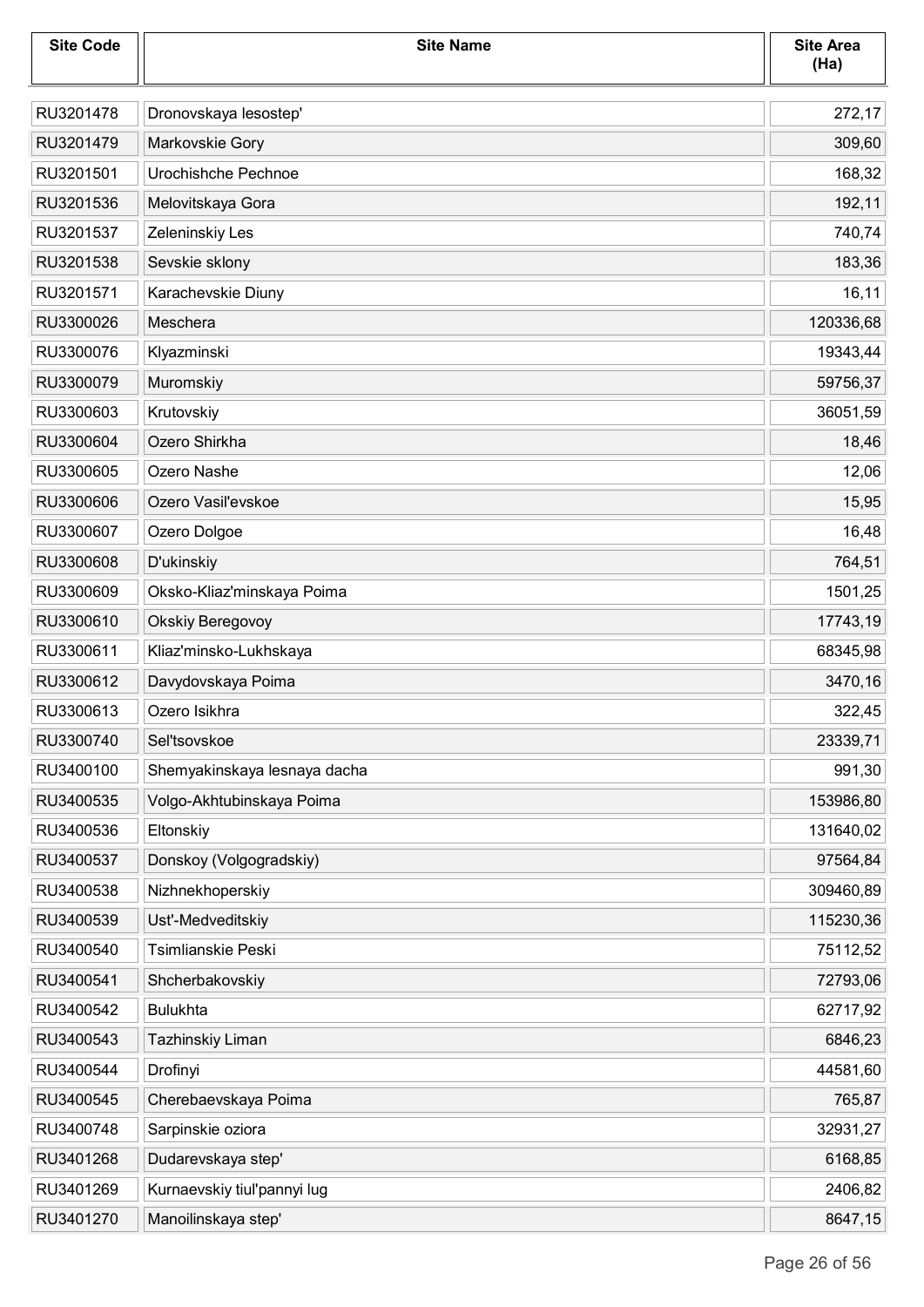| Site Code | Site Name | Site Area (Ha) |
|---|---|---|
| RU3201478 | Dronovskaya lesostep' | 272,17 |
| RU3201479 | Markovskie Gory | 309,60 |
| RU3201501 | Urochishche Pechnoe | 168,32 |
| RU3201536 | Melovitskaya Gora | 192,11 |
| RU3201537 | Zeleninskiy Les | 740,74 |
| RU3201538 | Sevskie sklony | 183,36 |
| RU3201571 | Karachevskie Diuny | 16,11 |
| RU3300026 | Meschera | 120336,68 |
| RU3300076 | Klyazminski | 19343,44 |
| RU3300079 | Muromskiy | 59756,37 |
| RU3300603 | Krutovskiy | 36051,59 |
| RU3300604 | Ozero Shirkha | 18,46 |
| RU3300605 | Ozero Nashe | 12,06 |
| RU3300606 | Ozero Vasil'evskoe | 15,95 |
| RU3300607 | Ozero Dolgoe | 16,48 |
| RU3300608 | D'ukinskiy | 764,51 |
| RU3300609 | Oksko-Kliaz'minskaya Poima | 1501,25 |
| RU3300610 | Okskiy Beregovoy | 17743,19 |
| RU3300611 | Kliaz'minsko-Lukhskaya | 68345,98 |
| RU3300612 | Davydovskaya Poima | 3470,16 |
| RU3300613 | Ozero Isikhra | 322,45 |
| RU3300740 | Sel'tsovskoe | 23339,71 |
| RU3400100 | Shemyakinskaya lesnaya dacha | 991,30 |
| RU3400535 | Volgo-Akhtubinskaya Poima | 153986,80 |
| RU3400536 | Eltonskiy | 131640,02 |
| RU3400537 | Donskoy (Volgogradskiy) | 97564,84 |
| RU3400538 | Nizhnekhoperskiy | 309460,89 |
| RU3400539 | Ust'-Medveditskiy | 115230,36 |
| RU3400540 | Tsimlianskie Peski | 75112,52 |
| RU3400541 | Shcherbakovskiy | 72793,06 |
| RU3400542 | Bulukhta | 62717,92 |
| RU3400543 | Tazhinskiy Liman | 6846,23 |
| RU3400544 | Drofinyi | 44581,60 |
| RU3400545 | Cherebaevskaya Poima | 765,87 |
| RU3400748 | Sarpinskie oziora | 32931,27 |
| RU3401268 | Dudarevskaya step' | 6168,85 |
| RU3401269 | Kurnaevskiy tiul'pannyi lug | 2406,82 |
| RU3401270 | Manoilinskaya step' | 8647,15 |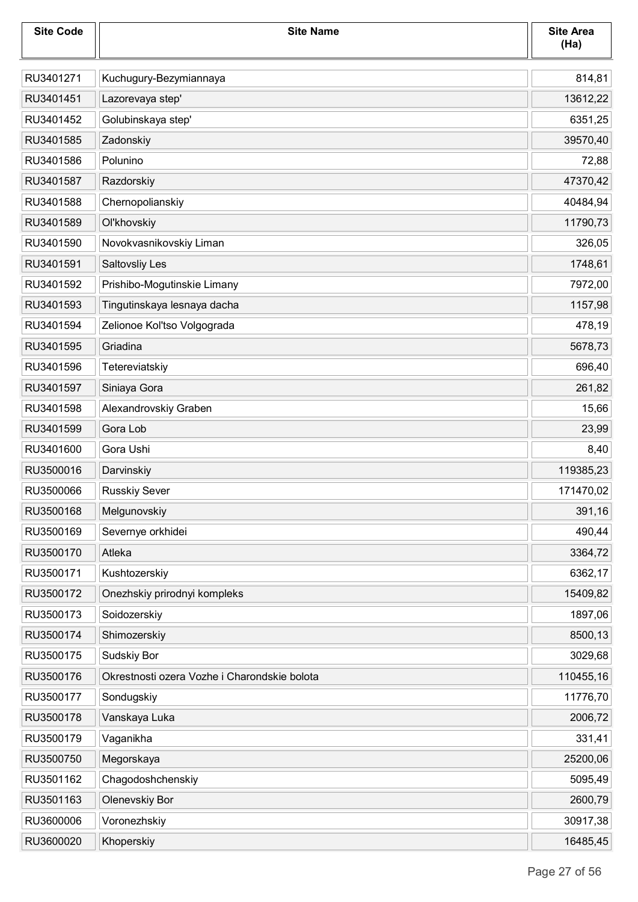| Site Code | Site Name | Site Area (Ha) |
|---|---|---|
| RU3401271 | Kuchugury-Bezymiannaya | 814,81 |
| RU3401451 | Lazorevaya step' | 13612,22 |
| RU3401452 | Golubinskaya step' | 6351,25 |
| RU3401585 | Zadonskiy | 39570,40 |
| RU3401586 | Polunino | 72,88 |
| RU3401587 | Razdorskiy | 47370,42 |
| RU3401588 | Chernopolianskiy | 40484,94 |
| RU3401589 | Ol'khovskiy | 11790,73 |
| RU3401590 | Novokvasnikovskiy Liman | 326,05 |
| RU3401591 | Saltovsliy Les | 1748,61 |
| RU3401592 | Prishibo-Mogutinskie Limany | 7972,00 |
| RU3401593 | Tingutinskaya lesnaya dacha | 1157,98 |
| RU3401594 | Zelionoe Kol'tso Volgograda | 478,19 |
| RU3401595 | Griadina | 5678,73 |
| RU3401596 | Tetereviatskiy | 696,40 |
| RU3401597 | Siniaya Gora | 261,82 |
| RU3401598 | Alexandrovskiy Graben | 15,66 |
| RU3401599 | Gora Lob | 23,99 |
| RU3401600 | Gora Ushi | 8,40 |
| RU3500016 | Darvinskiy | 119385,23 |
| RU3500066 | Russkiy Sever | 171470,02 |
| RU3500168 | Melgunovskiy | 391,16 |
| RU3500169 | Severnye orkhidei | 490,44 |
| RU3500170 | Atleka | 3364,72 |
| RU3500171 | Kushtozerskiy | 6362,17 |
| RU3500172 | Onezhskiy prirodnyi kompleks | 15409,82 |
| RU3500173 | Soidozerskiy | 1897,06 |
| RU3500174 | Shimozerskiy | 8500,13 |
| RU3500175 | Sudskiy Bor | 3029,68 |
| RU3500176 | Okrestnosti ozera Vozhe i Charondskie bolota | 110455,16 |
| RU3500177 | Sondugskiy | 11776,70 |
| RU3500178 | Vanskaya Luka | 2006,72 |
| RU3500179 | Vaganikha | 331,41 |
| RU3500750 | Megorskaya | 25200,06 |
| RU3501162 | Chagodoshchenskiy | 5095,49 |
| RU3501163 | Olenevskiy Bor | 2600,79 |
| RU3600006 | Voronezhskiy | 30917,38 |
| RU3600020 | Khoperskiy | 16485,45 |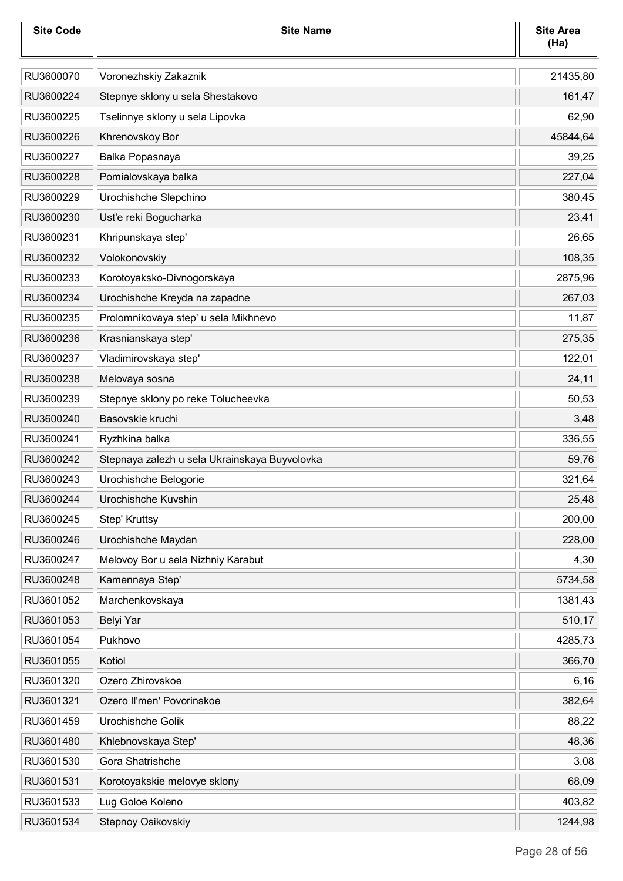| Site Code | Site Name | Site Area (Ha) |
|---|---|---|
| RU3600070 | Voronezhskiy Zakaznik | 21435,80 |
| RU3600224 | Stepnye sklony u sela Shestakovo | 161,47 |
| RU3600225 | Tselinnye sklony u sela Lipovka | 62,90 |
| RU3600226 | Khrenovskoy Bor | 45844,64 |
| RU3600227 | Balka Popasnaya | 39,25 |
| RU3600228 | Pomialovskaya balka | 227,04 |
| RU3600229 | Urochishche Slepchino | 380,45 |
| RU3600230 | Ust'e reki Bogucharka | 23,41 |
| RU3600231 | Khripunskaya step' | 26,65 |
| RU3600232 | Volokonovskiy | 108,35 |
| RU3600233 | Korotoyaksko-Divnogorskaya | 2875,96 |
| RU3600234 | Urochishche Kreyda na zapadne | 267,03 |
| RU3600235 | Prolomnikovaya step' u sela Mikhnevo | 11,87 |
| RU3600236 | Krasnianskaya step' | 275,35 |
| RU3600237 | Vladimirovskaya step' | 122,01 |
| RU3600238 | Melovaya sosna | 24,11 |
| RU3600239 | Stepnye sklony po reke Tolucheevka | 50,53 |
| RU3600240 | Basovskie kruchi | 3,48 |
| RU3600241 | Ryzhkina balka | 336,55 |
| RU3600242 | Stepnaya zalezh u sela Ukrainskaya Buyvolovka | 59,76 |
| RU3600243 | Urochishche Belogorie | 321,64 |
| RU3600244 | Urochishche Kuvshin | 25,48 |
| RU3600245 | Step' Kruttsy | 200,00 |
| RU3600246 | Urochishche Maydan | 228,00 |
| RU3600247 | Melovoy Bor u sela Nizhniy Karabut | 4,30 |
| RU3600248 | Kamennaya Step' | 5734,58 |
| RU3601052 | Marchenkovskaya | 1381,43 |
| RU3601053 | Belyi Yar | 510,17 |
| RU3601054 | Pukhovo | 4285,73 |
| RU3601055 | Kotiol | 366,70 |
| RU3601320 | Ozero Zhirovskoe | 6,16 |
| RU3601321 | Ozero Il'men' Povorinskoe | 382,64 |
| RU3601459 | Urochishche Golik | 88,22 |
| RU3601480 | Khlebnovskaya Step' | 48,36 |
| RU3601530 | Gora Shatrishche | 3,08 |
| RU3601531 | Korotoyakskie melovye sklony | 68,09 |
| RU3601533 | Lug Goloe Koleno | 403,82 |
| RU3601534 | Stepnoy Osikovskiy | 1244,98 |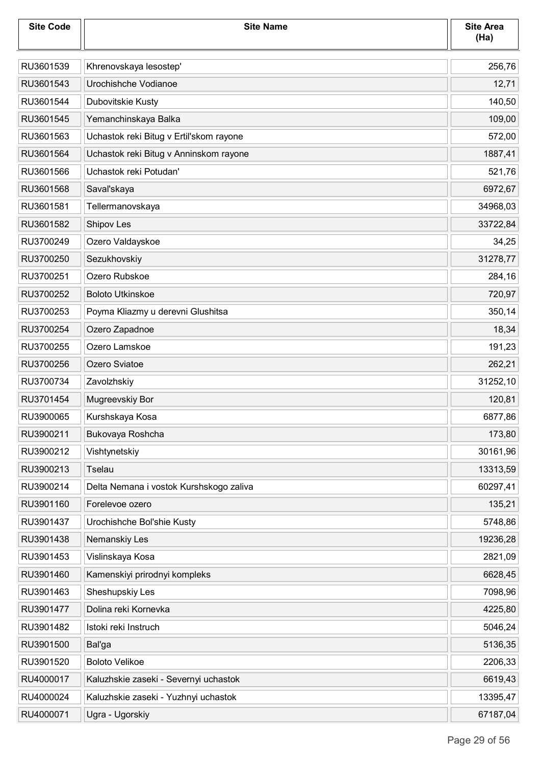| Site Code | Site Name | Site Area (Ha) |
|---|---|---|
| RU3601539 | Khrenovskaya lesostep' | 256,76 |
| RU3601543 | Urochishche Vodianoe | 12,71 |
| RU3601544 | Dubovitskie Kusty | 140,50 |
| RU3601545 | Yemanchinskaya Balka | 109,00 |
| RU3601563 | Uchastok reki Bitug v Ertil'skom rayone | 572,00 |
| RU3601564 | Uchastok reki Bitug v Anninskom rayone | 1887,41 |
| RU3601566 | Uchastok reki Potudan' | 521,76 |
| RU3601568 | Saval'skaya | 6972,67 |
| RU3601581 | Tellermanovskaya | 34968,03 |
| RU3601582 | Shipov Les | 33722,84 |
| RU3700249 | Ozero Valdayskoe | 34,25 |
| RU3700250 | Sezukhovskiy | 31278,77 |
| RU3700251 | Ozero Rubskoe | 284,16 |
| RU3700252 | Boloto Utkinskoe | 720,97 |
| RU3700253 | Poyma Kliazmy u derevni Glushitsa | 350,14 |
| RU3700254 | Ozero Zapadnoe | 18,34 |
| RU3700255 | Ozero Lamskoe | 191,23 |
| RU3700256 | Ozero Sviatoe | 262,21 |
| RU3700734 | Zavolzhskiy | 31252,10 |
| RU3701454 | Mugreevskiy Bor | 120,81 |
| RU3900065 | Kurshskaya Kosa | 6877,86 |
| RU3900211 | Bukovaya Roshcha | 173,80 |
| RU3900212 | Vishtynetskiy | 30161,96 |
| RU3900213 | Tselau | 13313,59 |
| RU3900214 | Delta Nemana i vostok Kurshskogo zaliva | 60297,41 |
| RU3901160 | Forelevoe ozero | 135,21 |
| RU3901437 | Urochishche Bol'shie Kusty | 5748,86 |
| RU3901438 | Nemanskiy Les | 19236,28 |
| RU3901453 | Vislinskaya Kosa | 2821,09 |
| RU3901460 | Kamenskiyi prirodnyi kompleks | 6628,45 |
| RU3901463 | Sheshupskiy Les | 7098,96 |
| RU3901477 | Dolina reki Kornevka | 4225,80 |
| RU3901482 | Istoki reki Instruch | 5046,24 |
| RU3901500 | Bal'ga | 5136,35 |
| RU3901520 | Boloto Velikoe | 2206,33 |
| RU4000017 | Kaluzhskie zaseki - Severnyi uchastok | 6619,43 |
| RU4000024 | Kaluzhskie zaseki - Yuzhnyi uchastok | 13395,47 |
| RU4000071 | Ugra - Ugorskiy | 67187,04 |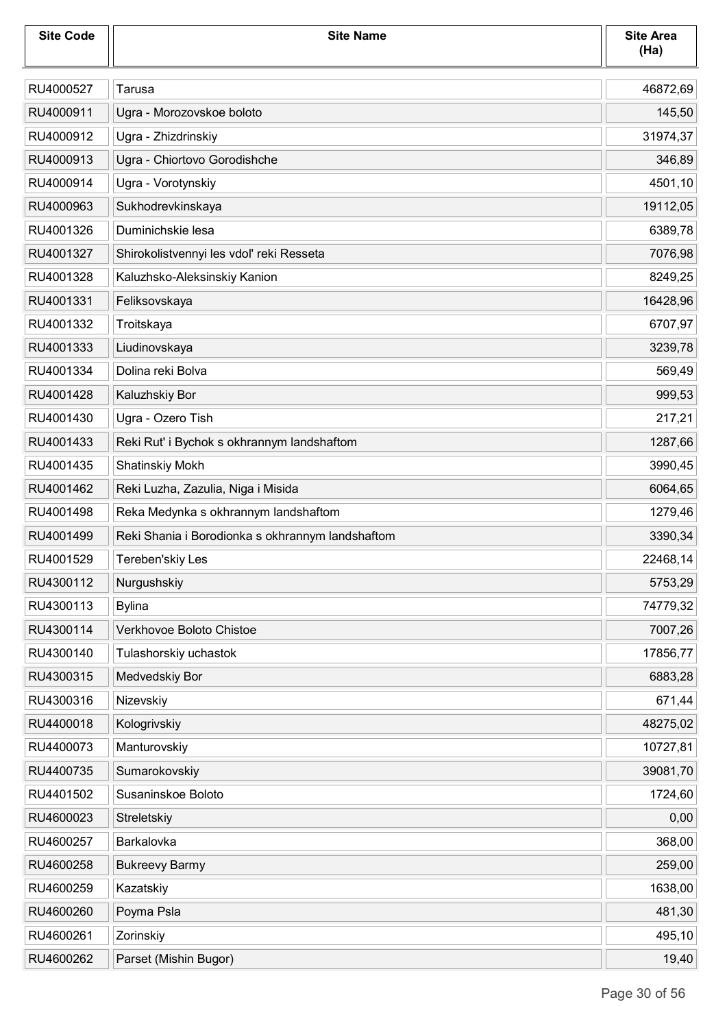| Site Code | Site Name | Site Area (Ha) |
|---|---|---|
| RU4000527 | Tarusa | 46872,69 |
| RU4000911 | Ugra - Morozovskoe boloto | 145,50 |
| RU4000912 | Ugra - Zhizdrinskiy | 31974,37 |
| RU4000913 | Ugra - Chiortovo Gorodishche | 346,89 |
| RU4000914 | Ugra - Vorotynskiy | 4501,10 |
| RU4000963 | Sukhodrevkinskaya | 19112,05 |
| RU4001326 | Duminichskie lesa | 6389,78 |
| RU4001327 | Shirokolistvennyi les vdol' reki Resseta | 7076,98 |
| RU4001328 | Kaluzhsko-Aleksinskiy Kanion | 8249,25 |
| RU4001331 | Feliksovskaya | 16428,96 |
| RU4001332 | Troitskaya | 6707,97 |
| RU4001333 | Liudinovskaya | 3239,78 |
| RU4001334 | Dolina reki Bolva | 569,49 |
| RU4001428 | Kaluzhskiy Bor | 999,53 |
| RU4001430 | Ugra - Ozero Tish | 217,21 |
| RU4001433 | Reki Rut' i Bychok s okhrannym landshaftom | 1287,66 |
| RU4001435 | Shatinskiy Mokh | 3990,45 |
| RU4001462 | Reki Luzha, Zazulia, Niga i Misida | 6064,65 |
| RU4001498 | Reka Medynka s okhrannym landshaftom | 1279,46 |
| RU4001499 | Reki Shania i Borodionka s okhrannym landshaftom | 3390,34 |
| RU4001529 | Tereben'skiy Les | 22468,14 |
| RU4300112 | Nurgushskiy | 5753,29 |
| RU4300113 | Bylina | 74779,32 |
| RU4300114 | Verkhovoe Boloto Chistoe | 7007,26 |
| RU4300140 | Tulashorskiy uchastok | 17856,77 |
| RU4300315 | Medvedskiy Bor | 6883,28 |
| RU4300316 | Nizevskiy | 671,44 |
| RU4400018 | Kologrivskiy | 48275,02 |
| RU4400073 | Manturovskiy | 10727,81 |
| RU4400735 | Sumarokovskiy | 39081,70 |
| RU4401502 | Susaninskoe Boloto | 1724,60 |
| RU4600023 | Streletskiy | 0,00 |
| RU4600257 | Barkalovka | 368,00 |
| RU4600258 | Bukreevy Barmy | 259,00 |
| RU4600259 | Kazatskiy | 1638,00 |
| RU4600260 | Poyma Psla | 481,30 |
| RU4600261 | Zorinskiy | 495,10 |
| RU4600262 | Parset (Mishin Bugor) | 19,40 |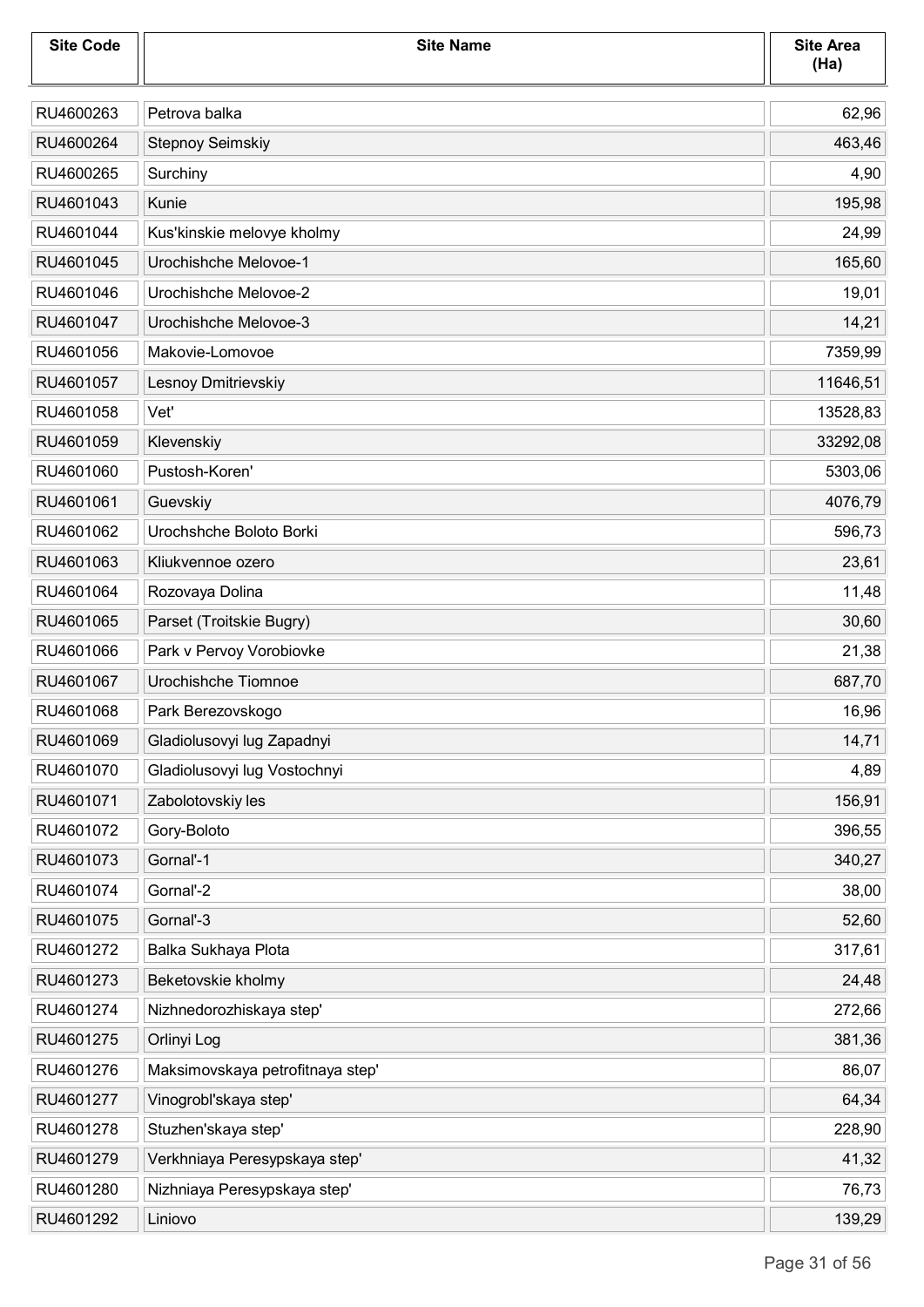| Site Code | Site Name | Site Area (Ha) |
|---|---|---|
| RU4600263 | Petrova balka | 62,96 |
| RU4600264 | Stepnoy Seimskiy | 463,46 |
| RU4600265 | Surchiny | 4,90 |
| RU4601043 | Kunie | 195,98 |
| RU4601044 | Kus'kinskie melovye kholmy | 24,99 |
| RU4601045 | Urochishche Melovoe-1 | 165,60 |
| RU4601046 | Urochishche Melovoe-2 | 19,01 |
| RU4601047 | Urochishche Melovoe-3 | 14,21 |
| RU4601056 | Makovie-Lomovoe | 7359,99 |
| RU4601057 | Lesnoy Dmitrievskiy | 11646,51 |
| RU4601058 | Vet' | 13528,83 |
| RU4601059 | Klevenskiy | 33292,08 |
| RU4601060 | Pustosh-Koren' | 5303,06 |
| RU4601061 | Guevskiy | 4076,79 |
| RU4601062 | Urochshche Boloto Borki | 596,73 |
| RU4601063 | Kliukvennoe ozero | 23,61 |
| RU4601064 | Rozovaya Dolina | 11,48 |
| RU4601065 | Parset (Troitskie Bugry) | 30,60 |
| RU4601066 | Park v Pervoy Vorobiovke | 21,38 |
| RU4601067 | Urochishche Tiomnoe | 687,70 |
| RU4601068 | Park Berezovskogo | 16,96 |
| RU4601069 | Gladiolusovyi lug Zapadnyi | 14,71 |
| RU4601070 | Gladiolusovyi lug Vostochnyi | 4,89 |
| RU4601071 | Zabolotovskiy les | 156,91 |
| RU4601072 | Gory-Boloto | 396,55 |
| RU4601073 | Gornal'-1 | 340,27 |
| RU4601074 | Gornal'-2 | 38,00 |
| RU4601075 | Gornal'-3 | 52,60 |
| RU4601272 | Balka Sukhaya Plota | 317,61 |
| RU4601273 | Beketovskie kholmy | 24,48 |
| RU4601274 | Nizhnedorozhiskaya step' | 272,66 |
| RU4601275 | Orlinyi Log | 381,36 |
| RU4601276 | Maksimovskaya petrofitnaya step' | 86,07 |
| RU4601277 | Vinogrobl'skaya step' | 64,34 |
| RU4601278 | Stuzhen'skaya step' | 228,90 |
| RU4601279 | Verkhniaya Peresypskaya step' | 41,32 |
| RU4601280 | Nizhniaya Peresypskaya step' | 76,73 |
| RU4601292 | Liniovo | 139,29 |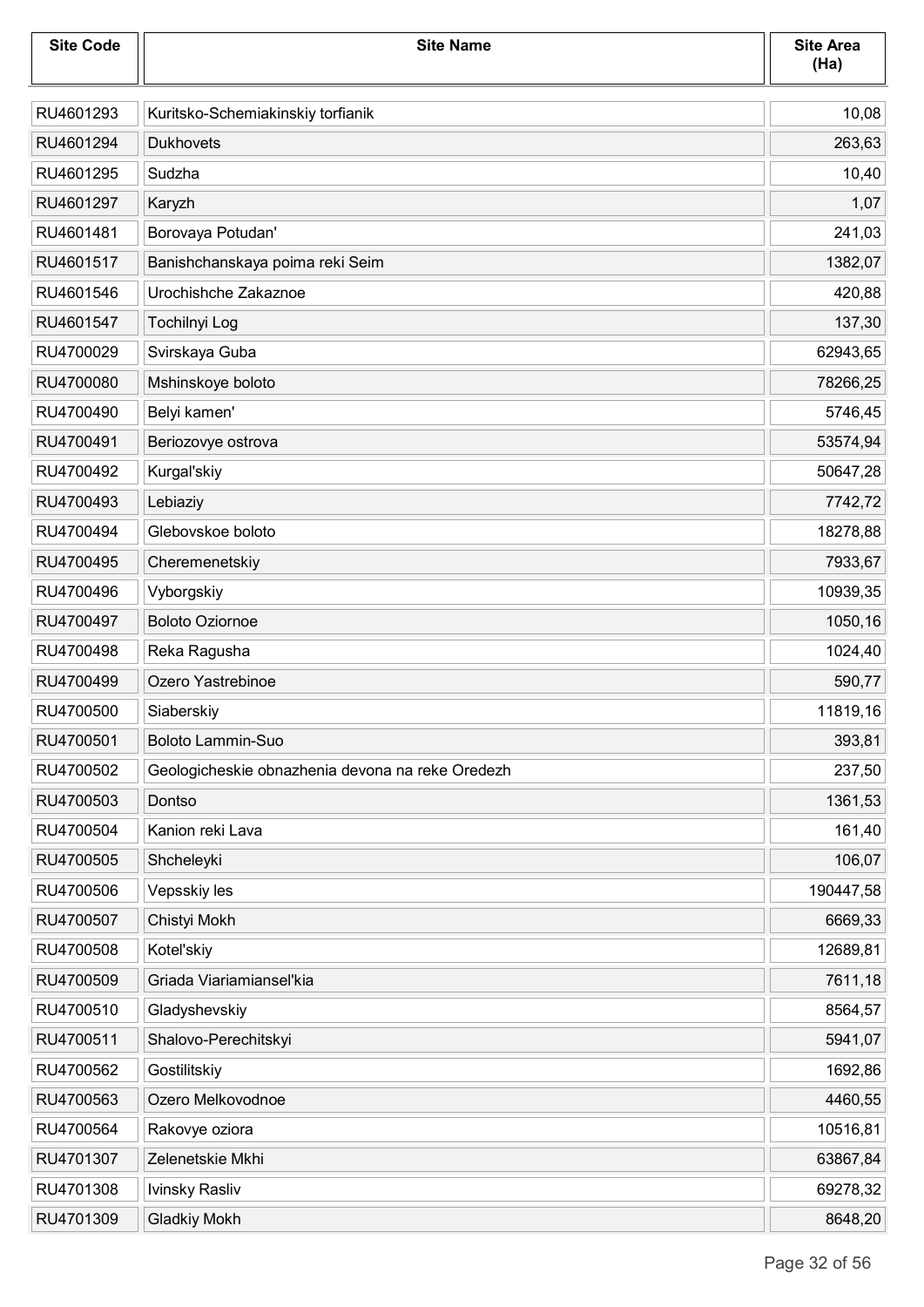| Site Code | Site Name | Site Area (Ha) |
|---|---|---|
| RU4601293 | Kuritsko-Schemiakinskiy torfianik | 10,08 |
| RU4601294 | Dukhovets | 263,63 |
| RU4601295 | Sudzha | 10,40 |
| RU4601297 | Karyzh | 1,07 |
| RU4601481 | Borovaya Potudan' | 241,03 |
| RU4601517 | Banishchanskaya poima reki Seim | 1382,07 |
| RU4601546 | Urochishche Zakaznoe | 420,88 |
| RU4601547 | Tochilnyi Log | 137,30 |
| RU4700029 | Svirskaya Guba | 62943,65 |
| RU4700080 | Mshinskoye boloto | 78266,25 |
| RU4700490 | Belyi kamen' | 5746,45 |
| RU4700491 | Beriozovye ostrova | 53574,94 |
| RU4700492 | Kurgal'skiy | 50647,28 |
| RU4700493 | Lebiaziy | 7742,72 |
| RU4700494 | Glebovskoe boloto | 18278,88 |
| RU4700495 | Cheremenetskiy | 7933,67 |
| RU4700496 | Vyborgskiy | 10939,35 |
| RU4700497 | Boloto Oziornoe | 1050,16 |
| RU4700498 | Reka Ragusha | 1024,40 |
| RU4700499 | Ozero Yastrebinoe | 590,77 |
| RU4700500 | Siaberskiy | 11819,16 |
| RU4700501 | Boloto Lammin-Suo | 393,81 |
| RU4700502 | Geologicheskie obnazhenia devona na reke Oredezh | 237,50 |
| RU4700503 | Dontso | 1361,53 |
| RU4700504 | Kanion reki Lava | 161,40 |
| RU4700505 | Shcheleyki | 106,07 |
| RU4700506 | Vepsskiy les | 190447,58 |
| RU4700507 | Chistyi Mokh | 6669,33 |
| RU4700508 | Kotel'skiy | 12689,81 |
| RU4700509 | Griada Viariamiansel'kia | 7611,18 |
| RU4700510 | Gladyshevskiy | 8564,57 |
| RU4700511 | Shalovo-Perechitskyi | 5941,07 |
| RU4700562 | Gostilitskiy | 1692,86 |
| RU4700563 | Ozero Melkovodnoe | 4460,55 |
| RU4700564 | Rakovye oziora | 10516,81 |
| RU4701307 | Zelenetskie Mkhi | 63867,84 |
| RU4701308 | Ivinsky Rasliv | 69278,32 |
| RU4701309 | Gladkiy Mokh | 8648,20 |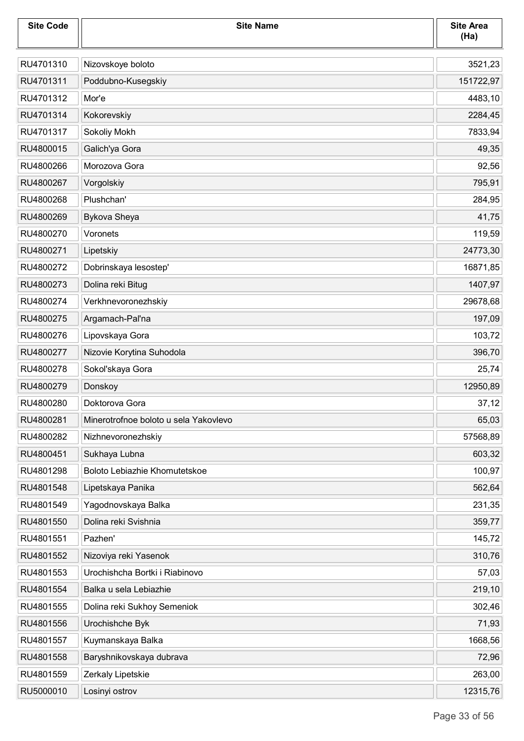| Site Code | Site Name | Site Area (Ha) |
|---|---|---|
| RU4701310 | Nizovskoye boloto | 3521,23 |
| RU4701311 | Poddubno-Kusegskiy | 151722,97 |
| RU4701312 | Mor'e | 4483,10 |
| RU4701314 | Kokorevskiy | 2284,45 |
| RU4701317 | Sokoliy Mokh | 7833,94 |
| RU4800015 | Galich'ya Gora | 49,35 |
| RU4800266 | Morozova Gora | 92,56 |
| RU4800267 | Vorgolskiy | 795,91 |
| RU4800268 | Plushchan' | 284,95 |
| RU4800269 | Bykova Sheya | 41,75 |
| RU4800270 | Voronets | 119,59 |
| RU4800271 | Lipetskiy | 24773,30 |
| RU4800272 | Dobrinskaya lesostep' | 16871,85 |
| RU4800273 | Dolina reki Bitug | 1407,97 |
| RU4800274 | Verkhnevoronezhskiy | 29678,68 |
| RU4800275 | Argamach-Pal'na | 197,09 |
| RU4800276 | Lipovskaya Gora | 103,72 |
| RU4800277 | Nizovie Korytina Suhodola | 396,70 |
| RU4800278 | Sokol'skaya Gora | 25,74 |
| RU4800279 | Donskoy | 12950,89 |
| RU4800280 | Doktorova Gora | 37,12 |
| RU4800281 | Minerotrofnoe boloto u sela Yakovlevo | 65,03 |
| RU4800282 | Nizhnevoronezhskiy | 57568,89 |
| RU4800451 | Sukhaya Lubna | 603,32 |
| RU4801298 | Boloto Lebiazhie Khomutetskoe | 100,97 |
| RU4801548 | Lipetskaya Panika | 562,64 |
| RU4801549 | Yagodnovskaya Balka | 231,35 |
| RU4801550 | Dolina reki Svishnia | 359,77 |
| RU4801551 | Pazhen' | 145,72 |
| RU4801552 | Nizoviya reki Yasenok | 310,76 |
| RU4801553 | Urochishcha Bortki i Riabinovo | 57,03 |
| RU4801554 | Balka u sela Lebiazhie | 219,10 |
| RU4801555 | Dolina reki Sukhoy Semeniok | 302,46 |
| RU4801556 | Urochishche Byk | 71,93 |
| RU4801557 | Kuymanskaya Balka | 1668,56 |
| RU4801558 | Baryshnikovskaya dubrava | 72,96 |
| RU4801559 | Zerkaly Lipetskie | 263,00 |
| RU5000010 | Losinyi ostrov | 12315,76 |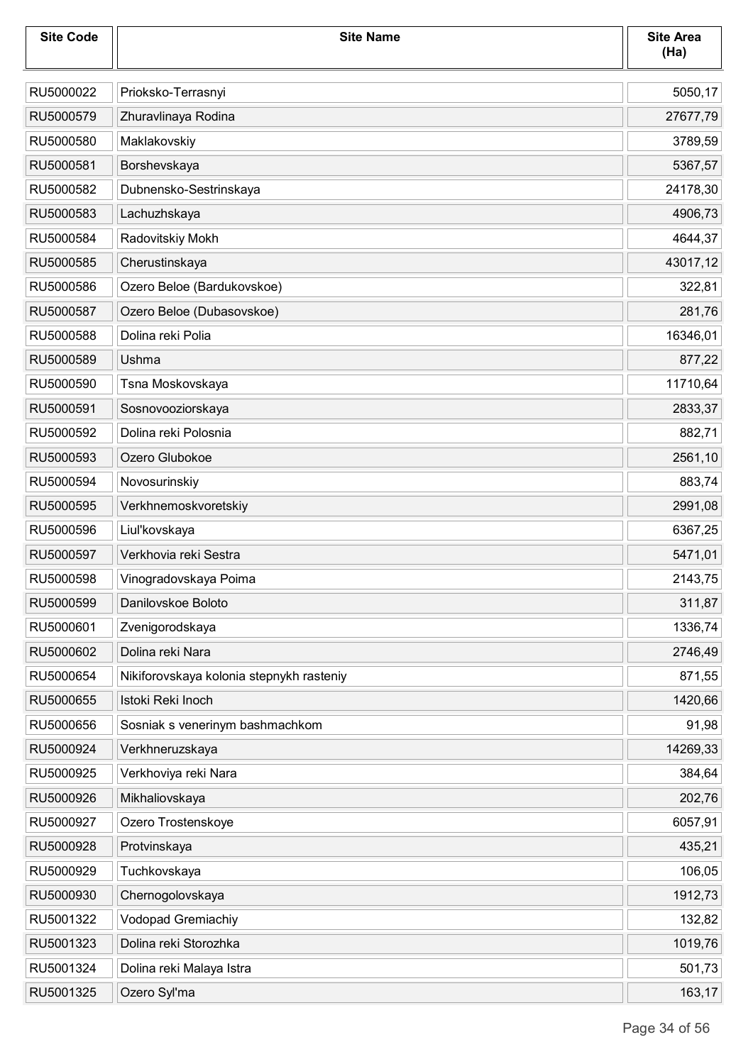| Site Code | Site Name | Site Area (Ha) |
|---|---|---|
| RU5000022 | Prioksko-Terrasnyi | 5050,17 |
| RU5000579 | Zhuravlinaya Rodina | 27677,79 |
| RU5000580 | Maklakovskiy | 3789,59 |
| RU5000581 | Borshevskaya | 5367,57 |
| RU5000582 | Dubnensko-Sestrinskaya | 24178,30 |
| RU5000583 | Lachuzhskaya | 4906,73 |
| RU5000584 | Radovitskiy Mokh | 4644,37 |
| RU5000585 | Cherustinskaya | 43017,12 |
| RU5000586 | Ozero Beloe (Bardukovskoe) | 322,81 |
| RU5000587 | Ozero Beloe (Dubasovskoe) | 281,76 |
| RU5000588 | Dolina reki Polia | 16346,01 |
| RU5000589 | Ushma | 877,22 |
| RU5000590 | Tsna Moskovskaya | 11710,64 |
| RU5000591 | Sosnovooziorskaya | 2833,37 |
| RU5000592 | Dolina reki Polosnia | 882,71 |
| RU5000593 | Ozero Glubokoe | 2561,10 |
| RU5000594 | Novosurinskiy | 883,74 |
| RU5000595 | Verkhnemoskvoretskiy | 2991,08 |
| RU5000596 | Liul'kovskaya | 6367,25 |
| RU5000597 | Verkhovia reki Sestra | 5471,01 |
| RU5000598 | Vinogradovskaya Poima | 2143,75 |
| RU5000599 | Danilovskoe Boloto | 311,87 |
| RU5000601 | Zvenigorodskaya | 1336,74 |
| RU5000602 | Dolina reki Nara | 2746,49 |
| RU5000654 | Nikiforovskaya kolonia stepnykh rasteniy | 871,55 |
| RU5000655 | Istoki Reki Inoch | 1420,66 |
| RU5000656 | Sosniak s venerinym bashmachkom | 91,98 |
| RU5000924 | Verkhneruzskaya | 14269,33 |
| RU5000925 | Verkhoviya reki Nara | 384,64 |
| RU5000926 | Mikhaliovskaya | 202,76 |
| RU5000927 | Ozero Trostenskoye | 6057,91 |
| RU5000928 | Protvinskaya | 435,21 |
| RU5000929 | Tuchkovskaya | 106,05 |
| RU5000930 | Chernogolovskaya | 1912,73 |
| RU5001322 | Vodopad Gremiachiy | 132,82 |
| RU5001323 | Dolina reki Storozhka | 1019,76 |
| RU5001324 | Dolina reki Malaya Istra | 501,73 |
| RU5001325 | Ozero Syl'ma | 163,17 |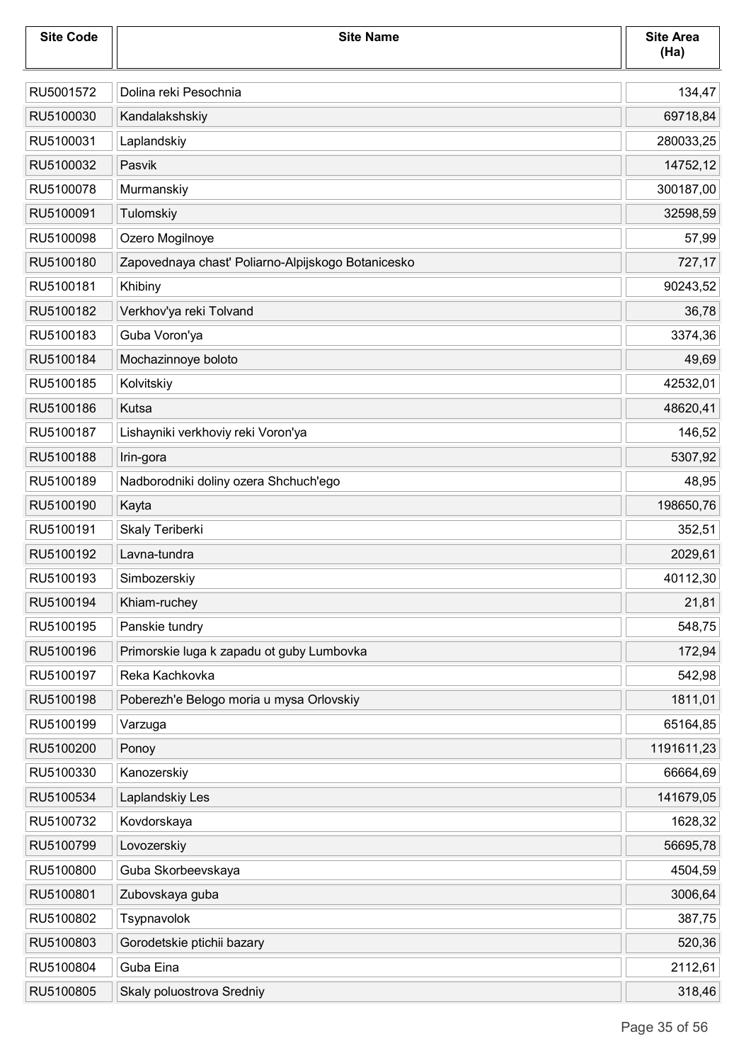| Site Code | Site Name | Site Area (Ha) |
|---|---|---|
| RU5001572 | Dolina reki Pesochnia | 134,47 |
| RU5100030 | Kandalakshskiy | 69718,84 |
| RU5100031 | Laplandskiy | 280033,25 |
| RU5100032 | Pasvik | 14752,12 |
| RU5100078 | Murmanskiy | 300187,00 |
| RU5100091 | Tulomskiy | 32598,59 |
| RU5100098 | Ozero Mogilnoye | 57,99 |
| RU5100180 | Zapovednaya chast' Poliarno-Alpijskogo Botanicesko | 727,17 |
| RU5100181 | Khibiny | 90243,52 |
| RU5100182 | Verkhov'ya reki Tolvand | 36,78 |
| RU5100183 | Guba Voron'ya | 3374,36 |
| RU5100184 | Mochazinnoye boloto | 49,69 |
| RU5100185 | Kolvitskiy | 42532,01 |
| RU5100186 | Kutsa | 48620,41 |
| RU5100187 | Lishayniki verkhoviy reki Voron'ya | 146,52 |
| RU5100188 | Irin-gora | 5307,92 |
| RU5100189 | Nadborodniki doliny ozera Shchuch'ego | 48,95 |
| RU5100190 | Kayta | 198650,76 |
| RU5100191 | Skaly Teriberki | 352,51 |
| RU5100192 | Lavna-tundra | 2029,61 |
| RU5100193 | Simbozerskiy | 40112,30 |
| RU5100194 | Khiam-ruchey | 21,81 |
| RU5100195 | Panskie tundry | 548,75 |
| RU5100196 | Primorskie luga k zapadu ot guby Lumbovka | 172,94 |
| RU5100197 | Reka Kachkovka | 542,98 |
| RU5100198 | Poberezh'e Belogo moria u mysa Orlovskiy | 1811,01 |
| RU5100199 | Varzuga | 65164,85 |
| RU5100200 | Ponoy | 1191611,23 |
| RU5100330 | Kanozerskiy | 66664,69 |
| RU5100534 | Laplandskiy Les | 141679,05 |
| RU5100732 | Kovdorskaya | 1628,32 |
| RU5100799 | Lovozerskiy | 56695,78 |
| RU5100800 | Guba Skorbeevskaya | 4504,59 |
| RU5100801 | Zubovskaya guba | 3006,64 |
| RU5100802 | Tsypnavolok | 387,75 |
| RU5100803 | Gorodetskie ptichii bazary | 520,36 |
| RU5100804 | Guba Eina | 2112,61 |
| RU5100805 | Skaly poluostrova Sredniy | 318,46 |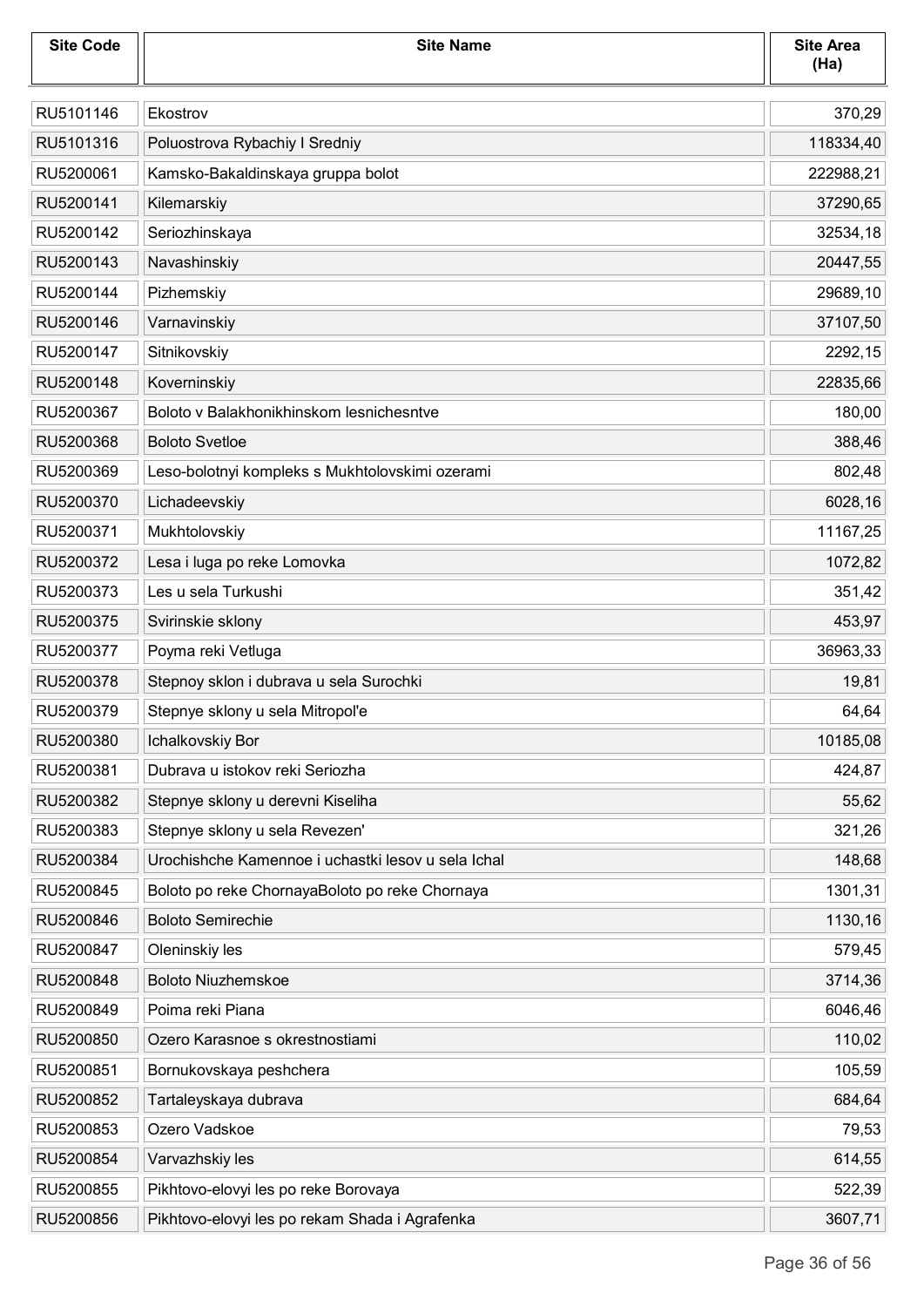| Site Code | Site Name | Site Area (Ha) |
|---|---|---|
| RU5101146 | Ekostrov | 370,29 |
| RU5101316 | Poluostrova Rybachiy I Sredniy | 118334,40 |
| RU5200061 | Kamsko-Bakaldinskaya gruppa bolot | 222988,21 |
| RU5200141 | Kilemarskiy | 37290,65 |
| RU5200142 | Seriozhinskaya | 32534,18 |
| RU5200143 | Navashinskiy | 20447,55 |
| RU5200144 | Pizhemskiy | 29689,10 |
| RU5200146 | Varnavinskiy | 37107,50 |
| RU5200147 | Sitnikovskiy | 2292,15 |
| RU5200148 | Koverninskiy | 22835,66 |
| RU5200367 | Boloto v Balakhonikhinskom lesnichesntve | 180,00 |
| RU5200368 | Boloto Svetloe | 388,46 |
| RU5200369 | Leso-bolotnyi kompleks s Mukhtolovskimi ozerami | 802,48 |
| RU5200370 | Lichadeevskiy | 6028,16 |
| RU5200371 | Mukhtolovskiy | 11167,25 |
| RU5200372 | Lesa i luga po reke Lomovka | 1072,82 |
| RU5200373 | Les u sela Turkushi | 351,42 |
| RU5200375 | Svirinskie sklony | 453,97 |
| RU5200377 | Poyma reki Vetluga | 36963,33 |
| RU5200378 | Stepnoy sklon i dubrava u sela Surochki | 19,81 |
| RU5200379 | Stepnye sklony u sela Mitropol'e | 64,64 |
| RU5200380 | Ichalkovskiy Bor | 10185,08 |
| RU5200381 | Dubrava u istokov reki Seriozha | 424,87 |
| RU5200382 | Stepnye sklony u derevni Kiseliha | 55,62 |
| RU5200383 | Stepnye sklony u sela Revezen' | 321,26 |
| RU5200384 | Urochishche Kamennoe i uchastki lesov u sela Ichal | 148,68 |
| RU5200845 | Boloto po reke ChornayaBoloto po reke Chornaya | 1301,31 |
| RU5200846 | Boloto Semirechie | 1130,16 |
| RU5200847 | Oleninskiy les | 579,45 |
| RU5200848 | Boloto Niuzhemskoe | 3714,36 |
| RU5200849 | Poima reki Piana | 6046,46 |
| RU5200850 | Ozero Karasnoe s okrestnostiami | 110,02 |
| RU5200851 | Bornukovskaya peshchera | 105,59 |
| RU5200852 | Tartaleyskaya dubrava | 684,64 |
| RU5200853 | Ozero Vadskoe | 79,53 |
| RU5200854 | Varvazhskiy les | 614,55 |
| RU5200855 | Pikhtovo-elovyi les po reke Borovaya | 522,39 |
| RU5200856 | Pikhtovo-elovyi les po rekam Shada i Agrafenka | 3607,71 |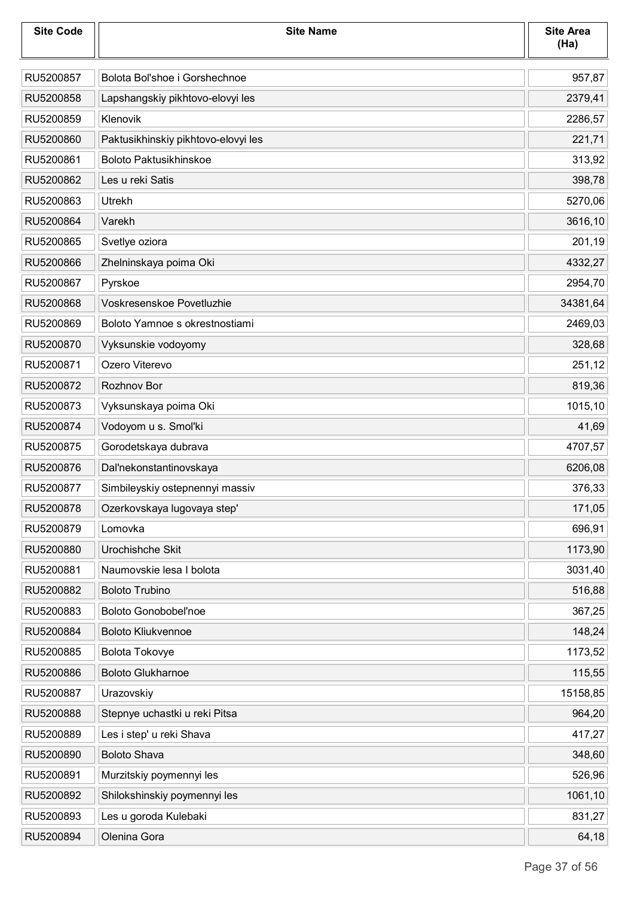| Site Code | Site Name | Site Area (Ha) |
|---|---|---|
| RU5200857 | Bolota Bol'shoe i Gorshechnoe | 957,87 |
| RU5200858 | Lapshangskiy pikhtovo-elovyi les | 2379,41 |
| RU5200859 | Klenovik | 2286,57 |
| RU5200860 | Paktusikhinskiy pikhtovo-elovyi les | 221,71 |
| RU5200861 | Boloto Paktusikhinskoe | 313,92 |
| RU5200862 | Les u reki Satis | 398,78 |
| RU5200863 | Utrekh | 5270,06 |
| RU5200864 | Varekh | 3616,10 |
| RU5200865 | Svetlye oziora | 201,19 |
| RU5200866 | Zhelninskaya poima Oki | 4332,27 |
| RU5200867 | Pyrskoe | 2954,70 |
| RU5200868 | Voskresenskoe Povetluzhie | 34381,64 |
| RU5200869 | Boloto Yamnoe s okrestnostiami | 2469,03 |
| RU5200870 | Vyksunskie vodoyomy | 328,68 |
| RU5200871 | Ozero Viterevo | 251,12 |
| RU5200872 | Rozhnov Bor | 819,36 |
| RU5200873 | Vyksunskaya poima Oki | 1015,10 |
| RU5200874 | Vodoyom u s. Smol'ki | 41,69 |
| RU5200875 | Gorodetskaya dubrava | 4707,57 |
| RU5200876 | Dal'nekonstantinovskaya | 6206,08 |
| RU5200877 | Simbileyskiy ostepnennyi massiv | 376,33 |
| RU5200878 | Ozerkovskaya lugovaya step' | 171,05 |
| RU5200879 | Lomovka | 696,91 |
| RU5200880 | Urochishche Skit | 1173,90 |
| RU5200881 | Naumovskie lesa I bolota | 3031,40 |
| RU5200882 | Boloto Trubino | 516,88 |
| RU5200883 | Boloto Gonobobel'noe | 367,25 |
| RU5200884 | Boloto Kliukvennoe | 148,24 |
| RU5200885 | Bolota Tokovye | 1173,52 |
| RU5200886 | Boloto Glukharnoe | 115,55 |
| RU5200887 | Urazovskiy | 15158,85 |
| RU5200888 | Stepnye uchastki u reki Pitsa | 964,20 |
| RU5200889 | Les i step' u reki Shava | 417,27 |
| RU5200890 | Boloto Shava | 348,60 |
| RU5200891 | Murzitskiy poymennyi les | 526,96 |
| RU5200892 | Shilokshinskiy poymennyi les | 1061,10 |
| RU5200893 | Les u goroda Kulebaki | 831,27 |
| RU5200894 | Olenina Gora | 64,18 |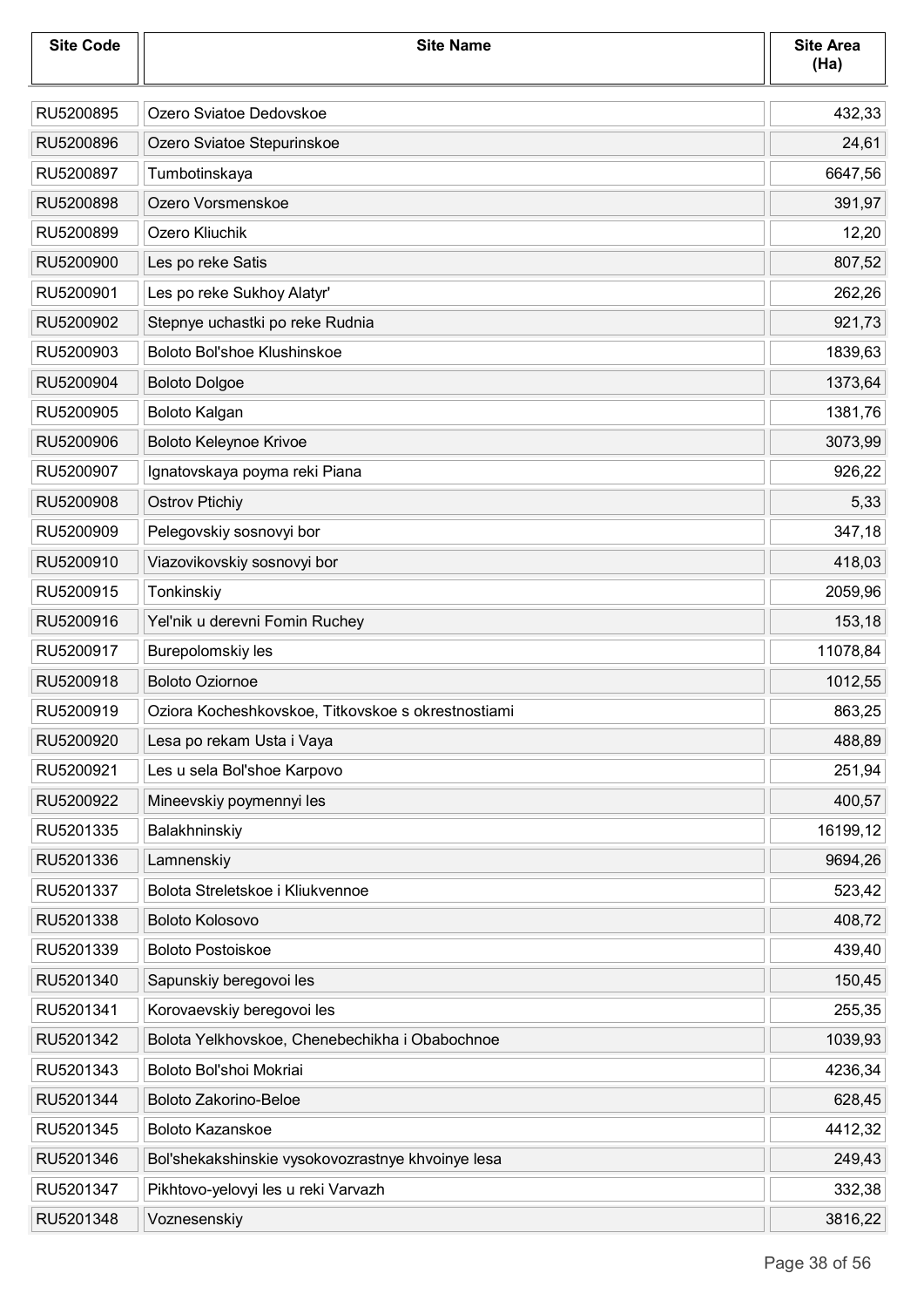| Site Code | Site Name | Site Area (Ha) |
|---|---|---|
| RU5200895 | Ozero Sviatoe Dedovskoe | 432,33 |
| RU5200896 | Ozero Sviatoe Stepurinskoe | 24,61 |
| RU5200897 | Tumbotinskaya | 6647,56 |
| RU5200898 | Ozero Vorsmenskoe | 391,97 |
| RU5200899 | Ozero Kliuchik | 12,20 |
| RU5200900 | Les po reke Satis | 807,52 |
| RU5200901 | Les po reke Sukhoy Alatyr' | 262,26 |
| RU5200902 | Stepnye uchastki po reke Rudnia | 921,73 |
| RU5200903 | Boloto Bol'shoe Klushinskoe | 1839,63 |
| RU5200904 | Boloto Dolgoe | 1373,64 |
| RU5200905 | Boloto Kalgan | 1381,76 |
| RU5200906 | Boloto Keleynoe Krivoe | 3073,99 |
| RU5200907 | Ignatovskaya poyma reki Piana | 926,22 |
| RU5200908 | Ostrov Ptichiy | 5,33 |
| RU5200909 | Pelegovskiy sosnovyi bor | 347,18 |
| RU5200910 | Viazovikovskiy sosnovyi bor | 418,03 |
| RU5200915 | Tonkinskiy | 2059,96 |
| RU5200916 | Yel'nik u derevni Fomin Ruchey | 153,18 |
| RU5200917 | Burepolomskiy les | 11078,84 |
| RU5200918 | Boloto Oziornoe | 1012,55 |
| RU5200919 | Oziora Kocheshkovskoe, Titkovskoe s okrestnostiami | 863,25 |
| RU5200920 | Lesa po rekam Usta i Vaya | 488,89 |
| RU5200921 | Les u sela Bol'shoe Karpovo | 251,94 |
| RU5200922 | Mineevskiy poymennyi les | 400,57 |
| RU5201335 | Balakhninskiy | 16199,12 |
| RU5201336 | Lamnenskiy | 9694,26 |
| RU5201337 | Bolota Streletskoe i Kliukvennoe | 523,42 |
| RU5201338 | Boloto Kolosovo | 408,72 |
| RU5201339 | Boloto Postoiskoe | 439,40 |
| RU5201340 | Sapunskiy beregovoi les | 150,45 |
| RU5201341 | Korovaevskiy beregovoi les | 255,35 |
| RU5201342 | Bolota Yelkhovskoe, Chenebechikha i Obabochnoe | 1039,93 |
| RU5201343 | Boloto Bol'shoi Mokriai | 4236,34 |
| RU5201344 | Boloto Zakorino-Beloe | 628,45 |
| RU5201345 | Boloto Kazanskoe | 4412,32 |
| RU5201346 | Bol'shekakshinskie vysokovozrastnye khvoinye lesa | 249,43 |
| RU5201347 | Pikhtovo-yelovyi les u reki Varvazh | 332,38 |
| RU5201348 | Voznesenskiy | 3816,22 |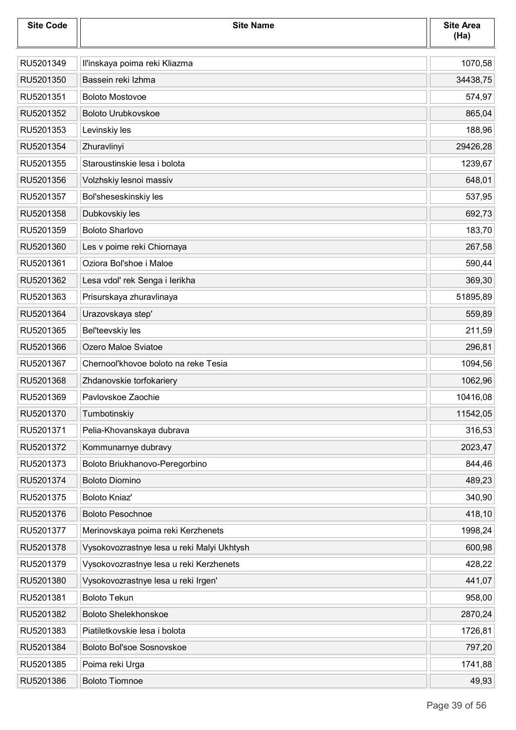| Site Code | Site Name | Site Area (Ha) |
|---|---|---|
| RU5201349 | Il'inskaya poima reki Kliazma | 1070,58 |
| RU5201350 | Bassein reki Izhma | 34438,75 |
| RU5201351 | Boloto Mostovoe | 574,97 |
| RU5201352 | Boloto Urubkovskoe | 865,04 |
| RU5201353 | Levinskiy les | 188,96 |
| RU5201354 | Zhuravlinyi | 29426,28 |
| RU5201355 | Staroustinskie lesa i bolota | 1239,67 |
| RU5201356 | Volzhskiy lesnoi massiv | 648,01 |
| RU5201357 | Bol'sheseskinskiy les | 537,95 |
| RU5201358 | Dubkovskiy les | 692,73 |
| RU5201359 | Boloto Sharlovo | 183,70 |
| RU5201360 | Les v poime reki Chiornaya | 267,58 |
| RU5201361 | Oziora Bol'shoe i Maloe | 590,44 |
| RU5201362 | Lesa vdol' rek Senga i Ierikha | 369,30 |
| RU5201363 | Prisurskaya zhuravlinaya | 51895,89 |
| RU5201364 | Urazovskaya step' | 559,89 |
| RU5201365 | Bel'teevskiy les | 211,59 |
| RU5201366 | Ozero Maloe Sviatoe | 296,81 |
| RU5201367 | Chernool'khovoe boloto na reke Tesia | 1094,56 |
| RU5201368 | Zhdanovskie torfokariery | 1062,96 |
| RU5201369 | Pavlovskoe Zaochie | 10416,08 |
| RU5201370 | Tumbotinskiy | 11542,05 |
| RU5201371 | Pelia-Khovanskaya dubrava | 316,53 |
| RU5201372 | Kommunarnye dubravy | 2023,47 |
| RU5201373 | Boloto Briukhanovo-Peregorbino | 844,46 |
| RU5201374 | Boloto Diomino | 489,23 |
| RU5201375 | Boloto Kniaz' | 340,90 |
| RU5201376 | Boloto Pesochnoe | 418,10 |
| RU5201377 | Merinovskaya poima reki Kerzhenets | 1998,24 |
| RU5201378 | Vysokovozrastnye lesa u reki Malyi Ukhtysh | 600,98 |
| RU5201379 | Vysokovozrastnye lesa u reki Kerzhenets | 428,22 |
| RU5201380 | Vysokovozrastnye lesa u reki Irgen' | 441,07 |
| RU5201381 | Boloto Tekun | 958,00 |
| RU5201382 | Boloto Shelekhonskoe | 2870,24 |
| RU5201383 | Piatiletkovskie lesa i bolota | 1726,81 |
| RU5201384 | Boloto Bol'soe Sosnovskoe | 797,20 |
| RU5201385 | Poima reki Urga | 1741,88 |
| RU5201386 | Boloto Tiomnoe | 49,93 |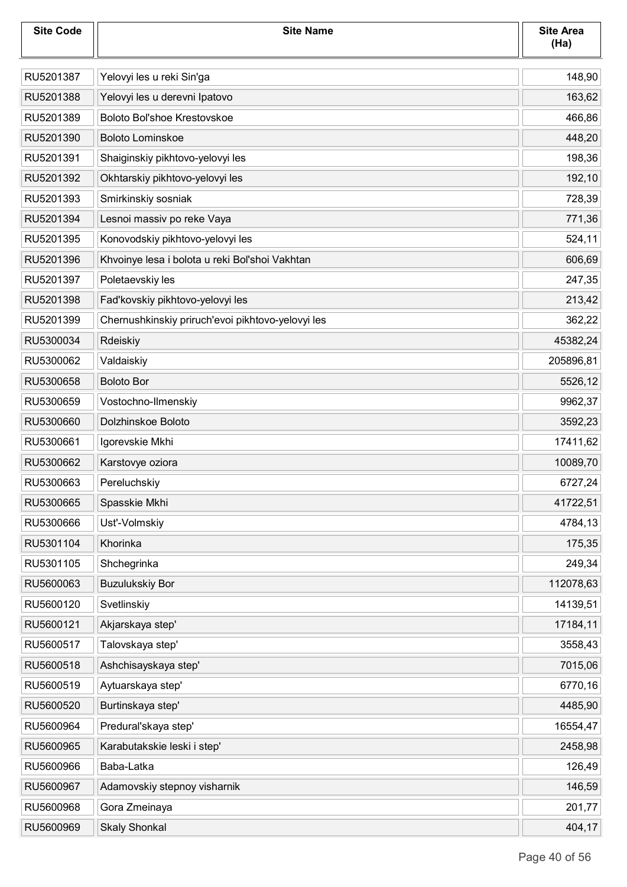| Site Code | Site Name | Site Area (Ha) |
|---|---|---|
| RU5201387 | Yelovyi les u reki Sin'ga | 148,90 |
| RU5201388 | Yelovyi les u derevni Ipatovo | 163,62 |
| RU5201389 | Boloto Bol'shoe Krestovskoe | 466,86 |
| RU5201390 | Boloto Lominskoe | 448,20 |
| RU5201391 | Shaiginskiy pikhtovo-yelovyi les | 198,36 |
| RU5201392 | Okhtarskiy pikhtovo-yelovyi les | 192,10 |
| RU5201393 | Smirkinskiy sosniak | 728,39 |
| RU5201394 | Lesnoi massiv po reke Vaya | 771,36 |
| RU5201395 | Konovodskiy pikhtovo-yelovyi les | 524,11 |
| RU5201396 | Khvoinye lesa i bolota u reki Bol'shoi Vakhtan | 606,69 |
| RU5201397 | Poletaevskiy les | 247,35 |
| RU5201398 | Fad'kovskiy pikhtovo-yelovyi les | 213,42 |
| RU5201399 | Chernushkinskiy priruch'evoi pikhtovo-yelovyi les | 362,22 |
| RU5300034 | Rdeiskiy | 45382,24 |
| RU5300062 | Valdaiskiy | 205896,81 |
| RU5300658 | Boloto Bor | 5526,12 |
| RU5300659 | Vostochno-Ilmenskiy | 9962,37 |
| RU5300660 | Dolzhinskoe Boloto | 3592,23 |
| RU5300661 | Igorevskie Mkhi | 17411,62 |
| RU5300662 | Karstovye oziora | 10089,70 |
| RU5300663 | Pereluchskiy | 6727,24 |
| RU5300665 | Spasskie Mkhi | 41722,51 |
| RU5300666 | Ust'-Volmskiy | 4784,13 |
| RU5301104 | Khorinka | 175,35 |
| RU5301105 | Shchegrinka | 249,34 |
| RU5600063 | Buzulukskiy Bor | 112078,63 |
| RU5600120 | Svetlinskiy | 14139,51 |
| RU5600121 | Akjarskaya step' | 17184,11 |
| RU5600517 | Talovskaya step' | 3558,43 |
| RU5600518 | Ashchisayskaya step' | 7015,06 |
| RU5600519 | Aytuarskaya step' | 6770,16 |
| RU5600520 | Burtinskaya step' | 4485,90 |
| RU5600964 | Predural'skaya step' | 16554,47 |
| RU5600965 | Karabutakskie leski i step' | 2458,98 |
| RU5600966 | Baba-Latka | 126,49 |
| RU5600967 | Adamovskiy stepnoy visharnik | 146,59 |
| RU5600968 | Gora Zmeinaya | 201,77 |
| RU5600969 | Skaly Shonkal | 404,17 |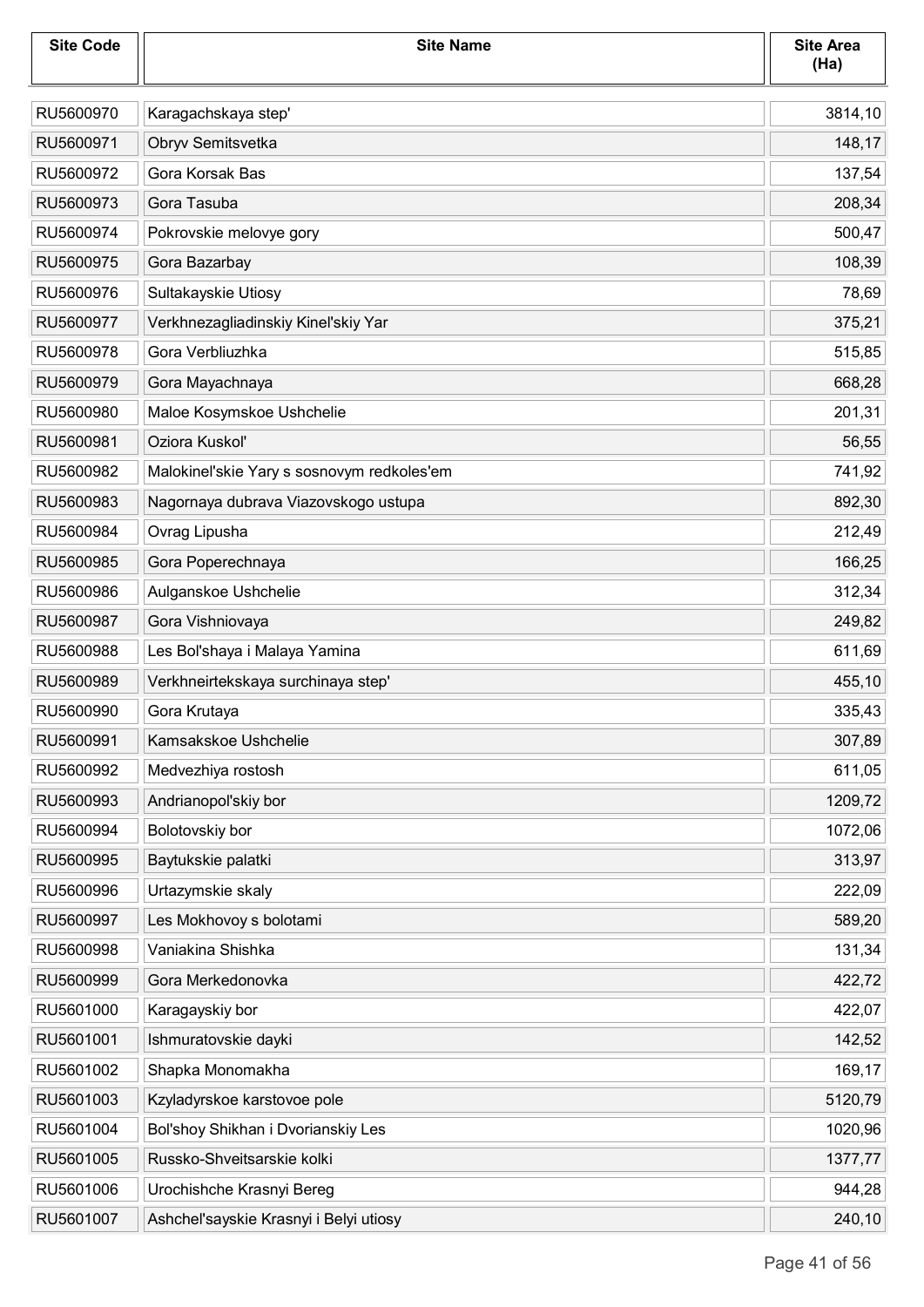| Site Code | Site Name | Site Area (Ha) |
|---|---|---|
| RU5600970 | Karagachskaya step' | 3814,10 |
| RU5600971 | Obryv Semitsvetka | 148,17 |
| RU5600972 | Gora Korsak Bas | 137,54 |
| RU5600973 | Gora Tasuba | 208,34 |
| RU5600974 | Pokrovskie melovye gory | 500,47 |
| RU5600975 | Gora Bazarbay | 108,39 |
| RU5600976 | Sultakayskie Utiosy | 78,69 |
| RU5600977 | Verkhnezagliadinskiy Kinel'skiy Yar | 375,21 |
| RU5600978 | Gora Verbliuzhka | 515,85 |
| RU5600979 | Gora Mayachnaya | 668,28 |
| RU5600980 | Maloe Kosymskoe Ushchelie | 201,31 |
| RU5600981 | Oziora Kuskol' | 56,55 |
| RU5600982 | Malokinel'skie Yary s sosnovym redkoles'em | 741,92 |
| RU5600983 | Nagornaya dubrava Viazovskogo ustupa | 892,30 |
| RU5600984 | Ovrag Lipusha | 212,49 |
| RU5600985 | Gora Poperechnaya | 166,25 |
| RU5600986 | Aulganskoe Ushchelie | 312,34 |
| RU5600987 | Gora Vishniovaya | 249,82 |
| RU5600988 | Les Bol'shaya i Malaya Yamina | 611,69 |
| RU5600989 | Verkhneirtekskaya surchinaya step' | 455,10 |
| RU5600990 | Gora Krutaya | 335,43 |
| RU5600991 | Kamsakskoe Ushchelie | 307,89 |
| RU5600992 | Medvezhiya rostosh | 611,05 |
| RU5600993 | Andrianopol'skiy bor | 1209,72 |
| RU5600994 | Bolotovskiy bor | 1072,06 |
| RU5600995 | Baytukskie palatki | 313,97 |
| RU5600996 | Urtazymskie skaly | 222,09 |
| RU5600997 | Les Mokhovoy s bolotami | 589,20 |
| RU5600998 | Vaniakina Shishka | 131,34 |
| RU5600999 | Gora Merkedonovka | 422,72 |
| RU5601000 | Karagayskiy bor | 422,07 |
| RU5601001 | Ishmuratovskie dayki | 142,52 |
| RU5601002 | Shapka Monomakha | 169,17 |
| RU5601003 | Kzyladyrskoe karstovoe pole | 5120,79 |
| RU5601004 | Bol'shoy Shikhan i Dvorianskiy Les | 1020,96 |
| RU5601005 | Russko-Shveitsarskie kolki | 1377,77 |
| RU5601006 | Urochishche Krasnyi Bereg | 944,28 |
| RU5601007 | Ashchel'sayskie Krasnyi i Belyi utiosy | 240,10 |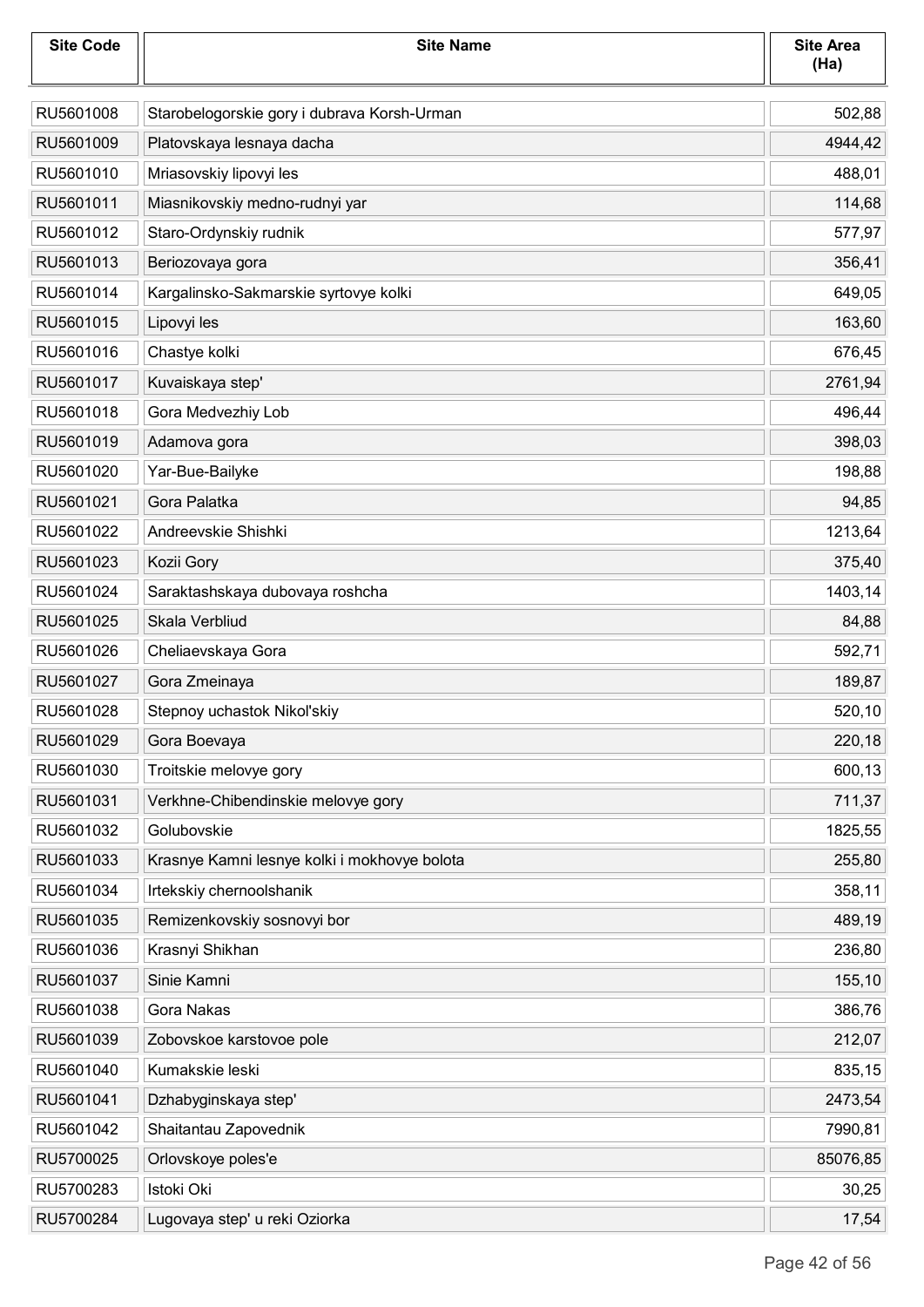| Site Code | Site Name | Site Area (Ha) |
|---|---|---|
| RU5601008 | Starobelogorskie gory i dubrava Korsh-Urman | 502,88 |
| RU5601009 | Platovskaya lesnaya dacha | 4944,42 |
| RU5601010 | Mriasovskiy lipovyi les | 488,01 |
| RU5601011 | Miasnikovskiy medno-rudnyi yar | 114,68 |
| RU5601012 | Staro-Ordynskiy rudnik | 577,97 |
| RU5601013 | Beriozovaya gora | 356,41 |
| RU5601014 | Kargalinsko-Sakmarskie syrtovye kolki | 649,05 |
| RU5601015 | Lipovyi les | 163,60 |
| RU5601016 | Chastye kolki | 676,45 |
| RU5601017 | Kuvaiskaya step' | 2761,94 |
| RU5601018 | Gora Medvezhiy Lob | 496,44 |
| RU5601019 | Adamova gora | 398,03 |
| RU5601020 | Yar-Bue-Bailyke | 198,88 |
| RU5601021 | Gora Palatka | 94,85 |
| RU5601022 | Andreevskie Shishki | 1213,64 |
| RU5601023 | Kozii Gory | 375,40 |
| RU5601024 | Saraktashskaya dubovaya roshcha | 1403,14 |
| RU5601025 | Skala Verbliud | 84,88 |
| RU5601026 | Cheliaevskaya Gora | 592,71 |
| RU5601027 | Gora Zmeinaya | 189,87 |
| RU5601028 | Stepnoy uchastok Nikol'skiy | 520,10 |
| RU5601029 | Gora Boevaya | 220,18 |
| RU5601030 | Troitskie melovye gory | 600,13 |
| RU5601031 | Verkhne-Chibendinskie melovye gory | 711,37 |
| RU5601032 | Golubovskie | 1825,55 |
| RU5601033 | Krasnye Kamni lesnye kolki i mokhovye bolota | 255,80 |
| RU5601034 | Irtekskiy chernoolshanik | 358,11 |
| RU5601035 | Remizenkovskiy sosnovyi bor | 489,19 |
| RU5601036 | Krasnyi Shikhan | 236,80 |
| RU5601037 | Sinie Kamni | 155,10 |
| RU5601038 | Gora Nakas | 386,76 |
| RU5601039 | Zobovskoe karstovoe pole | 212,07 |
| RU5601040 | Kumakskie leski | 835,15 |
| RU5601041 | Dzhabyginskaya step' | 2473,54 |
| RU5601042 | Shaitantau Zapovednik | 7990,81 |
| RU5700025 | Orlovskoye poles'e | 85076,85 |
| RU5700283 | Istoki Oki | 30,25 |
| RU5700284 | Lugovaya step' u reki Oziorka | 17,54 |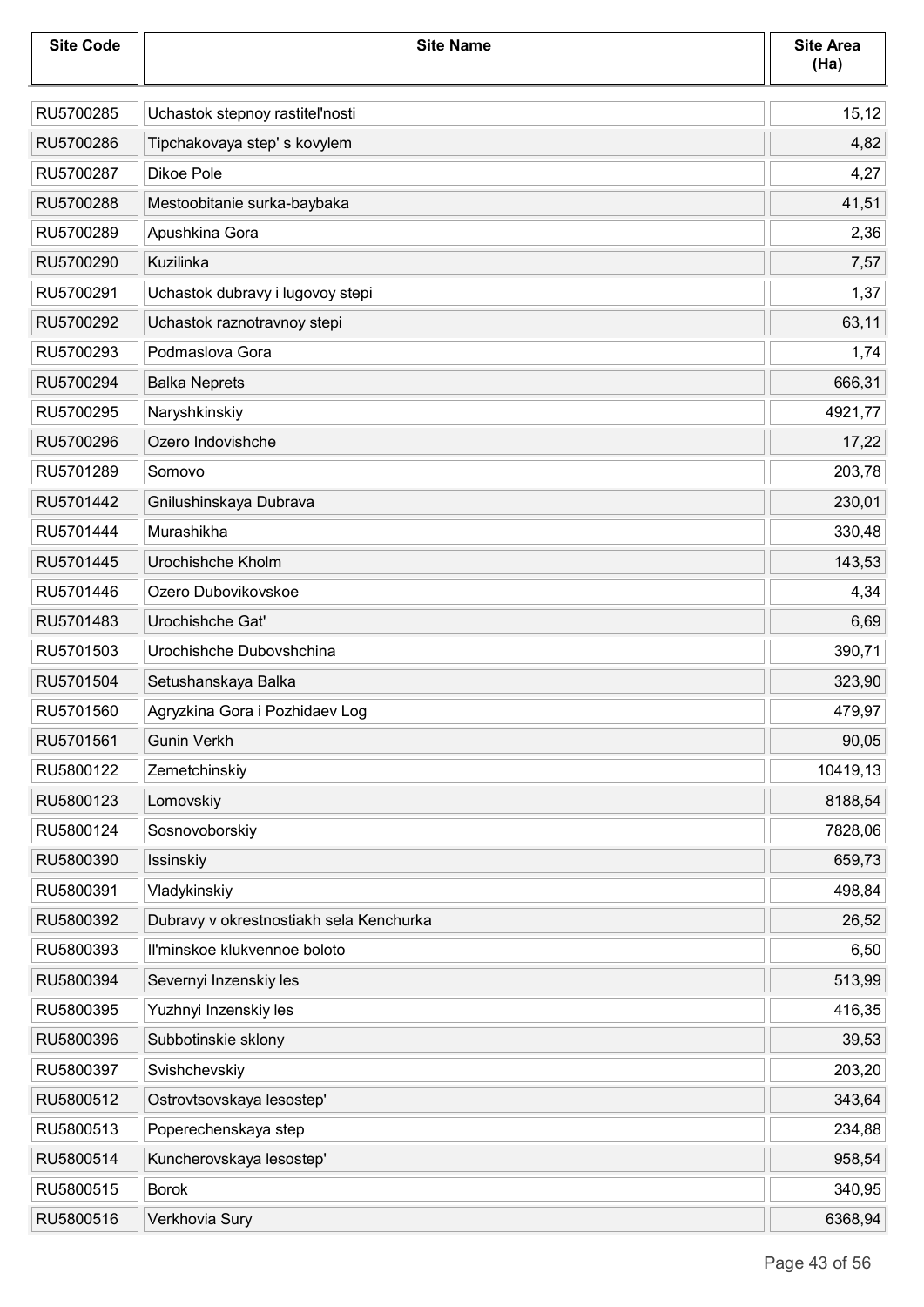| Site Code | Site Name | Site Area (Ha) |
|---|---|---|
| RU5700285 | Uchastok stepnoy rastitel'nosti | 15,12 |
| RU5700286 | Tipchakovaya step' s kovylem | 4,82 |
| RU5700287 | Dikoe Pole | 4,27 |
| RU5700288 | Mestoobitanie surka-baybaka | 41,51 |
| RU5700289 | Apushkina Gora | 2,36 |
| RU5700290 | Kuzilinka | 7,57 |
| RU5700291 | Uchastok dubravy i lugovoy stepi | 1,37 |
| RU5700292 | Uchastok raznotravnoy stepi | 63,11 |
| RU5700293 | Podmaslova Gora | 1,74 |
| RU5700294 | Balka Neprets | 666,31 |
| RU5700295 | Naryshkinskiy | 4921,77 |
| RU5700296 | Ozero Indovishche | 17,22 |
| RU5701289 | Somovo | 203,78 |
| RU5701442 | Gnilushinskaya Dubrava | 230,01 |
| RU5701444 | Murashikha | 330,48 |
| RU5701445 | Urochishche Kholm | 143,53 |
| RU5701446 | Ozero Dubovikovskoe | 4,34 |
| RU5701483 | Urochishche Gat' | 6,69 |
| RU5701503 | Urochishche Dubovshchina | 390,71 |
| RU5701504 | Setushanskaya Balka | 323,90 |
| RU5701560 | Agryzkina Gora i Pozhidaev Log | 479,97 |
| RU5701561 | Gunin Verkh | 90,05 |
| RU5800122 | Zemetchinskiy | 10419,13 |
| RU5800123 | Lomovskiy | 8188,54 |
| RU5800124 | Sosnovoborskiy | 7828,06 |
| RU5800390 | Issinskiy | 659,73 |
| RU5800391 | Vladykinskiy | 498,84 |
| RU5800392 | Dubravy v okrestnostiakh sela Kenchurka | 26,52 |
| RU5800393 | Il'minskoe klukvennoe boloto | 6,50 |
| RU5800394 | Severnyi Inzenskiy les | 513,99 |
| RU5800395 | Yuzhnyi Inzenskiy les | 416,35 |
| RU5800396 | Subbotinskie sklony | 39,53 |
| RU5800397 | Svishchevskiy | 203,20 |
| RU5800512 | Ostrovtsovskaya lesostep' | 343,64 |
| RU5800513 | Poperechenskaya step | 234,88 |
| RU5800514 | Kuncherovskaya lesostep' | 958,54 |
| RU5800515 | Borok | 340,95 |
| RU5800516 | Verkhovia Sury | 6368,94 |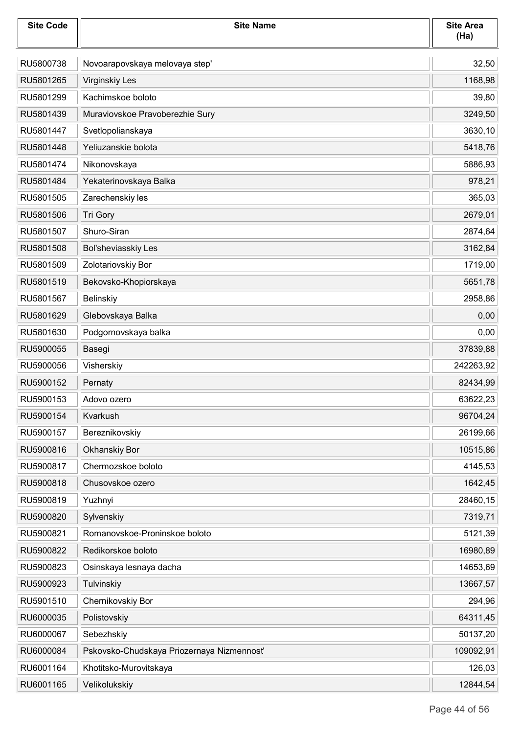| Site Code | Site Name | Site Area (Ha) |
|---|---|---|
| RU5800738 | Novoarapovskaya melovaya step' | 32,50 |
| RU5801265 | Virginskiy Les | 1168,98 |
| RU5801299 | Kachimskoe boloto | 39,80 |
| RU5801439 | Muraviovskoe Pravoberezhie Sury | 3249,50 |
| RU5801447 | Svetlopolianskaya | 3630,10 |
| RU5801448 | Yeliuzanskie bolota | 5418,76 |
| RU5801474 | Nikonovskaya | 5886,93 |
| RU5801484 | Yekaterinovskaya Balka | 978,21 |
| RU5801505 | Zarechenskiy les | 365,03 |
| RU5801506 | Tri Gory | 2679,01 |
| RU5801507 | Shuro-Siran | 2874,64 |
| RU5801508 | Bol'sheviasskiy Les | 3162,84 |
| RU5801509 | Zolotariovskiy Bor | 1719,00 |
| RU5801519 | Bekovsko-Khopiorskaya | 5651,78 |
| RU5801567 | Belinskiy | 2958,86 |
| RU5801629 | Glebovskaya Balka | 0,00 |
| RU5801630 | Podgornovskaya balka | 0,00 |
| RU5900055 | Basegi | 37839,88 |
| RU5900056 | Visherskiy | 242263,92 |
| RU5900152 | Pernaty | 82434,99 |
| RU5900153 | Adovo ozero | 63622,23 |
| RU5900154 | Kvarkush | 96704,24 |
| RU5900157 | Bereznikovskiy | 26199,66 |
| RU5900816 | Okhanskiy Bor | 10515,86 |
| RU5900817 | Chermozskoe boloto | 4145,53 |
| RU5900818 | Chusovskoe ozero | 1642,45 |
| RU5900819 | Yuzhnyi | 28460,15 |
| RU5900820 | Sylvenskiy | 7319,71 |
| RU5900821 | Romanovskoe-Proninskoe boloto | 5121,39 |
| RU5900822 | Redikorskoe boloto | 16980,89 |
| RU5900823 | Osinskaya lesnaya dacha | 14653,69 |
| RU5900923 | Tulvinskiy | 13667,57 |
| RU5901510 | Chernikovskiy Bor | 294,96 |
| RU6000035 | Polistovskiy | 64311,45 |
| RU6000067 | Sebezhskiy | 50137,20 |
| RU6000084 | Pskovsko-Chudskaya Priozernaya Nizmennost' | 109092,91 |
| RU6001164 | Khotitsko-Murovitskaya | 126,03 |
| RU6001165 | Velikolukskiy | 12844,54 |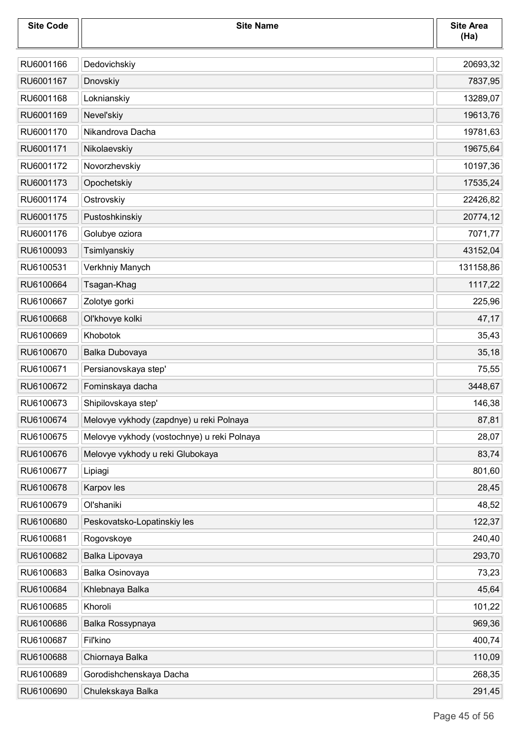| Site Code | Site Name | Site Area (Ha) |
|---|---|---|
| RU6001166 | Dedovichskiy | 20693,32 |
| RU6001167 | Dnovskiy | 7837,95 |
| RU6001168 | Loknianskiy | 13289,07 |
| RU6001169 | Nevel'skiy | 19613,76 |
| RU6001170 | Nikandrova Dacha | 19781,63 |
| RU6001171 | Nikolaevskiy | 19675,64 |
| RU6001172 | Novorzhevskiy | 10197,36 |
| RU6001173 | Opochetskiy | 17535,24 |
| RU6001174 | Ostrovskiy | 22426,82 |
| RU6001175 | Pustoshkinskiy | 20774,12 |
| RU6001176 | Golubye oziora | 7071,77 |
| RU6100093 | Tsimlyanskiy | 43152,04 |
| RU6100531 | Verkhniy Manych | 131158,86 |
| RU6100664 | Tsagan-Khag | 1117,22 |
| RU6100667 | Zolotye gorki | 225,96 |
| RU6100668 | Ol'khovye kolki | 47,17 |
| RU6100669 | Khobotok | 35,43 |
| RU6100670 | Balka Dubovaya | 35,18 |
| RU6100671 | Persianovskaya step' | 75,55 |
| RU6100672 | Fominskaya dacha | 3448,67 |
| RU6100673 | Shipilovskaya step' | 146,38 |
| RU6100674 | Melovye vykhody (zapdnye) u reki Polnaya | 87,81 |
| RU6100675 | Melovye vykhody (vostochnye) u reki Polnaya | 28,07 |
| RU6100676 | Melovye vykhody u reki Glubokaya | 83,74 |
| RU6100677 | Lipiagi | 801,60 |
| RU6100678 | Karpov les | 28,45 |
| RU6100679 | Ol'shaniki | 48,52 |
| RU6100680 | Peskovatsko-Lopatinskiy les | 122,37 |
| RU6100681 | Rogovskoye | 240,40 |
| RU6100682 | Balka Lipovaya | 293,70 |
| RU6100683 | Balka Osinovaya | 73,23 |
| RU6100684 | Khlebnaya Balka | 45,64 |
| RU6100685 | Khoroli | 101,22 |
| RU6100686 | Balka Rossypnaya | 969,36 |
| RU6100687 | Fil'kino | 400,74 |
| RU6100688 | Chiornaya Balka | 110,09 |
| RU6100689 | Gorodishchenskaya Dacha | 268,35 |
| RU6100690 | Chulekskaya Balka | 291,45 |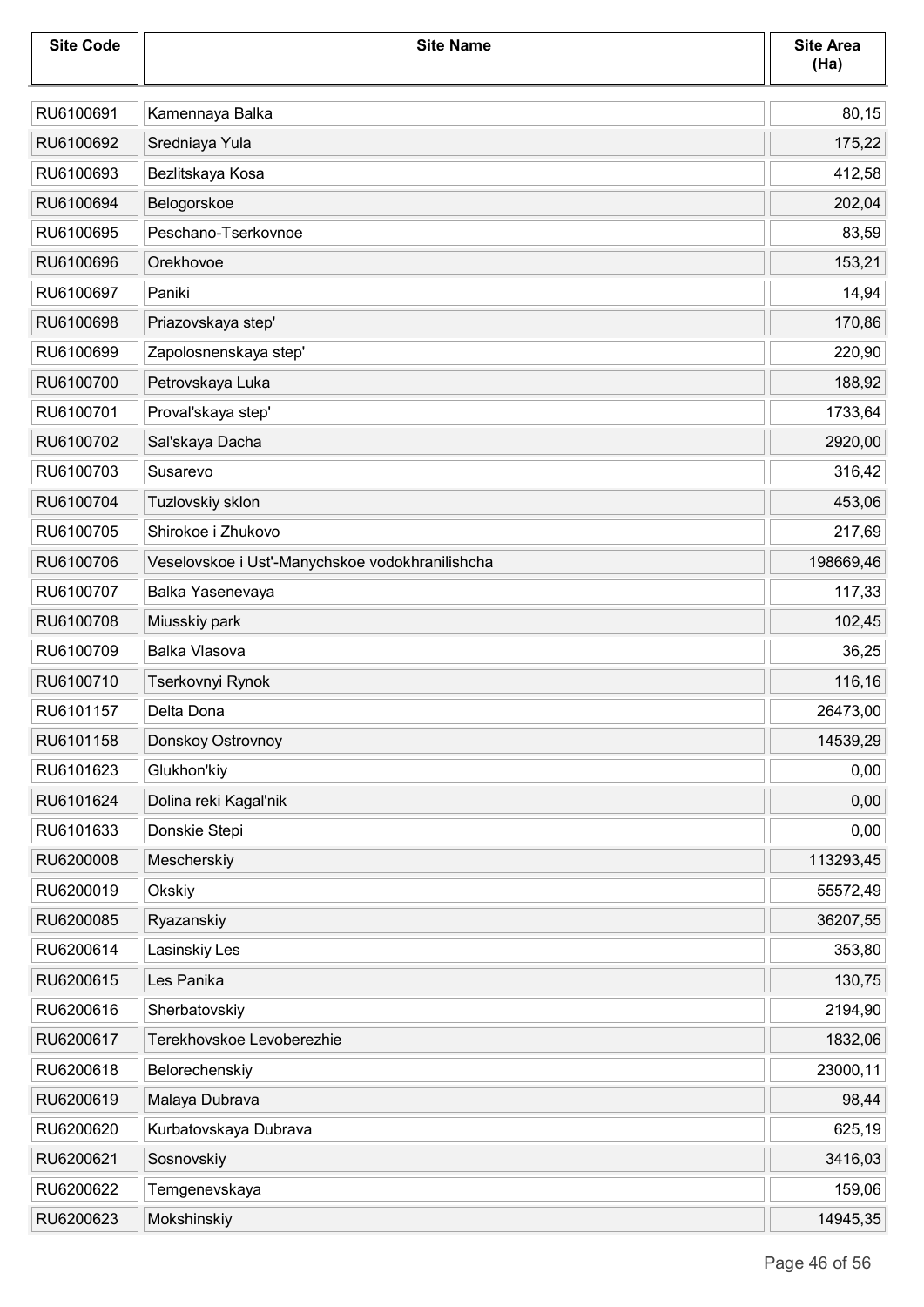| Site Code | Site Name | Site Area (Ha) |
|---|---|---|
| RU6100691 | Kamennaya Balka | 80,15 |
| RU6100692 | Sredniaya Yula | 175,22 |
| RU6100693 | Bezlitskaya Kosa | 412,58 |
| RU6100694 | Belogorskoe | 202,04 |
| RU6100695 | Peschano-Tserkovnoe | 83,59 |
| RU6100696 | Orekhovoe | 153,21 |
| RU6100697 | Paniki | 14,94 |
| RU6100698 | Priazovskaya step' | 170,86 |
| RU6100699 | Zapolosnenskaya step' | 220,90 |
| RU6100700 | Petrovskaya Luka | 188,92 |
| RU6100701 | Proval'skaya step' | 1733,64 |
| RU6100702 | Sal'skaya Dacha | 2920,00 |
| RU6100703 | Susarevo | 316,42 |
| RU6100704 | Tuzlovskiy sklon | 453,06 |
| RU6100705 | Shirokoe i Zhukovo | 217,69 |
| RU6100706 | Veselovskoe i Ust'-Manychskoe vodokhranilishcha | 198669,46 |
| RU6100707 | Balka Yasenevaya | 117,33 |
| RU6100708 | Miusskiy park | 102,45 |
| RU6100709 | Balka Vlasova | 36,25 |
| RU6100710 | Tserkovnyi Rynok | 116,16 |
| RU6101157 | Delta Dona | 26473,00 |
| RU6101158 | Donskoy Ostrovnoy | 14539,29 |
| RU6101623 | Glukhon'kiy | 0,00 |
| RU6101624 | Dolina reki Kagal'nik | 0,00 |
| RU6101633 | Donskie Stepi | 0,00 |
| RU6200008 | Mescherskiy | 113293,45 |
| RU6200019 | Okskiy | 55572,49 |
| RU6200085 | Ryazanskiy | 36207,55 |
| RU6200614 | Lasinskiy Les | 353,80 |
| RU6200615 | Les Panika | 130,75 |
| RU6200616 | Sherbatovskiy | 2194,90 |
| RU6200617 | Terekhovskoe Levoberezhie | 1832,06 |
| RU6200618 | Belorechenskiy | 23000,11 |
| RU6200619 | Malaya Dubrava | 98,44 |
| RU6200620 | Kurbatovskaya Dubrava | 625,19 |
| RU6200621 | Sosnovskiy | 3416,03 |
| RU6200622 | Temgenevskaya | 159,06 |
| RU6200623 | Mokshinskiy | 14945,35 |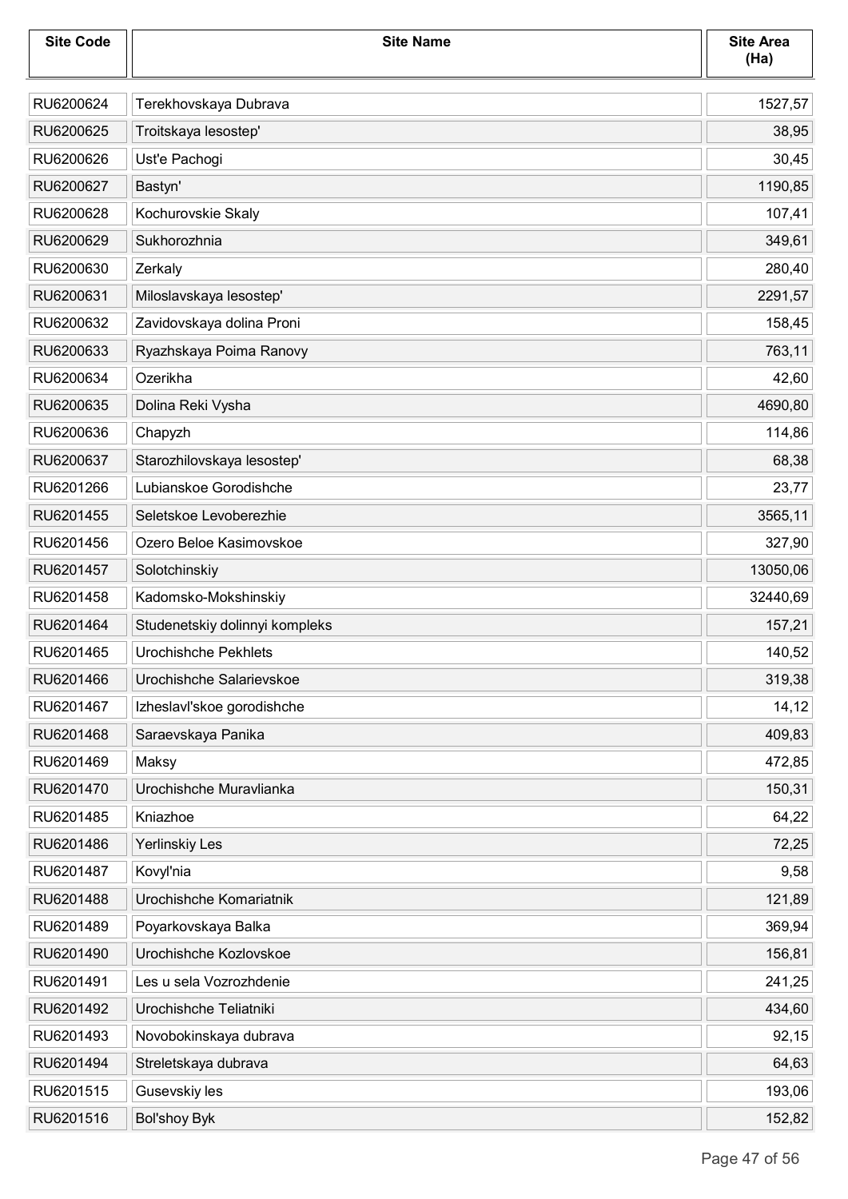| Site Code | Site Name | Site Area (Ha) |
|---|---|---|
| RU6200624 | Terekhovskaya Dubrava | 1527,57 |
| RU6200625 | Troitskaya lesostep' | 38,95 |
| RU6200626 | Ust'e Pachogi | 30,45 |
| RU6200627 | Bastyn' | 1190,85 |
| RU6200628 | Kochurovskie Skaly | 107,41 |
| RU6200629 | Sukhorozhnia | 349,61 |
| RU6200630 | Zerkaly | 280,40 |
| RU6200631 | Miloslavskaya lesostep' | 2291,57 |
| RU6200632 | Zavidovskaya dolina Proni | 158,45 |
| RU6200633 | Ryazhskaya Poima Ranovy | 763,11 |
| RU6200634 | Ozerikha | 42,60 |
| RU6200635 | Dolina Reki Vysha | 4690,80 |
| RU6200636 | Chapyzh | 114,86 |
| RU6200637 | Starozhilovskaya lesostep' | 68,38 |
| RU6201266 | Lubianskoe Gorodishche | 23,77 |
| RU6201455 | Seletskoe Levoberezhie | 3565,11 |
| RU6201456 | Ozero Beloe Kasimovskoe | 327,90 |
| RU6201457 | Solotchinskiy | 13050,06 |
| RU6201458 | Kadomsko-Mokshinskiy | 32440,69 |
| RU6201464 | Studenetskiy dolinnyi kompleks | 157,21 |
| RU6201465 | Urochishche Pekhlets | 140,52 |
| RU6201466 | Urochishche Salarievskoe | 319,38 |
| RU6201467 | Izheslavl'skoe gorodishche | 14,12 |
| RU6201468 | Saraevskaya Panika | 409,83 |
| RU6201469 | Maksy | 472,85 |
| RU6201470 | Urochishche Muravlianka | 150,31 |
| RU6201485 | Kniazhoe | 64,22 |
| RU6201486 | Yerlinskiy Les | 72,25 |
| RU6201487 | Kovyl'nia | 9,58 |
| RU6201488 | Urochishche Komariatnik | 121,89 |
| RU6201489 | Poyarkovskaya Balka | 369,94 |
| RU6201490 | Urochishche Kozlovskoe | 156,81 |
| RU6201491 | Les u sela Vozrozhdenie | 241,25 |
| RU6201492 | Urochishche Teliatniki | 434,60 |
| RU6201493 | Novobokinskaya dubrava | 92,15 |
| RU6201494 | Streletskaya dubrava | 64,63 |
| RU6201515 | Gusevskiy les | 193,06 |
| RU6201516 | Bol'shoy Byk | 152,82 |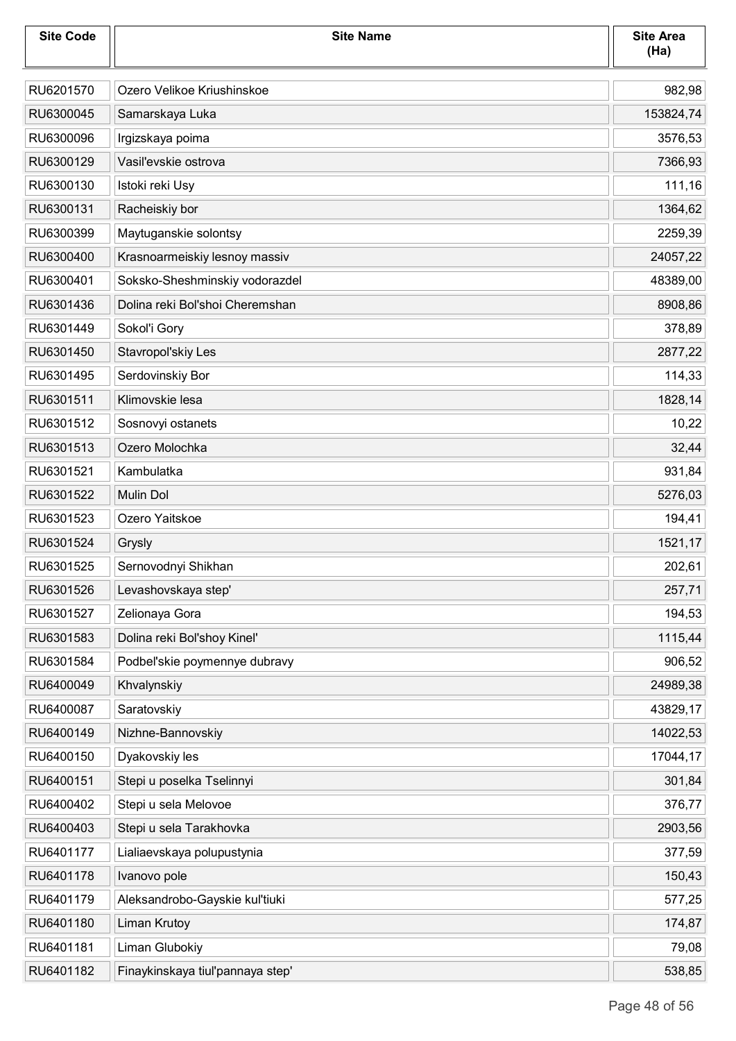| Site Code | Site Name | Site Area (Ha) |
|---|---|---|
| RU6201570 | Ozero Velikoe Kriushinskoe | 982,98 |
| RU6300045 | Samarskaya Luka | 153824,74 |
| RU6300096 | Irgizskaya poima | 3576,53 |
| RU6300129 | Vasil'evskie ostrova | 7366,93 |
| RU6300130 | Istoki reki Usy | 111,16 |
| RU6300131 | Racheiskiy bor | 1364,62 |
| RU6300399 | Maytuganskie solontsy | 2259,39 |
| RU6300400 | Krasnoarmeiskiy lesnoy massiv | 24057,22 |
| RU6300401 | Soksko-Sheshminskiy vodorazdel | 48389,00 |
| RU6301436 | Dolina reki Bol'shoi Cheremshan | 8908,86 |
| RU6301449 | Sokol'i Gory | 378,89 |
| RU6301450 | Stavropol'skiy Les | 2877,22 |
| RU6301495 | Serdovinskiy Bor | 114,33 |
| RU6301511 | Klimovskie lesa | 1828,14 |
| RU6301512 | Sosnovyi ostanets | 10,22 |
| RU6301513 | Ozero Molochka | 32,44 |
| RU6301521 | Kambulatka | 931,84 |
| RU6301522 | Mulin Dol | 5276,03 |
| RU6301523 | Ozero Yaitskoe | 194,41 |
| RU6301524 | Grysly | 1521,17 |
| RU6301525 | Sernovodnyi Shikhan | 202,61 |
| RU6301526 | Levashovskaya step' | 257,71 |
| RU6301527 | Zelionaya Gora | 194,53 |
| RU6301583 | Dolina reki Bol'shoy Kinel' | 1115,44 |
| RU6301584 | Podbel'skie poymennye dubravy | 906,52 |
| RU6400049 | Khvalynskiy | 24989,38 |
| RU6400087 | Saratovskiy | 43829,17 |
| RU6400149 | Nizhne-Bannovskiy | 14022,53 |
| RU6400150 | Dyakovskiy les | 17044,17 |
| RU6400151 | Stepi u poselka Tselinnyi | 301,84 |
| RU6400402 | Stepi u sela Melovoe | 376,77 |
| RU6400403 | Stepi u sela Tarakhovka | 2903,56 |
| RU6401177 | Lialiaevskaya polupustynia | 377,59 |
| RU6401178 | Ivanovo pole | 150,43 |
| RU6401179 | Aleksandrobo-Gayskie kul'tiuki | 577,25 |
| RU6401180 | Liman Krutoy | 174,87 |
| RU6401181 | Liman Glubokiy | 79,08 |
| RU6401182 | Finaykinskaya tiul'pannaya step' | 538,85 |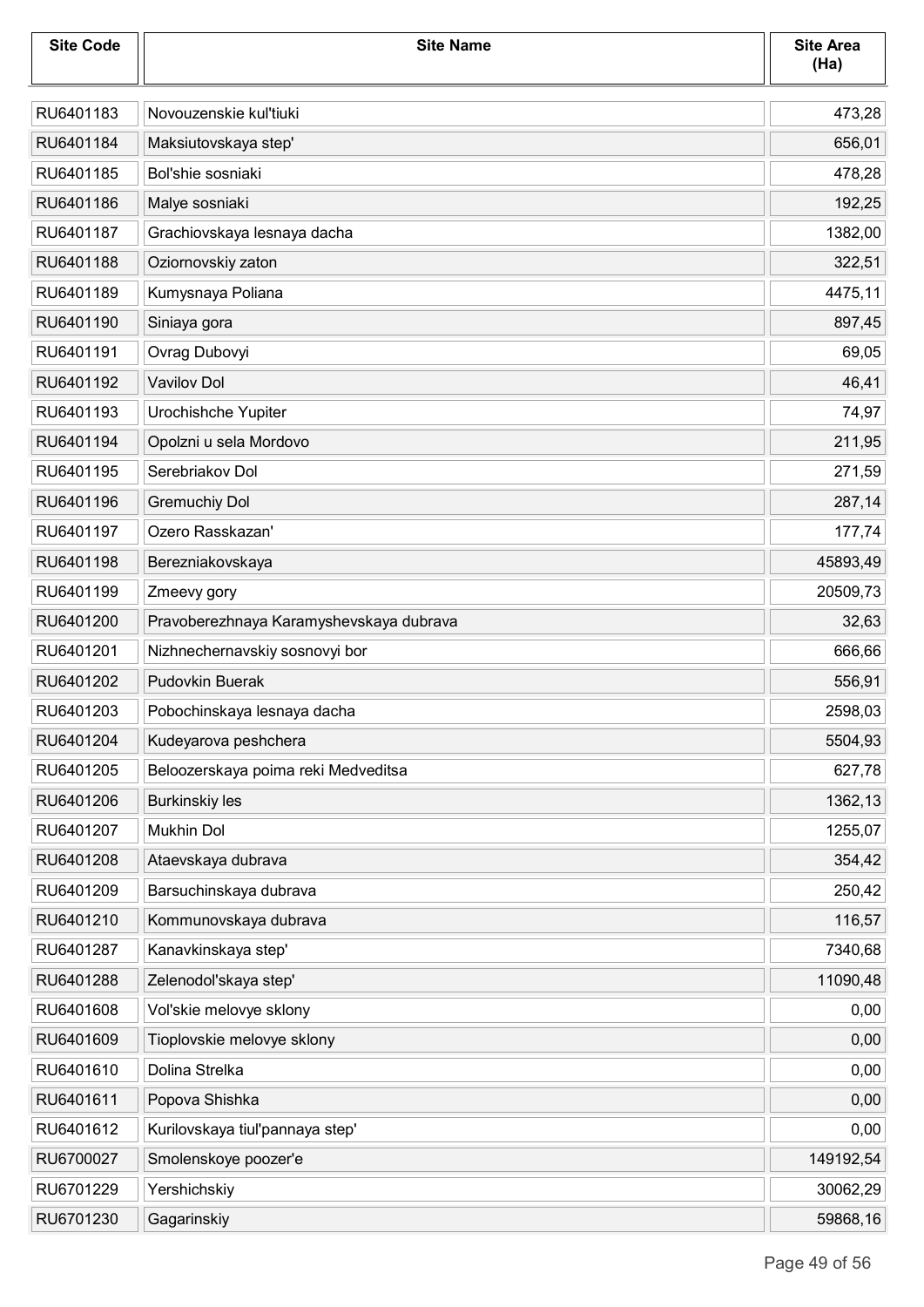| Site Code | Site Name | Site Area (Ha) |
|---|---|---|
| RU6401183 | Novouzenskie kul'tiuki | 473,28 |
| RU6401184 | Maksiutovskaya step' | 656,01 |
| RU6401185 | Bol'shie sosniaki | 478,28 |
| RU6401186 | Malye sosniaki | 192,25 |
| RU6401187 | Grachiovskaya lesnaya dacha | 1382,00 |
| RU6401188 | Oziornovskiy zaton | 322,51 |
| RU6401189 | Kumysnaya Poliana | 4475,11 |
| RU6401190 | Siniaya gora | 897,45 |
| RU6401191 | Ovrag Dubovyi | 69,05 |
| RU6401192 | Vavilov Dol | 46,41 |
| RU6401193 | Urochishche Yupiter | 74,97 |
| RU6401194 | Opolzni u sela Mordovo | 211,95 |
| RU6401195 | Serebriakov Dol | 271,59 |
| RU6401196 | Gremuchiy Dol | 287,14 |
| RU6401197 | Ozero Rasskazan' | 177,74 |
| RU6401198 | Berezniakovskaya | 45893,49 |
| RU6401199 | Zmeevy gory | 20509,73 |
| RU6401200 | Pravoberezhnaya Karamyshevskaya dubrava | 32,63 |
| RU6401201 | Nizhnechernavskiy sosnovyi bor | 666,66 |
| RU6401202 | Pudovkin Buerak | 556,91 |
| RU6401203 | Pobochinskaya lesnaya dacha | 2598,03 |
| RU6401204 | Kudeyarova peshchera | 5504,93 |
| RU6401205 | Beloozerskaya poima reki Medveditsa | 627,78 |
| RU6401206 | Burkinskiy les | 1362,13 |
| RU6401207 | Mukhin Dol | 1255,07 |
| RU6401208 | Ataevskaya dubrava | 354,42 |
| RU6401209 | Barsuchinskaya dubrava | 250,42 |
| RU6401210 | Kommunovskaya dubrava | 116,57 |
| RU6401287 | Kanavkinskaya step' | 7340,68 |
| RU6401288 | Zelenodol'skaya step' | 11090,48 |
| RU6401608 | Vol'skie melovye sklony | 0,00 |
| RU6401609 | Tioplovskie melovye sklony | 0,00 |
| RU6401610 | Dolina Strelka | 0,00 |
| RU6401611 | Popova Shishka | 0,00 |
| RU6401612 | Kurilovskaya tiul'pannaya step' | 0,00 |
| RU6700027 | Smolenskoye poozer'e | 149192,54 |
| RU6701229 | Yershichskiy | 30062,29 |
| RU6701230 | Gagarinskiy | 59868,16 |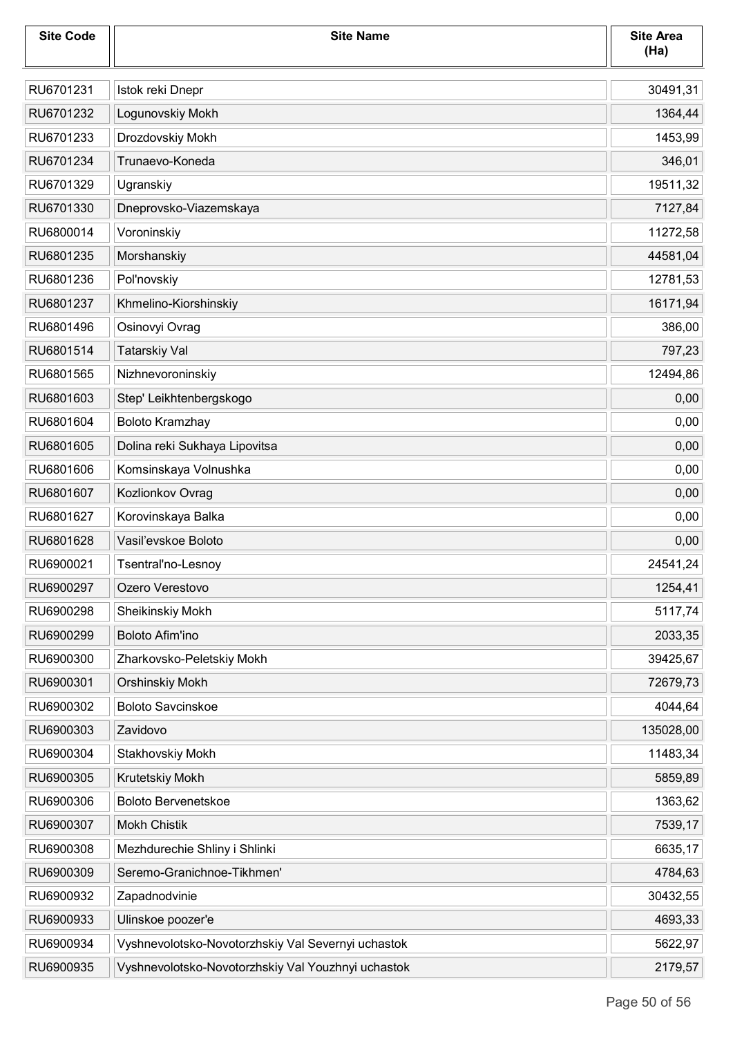| Site Code | Site Name | Site Area (Ha) |
|---|---|---|
| RU6701231 | Istok reki Dnepr | 30491,31 |
| RU6701232 | Logunovskiy Mokh | 1364,44 |
| RU6701233 | Drozdovskiy Mokh | 1453,99 |
| RU6701234 | Trunaevo-Koneda | 346,01 |
| RU6701329 | Ugranskiy | 19511,32 |
| RU6701330 | Dneprovsko-Viazemskaya | 7127,84 |
| RU6800014 | Voroninskiy | 11272,58 |
| RU6801235 | Morshanskiy | 44581,04 |
| RU6801236 | Pol'novskiy | 12781,53 |
| RU6801237 | Khmelino-Kiorshinskiy | 16171,94 |
| RU6801496 | Osinovyi Ovrag | 386,00 |
| RU6801514 | Tatarskiy Val | 797,23 |
| RU6801565 | Nizhnevoroninskiy | 12494,86 |
| RU6801603 | Step' Leikhtenbergskogo | 0,00 |
| RU6801604 | Boloto Kramzhay | 0,00 |
| RU6801605 | Dolina reki Sukhaya Lipovitsa | 0,00 |
| RU6801606 | Komsinskaya Volnushka | 0,00 |
| RU6801607 | Kozlionkov Ovrag | 0,00 |
| RU6801627 | Korovinskaya Balka | 0,00 |
| RU6801628 | Vasil'evskoe Boloto | 0,00 |
| RU6900021 | Tsentral'no-Lesnoy | 24541,24 |
| RU6900297 | Ozero Verestovo | 1254,41 |
| RU6900298 | Sheikinskiy Mokh | 5117,74 |
| RU6900299 | Boloto Afim'ino | 2033,35 |
| RU6900300 | Zharkovsko-Peletskiy Mokh | 39425,67 |
| RU6900301 | Orshinskiy Mokh | 72679,73 |
| RU6900302 | Boloto Savcinskoe | 4044,64 |
| RU6900303 | Zavidovo | 135028,00 |
| RU6900304 | Stakhovskiy Mokh | 11483,34 |
| RU6900305 | Krutetskiy Mokh | 5859,89 |
| RU6900306 | Boloto Bervenetskoe | 1363,62 |
| RU6900307 | Mokh Chistik | 7539,17 |
| RU6900308 | Mezhdurechie Shliny i Shlinki | 6635,17 |
| RU6900309 | Seremo-Granichnoe-Tikhmen' | 4784,63 |
| RU6900932 | Zapadnodvinie | 30432,55 |
| RU6900933 | Ulinskoe poozer'e | 4693,33 |
| RU6900934 | Vyshnevolotsko-Novotorzhskiy Val Severnyi uchastok | 5622,97 |
| RU6900935 | Vyshnevolotsko-Novotorzhskiy Val Youzhnyi uchastok | 2179,57 |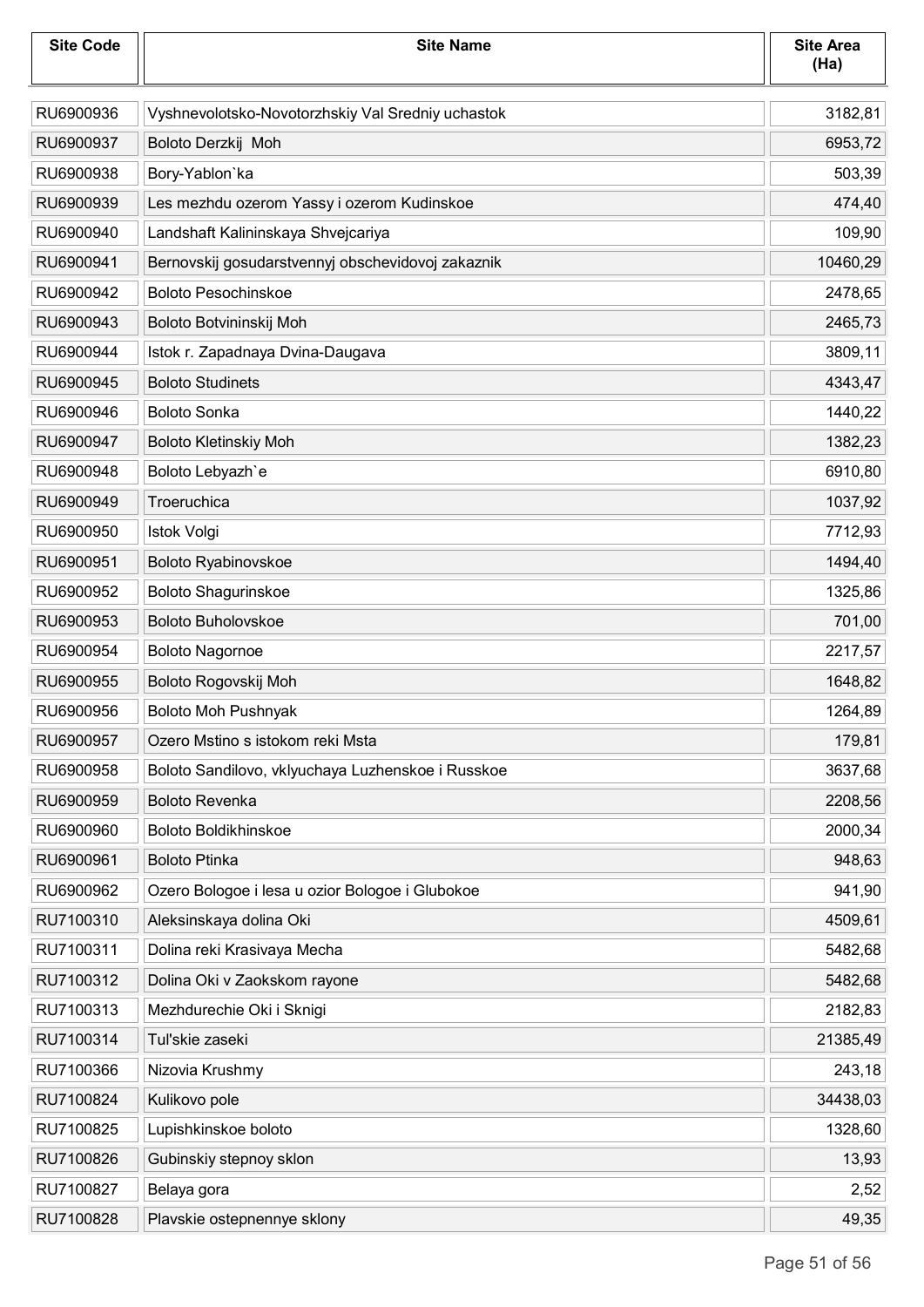| Site Code | Site Name | Site Area (Ha) |
|---|---|---|
| RU6900936 | Vyshnevolotsko-Novotorzhskiy Val Sredniy uchastok | 3182,81 |
| RU6900937 | Boloto Derzkij Moh | 6953,72 |
| RU6900938 | Bory-Yablon`ka | 503,39 |
| RU6900939 | Les mezhdu ozerom Yassy i ozerom Kudinskoe | 474,40 |
| RU6900940 | Landshaft Kalininskaya Shvejcariya | 109,90 |
| RU6900941 | Bernovskij gosudarstvennyj obschevidovoj zakaznik | 10460,29 |
| RU6900942 | Boloto Pesochinskoe | 2478,65 |
| RU6900943 | Boloto Botvininskij Moh | 2465,73 |
| RU6900944 | Istok r. Zapadnaya Dvina-Daugava | 3809,11 |
| RU6900945 | Boloto Studinets | 4343,47 |
| RU6900946 | Boloto Sonka | 1440,22 |
| RU6900947 | Boloto Kletinskiy Moh | 1382,23 |
| RU6900948 | Boloto Lebyazh`e | 6910,80 |
| RU6900949 | Troeruchica | 1037,92 |
| RU6900950 | Istok Volgi | 7712,93 |
| RU6900951 | Boloto Ryabinovskoe | 1494,40 |
| RU6900952 | Boloto Shagurinskoe | 1325,86 |
| RU6900953 | Boloto Buholovskoe | 701,00 |
| RU6900954 | Boloto Nagornoe | 2217,57 |
| RU6900955 | Boloto Rogovskij Moh | 1648,82 |
| RU6900956 | Boloto Moh Pushnyak | 1264,89 |
| RU6900957 | Ozero Mstino s istokom reki Msta | 179,81 |
| RU6900958 | Boloto Sandilovo, vklyuchaya Luzhenskoe i Russkoe | 3637,68 |
| RU6900959 | Boloto Revenka | 2208,56 |
| RU6900960 | Boloto Boldikhinskoe | 2000,34 |
| RU6900961 | Boloto Ptinka | 948,63 |
| RU6900962 | Ozero Bologoe i lesa u ozior Bologoe i Glubokoe | 941,90 |
| RU7100310 | Aleksinskaya dolina Oki | 4509,61 |
| RU7100311 | Dolina reki Krasivaya Mecha | 5482,68 |
| RU7100312 | Dolina Oki v Zaokskom rayone | 5482,68 |
| RU7100313 | Mezhdurechie Oki i Sknigi | 2182,83 |
| RU7100314 | Tul'skie zaseki | 21385,49 |
| RU7100366 | Nizovia Krushmy | 243,18 |
| RU7100824 | Kulikovo pole | 34438,03 |
| RU7100825 | Lupishkinskoe boloto | 1328,60 |
| RU7100826 | Gubinskiy stepnoy sklon | 13,93 |
| RU7100827 | Belaya gora | 2,52 |
| RU7100828 | Plavskie ostepnennye sklony | 49,35 |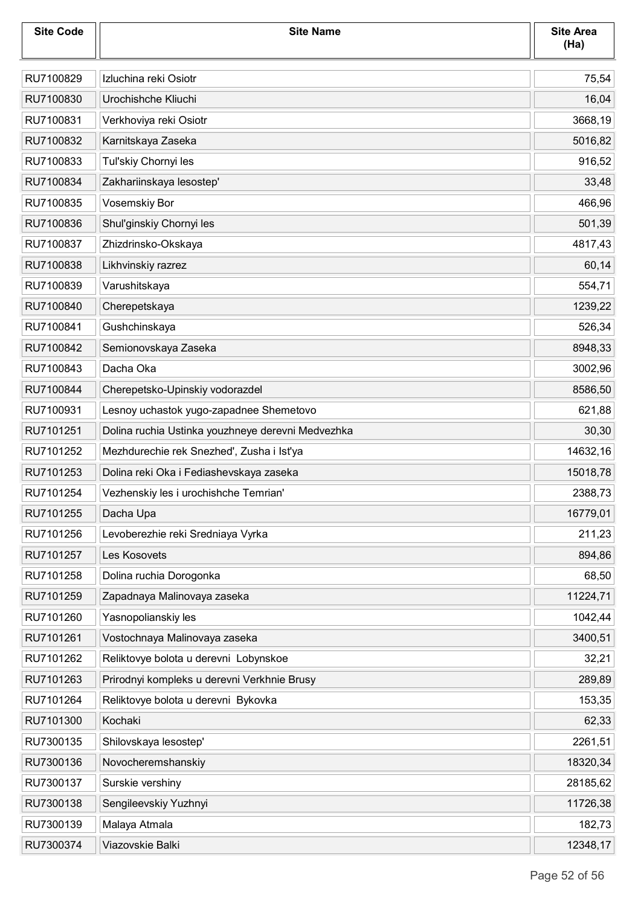| Site Code | Site Name | Site Area (Ha) |
|---|---|---|
| RU7100829 | Izluchina reki Osiotr | 75,54 |
| RU7100830 | Urochishche Kliuchi | 16,04 |
| RU7100831 | Verkhoviya reki Osiotr | 3668,19 |
| RU7100832 | Karnitskaya Zaseka | 5016,82 |
| RU7100833 | Tul'skiy Chornyi les | 916,52 |
| RU7100834 | Zakhariinskaya lesostep' | 33,48 |
| RU7100835 | Vosemskiy Bor | 466,96 |
| RU7100836 | Shul'ginskiy Chornyi les | 501,39 |
| RU7100837 | Zhizdrinsko-Okskaya | 4817,43 |
| RU7100838 | Likhvinskiy razrez | 60,14 |
| RU7100839 | Varushitskaya | 554,71 |
| RU7100840 | Cherepetskaya | 1239,22 |
| RU7100841 | Gushchinskaya | 526,34 |
| RU7100842 | Semionovskaya Zaseka | 8948,33 |
| RU7100843 | Dacha Oka | 3002,96 |
| RU7100844 | Cherepetsko-Upinskiy vodorazdel | 8586,50 |
| RU7100931 | Lesnoy uchastok yugo-zapadnee Shemetovo | 621,88 |
| RU7101251 | Dolina ruchia Ustinka youzhneye derevni Medvezhka | 30,30 |
| RU7101252 | Mezhdurechie rek Snezhed', Zusha i Ist'ya | 14632,16 |
| RU7101253 | Dolina reki Oka i Fediashevskaya zaseka | 15018,78 |
| RU7101254 | Vezhenskiy les i urochishche Temrian' | 2388,73 |
| RU7101255 | Dacha Upa | 16779,01 |
| RU7101256 | Levoberezhie reki Sredniaya Vyrka | 211,23 |
| RU7101257 | Les Kosovets | 894,86 |
| RU7101258 | Dolina ruchia Dorogonka | 68,50 |
| RU7101259 | Zapadnaya Malinovaya zaseka | 11224,71 |
| RU7101260 | Yasnopolianskiy les | 1042,44 |
| RU7101261 | Vostochnaya Malinovaya zaseka | 3400,51 |
| RU7101262 | Reliktovye bolota u derevni  Lobynskoe | 32,21 |
| RU7101263 | Prirodnyi kompleks u derevni Verkhnie Brusy | 289,89 |
| RU7101264 | Reliktovye bolota u derevni  Bykovka | 153,35 |
| RU7101300 | Kochaki | 62,33 |
| RU7300135 | Shilovskaya lesostep' | 2261,51 |
| RU7300136 | Novocheremshanskiy | 18320,34 |
| RU7300137 | Surskie vershiny | 28185,62 |
| RU7300138 | Sengileevskiy Yuzhnyi | 11726,38 |
| RU7300139 | Malaya Atmala | 182,73 |
| RU7300374 | Viazovskie Balki | 12348,17 |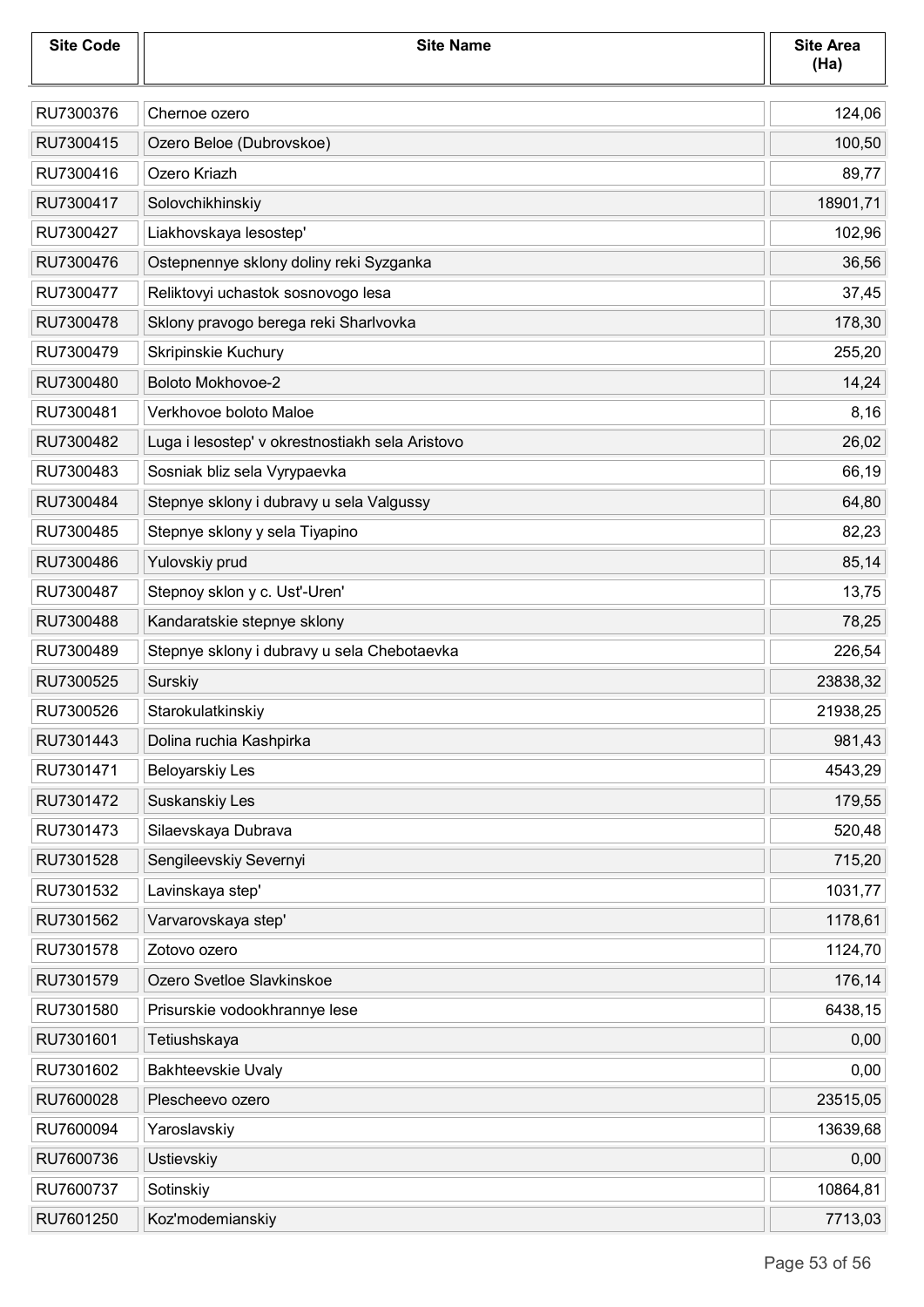| Site Code | Site Name | Site Area (Ha) |
|---|---|---|
| RU7300376 | Chernoe ozero | 124,06 |
| RU7300415 | Ozero Beloe (Dubrovskoe) | 100,50 |
| RU7300416 | Ozero Kriazh | 89,77 |
| RU7300417 | Solovchikhinskiy | 18901,71 |
| RU7300427 | Liakhovskaya lesostep' | 102,96 |
| RU7300476 | Ostepnennye sklony doliny reki Syzganka | 36,56 |
| RU7300477 | Reliktovyi uchastok sosnovogo lesa | 37,45 |
| RU7300478 | Sklony pravogo berega reki Sharlvovka | 178,30 |
| RU7300479 | Skripinskie Kuchury | 255,20 |
| RU7300480 | Boloto Mokhovoe-2 | 14,24 |
| RU7300481 | Verkhovoe boloto Maloe | 8,16 |
| RU7300482 | Luga i lesostep' v okrestnostiakh sela Aristovo | 26,02 |
| RU7300483 | Sosniak bliz sela Vyrypaevka | 66,19 |
| RU7300484 | Stepnye sklony i dubravy u sela Valgussy | 64,80 |
| RU7300485 | Stepnye sklony y sela Tiyapino | 82,23 |
| RU7300486 | Yulovskiy prud | 85,14 |
| RU7300487 | Stepnoy sklon y c. Ust'-Uren' | 13,75 |
| RU7300488 | Kandaratskie stepnye sklony | 78,25 |
| RU7300489 | Stepnye sklony i dubravy u sela Chebotaevka | 226,54 |
| RU7300525 | Surskiy | 23838,32 |
| RU7300526 | Starokulatkinskiy | 21938,25 |
| RU7301443 | Dolina ruchia Kashpirka | 981,43 |
| RU7301471 | Beloyarskiy Les | 4543,29 |
| RU7301472 | Suskanskiy Les | 179,55 |
| RU7301473 | Silaevskaya Dubrava | 520,48 |
| RU7301528 | Sengileevskiy Severnyi | 715,20 |
| RU7301532 | Lavinskaya step' | 1031,77 |
| RU7301562 | Varvarovskaya step' | 1178,61 |
| RU7301578 | Zotovo ozero | 1124,70 |
| RU7301579 | Ozero Svetloe Slavkinskoe | 176,14 |
| RU7301580 | Prisurskie vodookhrannye lese | 6438,15 |
| RU7301601 | Tetiushskaya | 0,00 |
| RU7301602 | Bakhteevskie Uvaly | 0,00 |
| RU7600028 | Plescheevo ozero | 23515,05 |
| RU7600094 | Yaroslavskiy | 13639,68 |
| RU7600736 | Ustievskiy | 0,00 |
| RU7600737 | Sotinskiy | 10864,81 |
| RU7601250 | Koz'modemianskiy | 7713,03 |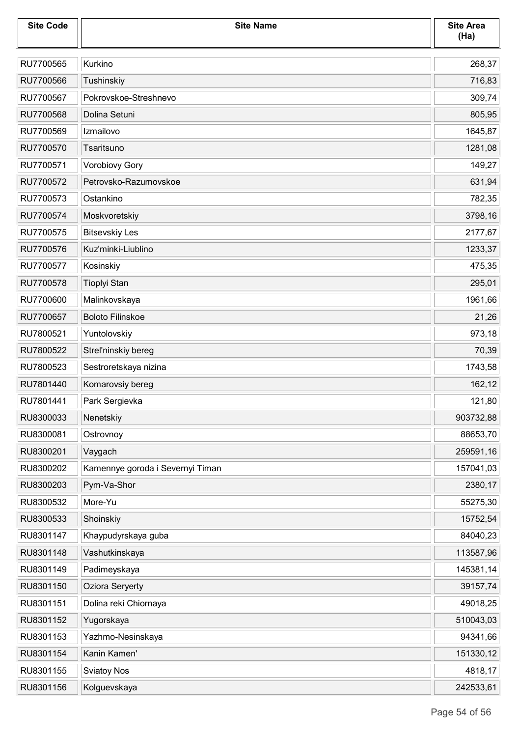| Site Code | Site Name | Site Area (Ha) |
|---|---|---|
| RU7700565 | Kurkino | 268,37 |
| RU7700566 | Tushinskiy | 716,83 |
| RU7700567 | Pokrovskoe-Streshnevo | 309,74 |
| RU7700568 | Dolina Setuni | 805,95 |
| RU7700569 | Izmailovo | 1645,87 |
| RU7700570 | Tsaritsuno | 1281,08 |
| RU7700571 | Vorobiovy Gory | 149,27 |
| RU7700572 | Petrovsko-Razumovskoe | 631,94 |
| RU7700573 | Ostankino | 782,35 |
| RU7700574 | Moskvoretskiy | 3798,16 |
| RU7700575 | Bitsevskiy Les | 2177,67 |
| RU7700576 | Kuz'minki-Liublino | 1233,37 |
| RU7700577 | Kosinskiy | 475,35 |
| RU7700578 | Tioplyi Stan | 295,01 |
| RU7700600 | Malinkovskaya | 1961,66 |
| RU7700657 | Boloto Filinskoe | 21,26 |
| RU7800521 | Yuntolovskiy | 973,18 |
| RU7800522 | Strel'ninskiy bereg | 70,39 |
| RU7800523 | Sestroretskaya nizina | 1743,58 |
| RU7801440 | Komarovsiy bereg | 162,12 |
| RU7801441 | Park Sergievka | 121,80 |
| RU8300033 | Nenetskiy | 903732,88 |
| RU8300081 | Ostrovnoy | 88653,70 |
| RU8300201 | Vaygach | 259591,16 |
| RU8300202 | Kamennye goroda i Severnyi Timan | 157041,03 |
| RU8300203 | Pym-Va-Shor | 2380,17 |
| RU8300532 | More-Yu | 55275,30 |
| RU8300533 | Shoinskiy | 15752,54 |
| RU8301147 | Khaypudyrskaya guba | 84040,23 |
| RU8301148 | Vashutkinskaya | 113587,96 |
| RU8301149 | Padimeyskaya | 145381,14 |
| RU8301150 | Oziora Seryerty | 39157,74 |
| RU8301151 | Dolina reki Chiornaya | 49018,25 |
| RU8301152 | Yugorskaya | 510043,03 |
| RU8301153 | Yazhmo-Nesinskaya | 94341,66 |
| RU8301154 | Kanin Kamen' | 151330,12 |
| RU8301155 | Sviatoy Nos | 4818,17 |
| RU8301156 | Kolguevskaya | 242533,61 |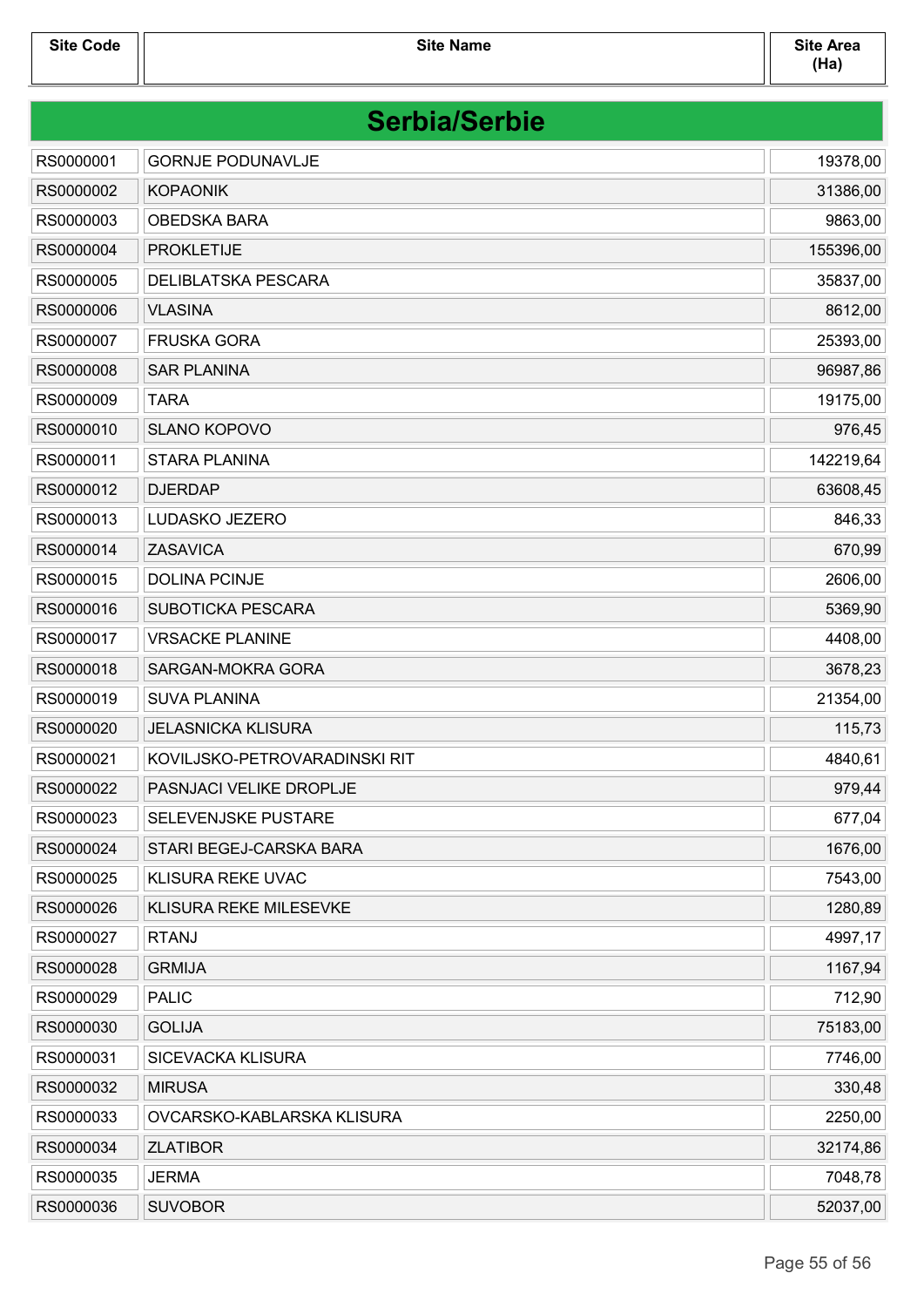| Site Code | Site Name | Site Area (Ha) |
|---|---|---|

## Serbia/Serbie

| | | |
|---|---|---|
| RS0000001 | GORNJE PODUNAVLJE | 19378,00 |
| RS0000002 | KOPAONIK | 31386,00 |
| RS0000003 | OBEDSKA BARA | 9863,00 |
| RS0000004 | PROKLETIJE | 155396,00 |
| RS0000005 | DELIBLATSKA PESCARA | 35837,00 |
| RS0000006 | VLASINA | 8612,00 |
| RS0000007 | FRUSKA GORA | 25393,00 |
| RS0000008 | SAR PLANINA | 96987,86 |
| RS0000009 | TARA | 19175,00 |
| RS0000010 | SLANO KOPOVO | 976,45 |
| RS0000011 | STARA PLANINA | 142219,64 |
| RS0000012 | DJERDAP | 63608,45 |
| RS0000013 | LUDASKO JEZERO | 846,33 |
| RS0000014 | ZASAVICA | 670,99 |
| RS0000015 | DOLINA PCINJE | 2606,00 |
| RS0000016 | SUBOTICKA PESCARA | 5369,90 |
| RS0000017 | VRSACKE PLANINE | 4408,00 |
| RS0000018 | SARGAN-MOKRA GORA | 3678,23 |
| RS0000019 | SUVA PLANINA | 21354,00 |
| RS0000020 | JELASNICKA KLISURA | 115,73 |
| RS0000021 | KOVILJSKO-PETROVARADINSKI RIT | 4840,61 |
| RS0000022 | PASNJACI VELIKE DROPLJE | 979,44 |
| RS0000023 | SELEVENJSKE PUSTARE | 677,04 |
| RS0000024 | STARI BEGEJ-CARSKA BARA | 1676,00 |
| RS0000025 | KLISURA REKE UVAC | 7543,00 |
| RS0000026 | KLISURA REKE MILESEVKE | 1280,89 |
| RS0000027 | RTANJ | 4997,17 |
| RS0000028 | GRMIJA | 1167,94 |
| RS0000029 | PALIC | 712,90 |
| RS0000030 | GOLIJA | 75183,00 |
| RS0000031 | SICEVACKA KLISURA | 7746,00 |
| RS0000032 | MIRUSA | 330,48 |
| RS0000033 | OVCARSKO-KABLARSKA KLISURA | 2250,00 |
| RS0000034 | ZLATIBOR | 32174,86 |
| RS0000035 | JERMA | 7048,78 |
| RS0000036 | SUVOBOR | 52037,00 |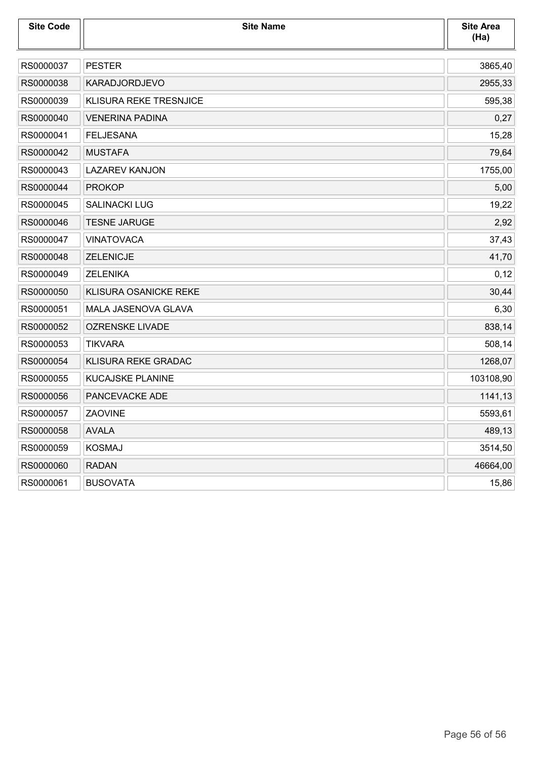| Site Code | Site Name | Site Area (Ha) |
|---|---|---|
| RS0000037 | PESTER | 3865,40 |
| RS0000038 | KARADJORDJEVO | 2955,33 |
| RS0000039 | KLISURA REKE TRESNJICE | 595,38 |
| RS0000040 | VENERINA PADINA | 0,27 |
| RS0000041 | FELJESANA | 15,28 |
| RS0000042 | MUSTAFA | 79,64 |
| RS0000043 | LAZAREV KANJON | 1755,00 |
| RS0000044 | PROKOP | 5,00 |
| RS0000045 | SALINACKI LUG | 19,22 |
| RS0000046 | TESNE JARUGE | 2,92 |
| RS0000047 | VINATOVACA | 37,43 |
| RS0000048 | ZELENICJE | 41,70 |
| RS0000049 | ZELENIKA | 0,12 |
| RS0000050 | KLISURA OSANICKE REKE | 30,44 |
| RS0000051 | MALA JASENOVA GLAVA | 6,30 |
| RS0000052 | OZRENSKE LIVADE | 838,14 |
| RS0000053 | TIKVARA | 508,14 |
| RS0000054 | KLISURA REKE GRADAC | 1268,07 |
| RS0000055 | KUCAJSKE PLANINE | 103108,90 |
| RS0000056 | PANCEVACKE ADE | 1141,13 |
| RS0000057 | ZAOVINE | 5593,61 |
| RS0000058 | AVALA | 489,13 |
| RS0000059 | KOSMAJ | 3514,50 |
| RS0000060 | RADAN | 46664,00 |
| RS0000061 | BUSOVATA | 15,86 |